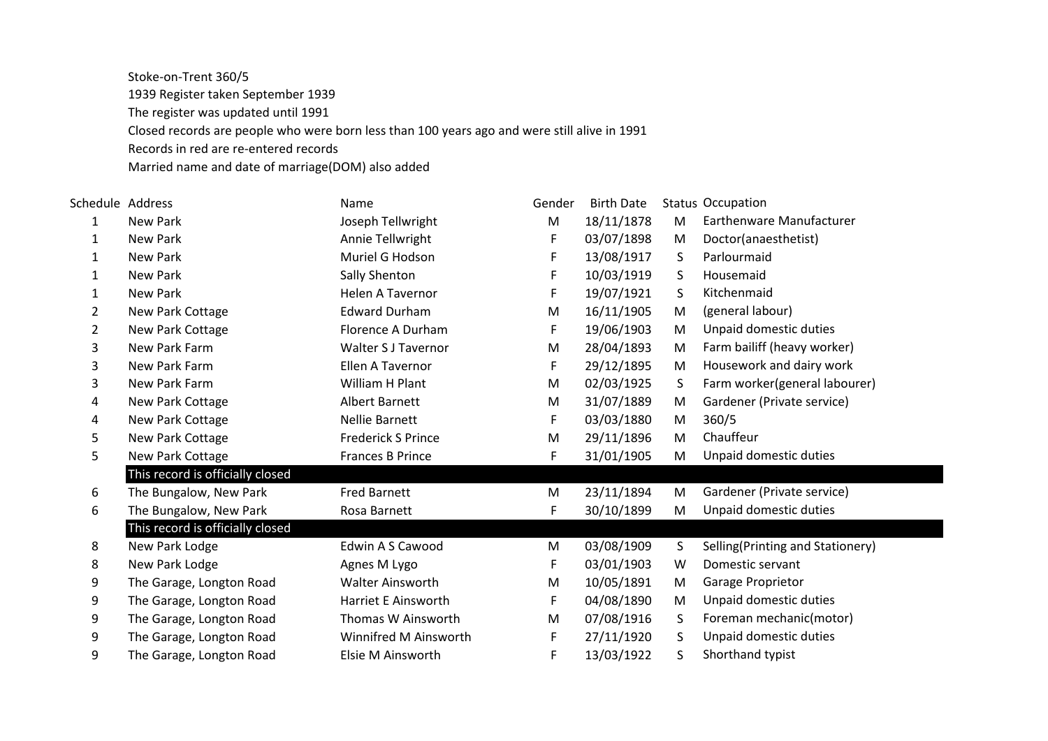Stoke-on-Trent 360/5

1939 Register taken September 1939

The register was updated until 1991

Closed records are people who were born less than 100 years ago and were still alive in 1991

Records in red are re-entered records

Married name and date of marriage(DOM) also added

| Schedule | Address | Name | Gender | Birth Date | Status | Occupation |
|---|---|---|---|---|---|---|
| 1 | New Park | Joseph Tellwright | M | 18/11/1878 | M | Earthenware Manufacturer |
| 1 | New Park | Annie Tellwright | F | 03/07/1898 | M | Doctor(anaesthetist) |
| 1 | New Park | Muriel G Hodson | F | 13/08/1917 | S | Parlourmaid |
| 1 | New Park | Sally Shenton | F | 10/03/1919 | S | Housemaid |
| 1 | New Park | Helen A Tavernor | F | 19/07/1921 | S | Kitchenmaid |
| 2 | New Park Cottage | Edward Durham | M | 16/11/1905 | M | (general labour) |
| 2 | New Park Cottage | Florence A Durham | F | 19/06/1903 | M | Unpaid domestic duties |
| 3 | New Park Farm | Walter S J Tavernor | M | 28/04/1893 | M | Farm bailiff (heavy worker) |
| 3 | New Park Farm | Ellen A Tavernor | F | 29/12/1895 | M | Housework and dairy work |
| 3 | New Park Farm | William H Plant | M | 02/03/1925 | S | Farm worker(general labourer) |
| 4 | New Park Cottage | Albert Barnett | M | 31/07/1889 | M | Gardener (Private service) |
| 4 | New Park Cottage | Nellie Barnett | F | 03/03/1880 | M | 360/5 |
| 5 | New Park Cottage | Frederick S Prince | M | 29/11/1896 | M | Chauffeur |
| 5 | New Park Cottage | Frances B Prince | F | 31/01/1905 | M | Unpaid domestic duties |
| | This record is officially closed | | | | | |
| 6 | The Bungalow, New Park | Fred Barnett | M | 23/11/1894 | M | Gardener (Private service) |
| 6 | The Bungalow, New Park | Rosa Barnett | F | 30/10/1899 | M | Unpaid domestic duties |
| | This record is officially closed | | | | | |
| 8 | New Park Lodge | Edwin A S Cawood | M | 03/08/1909 | S | Selling(Printing and Stationery) |
| 8 | New Park Lodge | Agnes M Lygo | F | 03/01/1903 | W | Domestic servant |
| 9 | The Garage, Longton Road | Walter Ainsworth | M | 10/05/1891 | M | Garage Proprietor |
| 9 | The Garage, Longton Road | Harriet E Ainsworth | F | 04/08/1890 | M | Unpaid domestic duties |
| 9 | The Garage, Longton Road | Thomas W Ainsworth | M | 07/08/1916 | S | Foreman mechanic(motor) |
| 9 | The Garage, Longton Road | Winnifred M Ainsworth | F | 27/11/1920 | S | Unpaid domestic duties |
| 9 | The Garage, Longton Road | Elsie M Ainsworth | F | 13/03/1922 | S | Shorthand typist |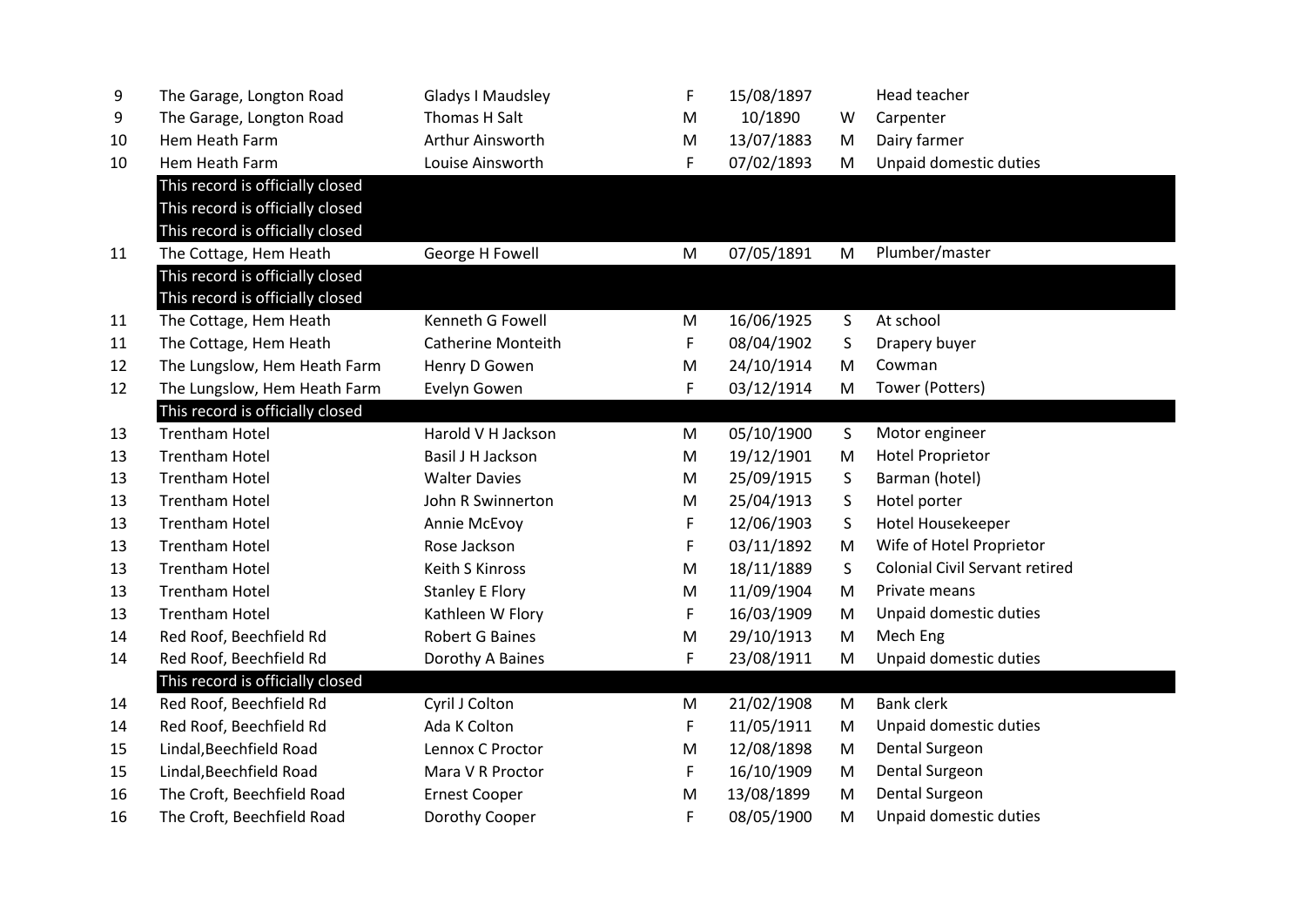| | | | | | | |
|---|---|---|---|---|---|---|
| 9 | The Garage, Longton Road | Gladys I Maudsley | F | 15/08/1897 | | Head teacher |
| 9 | The Garage, Longton Road | Thomas H Salt | M | 10/1890 | W | Carpenter |
| 10 | Hem Heath Farm | Arthur Ainsworth | M | 13/07/1883 | M | Dairy farmer |
| 10 | Hem Heath Farm | Louise Ainsworth | F | 07/02/1893 | M | Unpaid domestic duties |
| | This record is officially closed | | | | | |
| | This record is officially closed | | | | | |
| | This record is officially closed | | | | | |
| 11 | The Cottage, Hem Heath | George H Fowell | M | 07/05/1891 | M | Plumber/master |
| | This record is officially closed | | | | | |
| | This record is officially closed | | | | | |
| 11 | The Cottage, Hem Heath | Kenneth G Fowell | M | 16/06/1925 | S | At school |
| 11 | The Cottage, Hem Heath | Catherine Monteith | F | 08/04/1902 | S | Drapery buyer |
| 12 | The Lungslow, Hem Heath Farm | Henry D Gowen | M | 24/10/1914 | M | Cowman |
| 12 | The Lungslow, Hem Heath Farm | Evelyn Gowen | F | 03/12/1914 | M | Tower (Potters) |
| | This record is officially closed | | | | | |
| 13 | Trentham Hotel | Harold V H Jackson | M | 05/10/1900 | S | Motor engineer |
| 13 | Trentham Hotel | Basil J H Jackson | M | 19/12/1901 | M | Hotel Proprietor |
| 13 | Trentham Hotel | Walter Davies | M | 25/09/1915 | S | Barman (hotel) |
| 13 | Trentham Hotel | John R Swinnerton | M | 25/04/1913 | S | Hotel porter |
| 13 | Trentham Hotel | Annie McEvoy | F | 12/06/1903 | S | Hotel Housekeeper |
| 13 | Trentham Hotel | Rose Jackson | F | 03/11/1892 | M | Wife of Hotel Proprietor |
| 13 | Trentham Hotel | Keith S Kinross | M | 18/11/1889 | S | Colonial Civil Servant retired |
| 13 | Trentham Hotel | Stanley E Flory | M | 11/09/1904 | M | Private means |
| 13 | Trentham Hotel | Kathleen W Flory | F | 16/03/1909 | M | Unpaid domestic duties |
| 14 | Red Roof, Beechfield Rd | Robert G Baines | M | 29/10/1913 | M | Mech Eng |
| 14 | Red Roof, Beechfield Rd | Dorothy A Baines | F | 23/08/1911 | M | Unpaid domestic duties |
| | This record is officially closed | | | | | |
| 14 | Red Roof, Beechfield Rd | Cyril J Colton | M | 21/02/1908 | M | Bank clerk |
| 14 | Red Roof, Beechfield Rd | Ada K Colton | F | 11/05/1911 | M | Unpaid domestic duties |
| 15 | Lindal,Beechfield Road | Lennox C Proctor | M | 12/08/1898 | M | Dental Surgeon |
| 15 | Lindal,Beechfield Road | Mara V R Proctor | F | 16/10/1909 | M | Dental Surgeon |
| 16 | The Croft, Beechfield Road | Ernest Cooper | M | 13/08/1899 | M | Dental Surgeon |
| 16 | The Croft, Beechfield Road | Dorothy Cooper | F | 08/05/1900 | M | Unpaid domestic duties |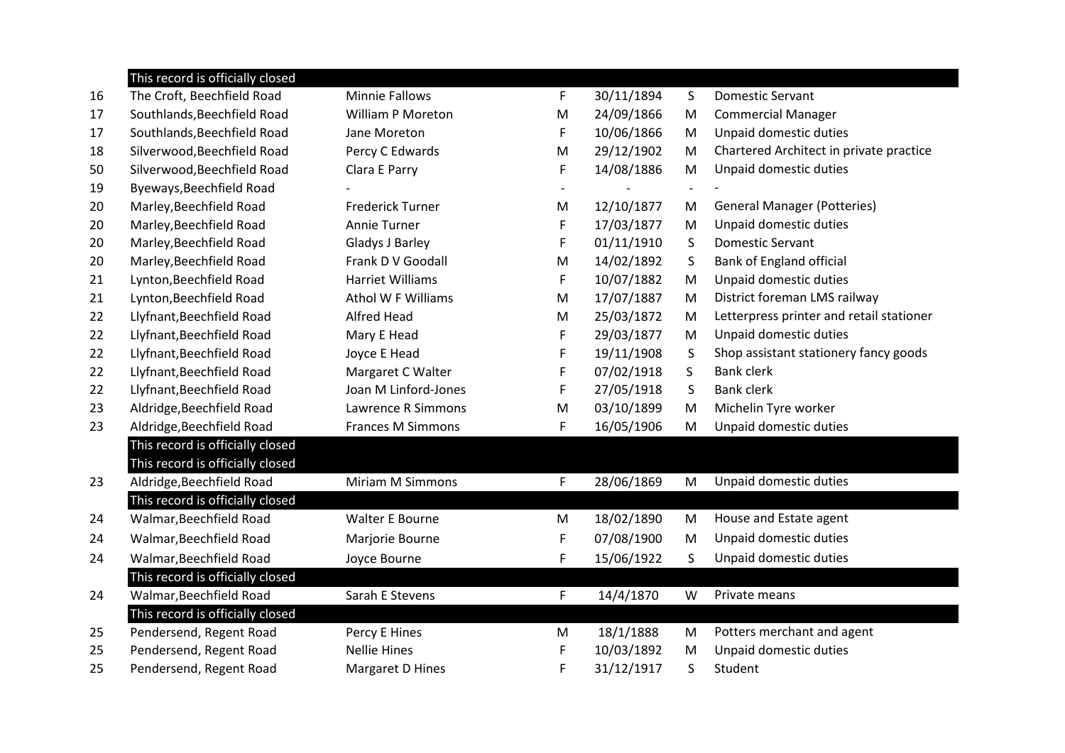| | | | | | | |
|---|---|---|---|---|---|---|
| | This record is officially closed | | | | | |
| 16 | The Croft, Beechfield Road | Minnie Fallows | F | 30/11/1894 | S | Domestic Servant |
| 17 | Southlands,Beechfield Road | William P Moreton | M | 24/09/1866 | M | Commercial Manager |
| 17 | Southlands,Beechfield Road | Jane Moreton | F | 10/06/1866 | M | Unpaid domestic duties |
| 18 | Silverwood,Beechfield Road | Percy C Edwards | M | 29/12/1902 | M | Chartered Architect in private practice |
| 50 | Silverwood,Beechfield Road | Clara E Parry | F | 14/08/1886 | M | Unpaid domestic duties |
| 19 | Byeways,Beechfield Road | - | - | - | - | - |
| 20 | Marley,Beechfield Road | Frederick Turner | M | 12/10/1877 | M | General Manager (Potteries) |
| 20 | Marley,Beechfield Road | Annie Turner | F | 17/03/1877 | M | Unpaid domestic duties |
| 20 | Marley,Beechfield Road | Gladys J Barley | F | 01/11/1910 | S | Domestic Servant |
| 20 | Marley,Beechfield Road | Frank D V Goodall | M | 14/02/1892 | S | Bank of England official |
| 21 | Lynton,Beechfield Road | Harriet Williams | F | 10/07/1882 | M | Unpaid domestic duties |
| 21 | Lynton,Beechfield Road | Athol W F Williams | M | 17/07/1887 | M | District foreman LMS railway |
| 22 | Llyfnant,Beechfield Road | Alfred Head | M | 25/03/1872 | M | Letterpress printer and retail stationer |
| 22 | Llyfnant,Beechfield Road | Mary E Head | F | 29/03/1877 | M | Unpaid domestic duties |
| 22 | Llyfnant,Beechfield Road | Joyce E Head | F | 19/11/1908 | S | Shop assistant stationery fancy goods |
| 22 | Llyfnant,Beechfield Road | Margaret C Walter | F | 07/02/1918 | S | Bank clerk |
| 22 | Llyfnant,Beechfield Road | Joan M Linford-Jones | F | 27/05/1918 | S | Bank clerk |
| 23 | Aldridge,Beechfield Road | Lawrence R Simmons | M | 03/10/1899 | M | Michelin Tyre worker |
| 23 | Aldridge,Beechfield Road | Frances M Simmons | F | 16/05/1906 | M | Unpaid domestic duties |
| | This record is officially closed | | | | | |
| | This record is officially closed | | | | | |
| 23 | Aldridge,Beechfield Road | Miriam M Simmons | F | 28/06/1869 | M | Unpaid domestic duties |
| | This record is officially closed | | | | | |
| 24 | Walmar,Beechfield Road | Walter E Bourne | M | 18/02/1890 | M | House and Estate agent |
| 24 | Walmar,Beechfield Road | Marjorie Bourne | F | 07/08/1900 | M | Unpaid domestic duties |
| 24 | Walmar,Beechfield Road | Joyce Bourne | F | 15/06/1922 | S | Unpaid domestic duties |
| | This record is officially closed | | | | | |
| 24 | Walmar,Beechfield Road | Sarah E Stevens | F | 14/4/1870 | W | Private means |
| | This record is officially closed | | | | | |
| 25 | Pendersend, Regent Road | Percy E Hines | M | 18/1/1888 | M | Potters merchant and agent |
| 25 | Pendersend, Regent Road | Nellie Hines | F | 10/03/1892 | M | Unpaid domestic duties |
| 25 | Pendersend, Regent Road | Margaret D Hines | F | 31/12/1917 | S | Student |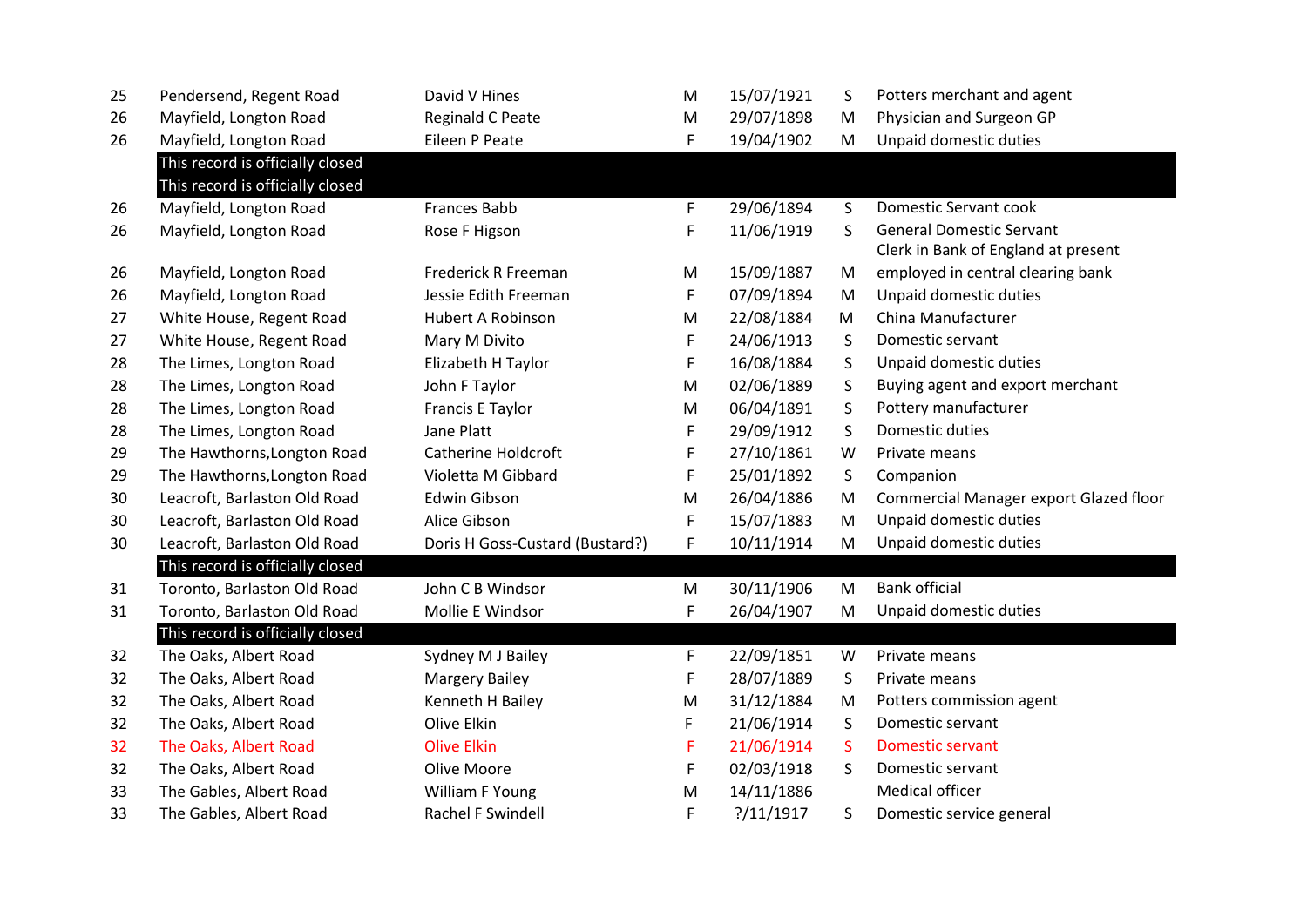| | | | | | | |
|---|---|---|---|---|---|---|
| 25 | Pendersend, Regent Road | David V Hines | M | 15/07/1921 | S | Potters merchant and agent |
| 26 | Mayfield, Longton Road | Reginald C Peate | M | 29/07/1898 | M | Physician and Surgeon GP |
| 26 | Mayfield, Longton Road | Eileen P Peate | F | 19/04/1902 | M | Unpaid domestic duties |
| | This record is officially closed | | | | | |
| | This record is officially closed | | | | | |
| 26 | Mayfield, Longton Road | Frances Babb | F | 29/06/1894 | S | Domestic Servant cook |
| 26 | Mayfield, Longton Road | Rose F Higson | F | 11/06/1919 | S | General Domestic Servant |
| 26 | Mayfield, Longton Road | Frederick R Freeman | M | 15/09/1887 | M | Clerk in Bank of England at present employed in central clearing bank |
| 26 | Mayfield, Longton Road | Jessie Edith Freeman | F | 07/09/1894 | M | Unpaid domestic duties |
| 27 | White House, Regent Road | Hubert A Robinson | M | 22/08/1884 | M | China Manufacturer |
| 27 | White House, Regent Road | Mary M Divito | F | 24/06/1913 | S | Domestic servant |
| 28 | The Limes, Longton Road | Elizabeth H Taylor | F | 16/08/1884 | S | Unpaid domestic duties |
| 28 | The Limes, Longton Road | John F Taylor | M | 02/06/1889 | S | Buying agent and export merchant |
| 28 | The Limes, Longton Road | Francis E Taylor | M | 06/04/1891 | S | Pottery manufacturer |
| 28 | The Limes, Longton Road | Jane Platt | F | 29/09/1912 | S | Domestic duties |
| 29 | The Hawthorns,Longton Road | Catherine Holdcroft | F | 27/10/1861 | W | Private means |
| 29 | The Hawthorns,Longton Road | Violetta M Gibbard | F | 25/01/1892 | S | Companion |
| 30 | Leacroft, Barlaston Old Road | Edwin Gibson | M | 26/04/1886 | M | Commercial Manager export Glazed floor |
| 30 | Leacroft, Barlaston Old Road | Alice Gibson | F | 15/07/1883 | M | Unpaid domestic duties |
| 30 | Leacroft, Barlaston Old Road | Doris H Goss-Custard (Bustard?) | F | 10/11/1914 | M | Unpaid domestic duties |
| | This record is officially closed | | | | | |
| 31 | Toronto, Barlaston Old Road | John C B Windsor | M | 30/11/1906 | M | Bank official |
| 31 | Toronto, Barlaston Old Road | Mollie E Windsor | F | 26/04/1907 | M | Unpaid domestic duties |
| | This record is officially closed | | | | | |
| 32 | The Oaks, Albert Road | Sydney M J Bailey | F | 22/09/1851 | W | Private means |
| 32 | The Oaks, Albert Road | Margery Bailey | F | 28/07/1889 | S | Private means |
| 32 | The Oaks, Albert Road | Kenneth H Bailey | M | 31/12/1884 | M | Potters commission agent |
| 32 | The Oaks, Albert Road | Olive Elkin | F | 21/06/1914 | S | Domestic servant |
| 32 | The Oaks, Albert Road | Olive Elkin | F | 21/06/1914 | S | Domestic servant |
| 32 | The Oaks, Albert Road | Olive Moore | F | 02/03/1918 | S | Domestic servant |
| 33 | The Gables, Albert Road | William F Young | M | 14/11/1886 | | Medical officer |
| 33 | The Gables, Albert Road | Rachel F Swindell | F | ?/11/1917 | S | Domestic service general |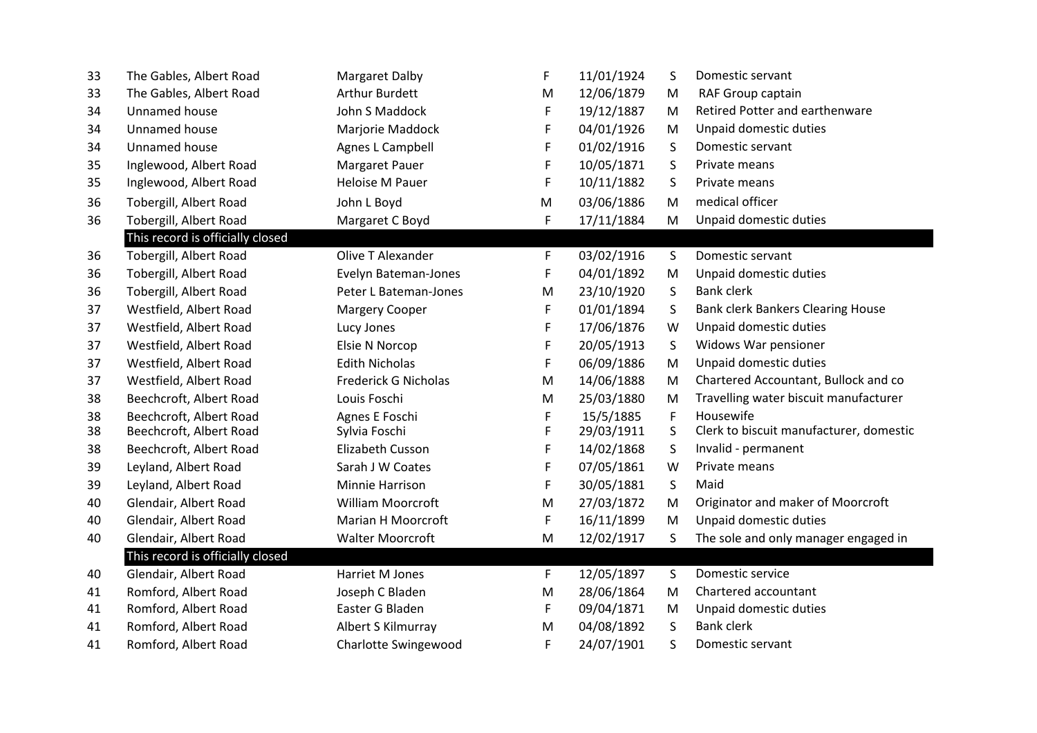| | | | | | | |
|---|---|---|---|---|---|---|
| 33 | The Gables, Albert Road | Margaret Dalby | F | 11/01/1924 | S | Domestic servant |
| 33 | The Gables, Albert Road | Arthur Burdett | M | 12/06/1879 | M | RAF Group captain |
| 34 | Unnamed house | John S Maddock | F | 19/12/1887 | M | Retired Potter and earthenware |
| 34 | Unnamed house | Marjorie Maddock | F | 04/01/1926 | M | Unpaid domestic duties |
| 34 | Unnamed house | Agnes L Campbell | F | 01/02/1916 | S | Domestic servant |
| 35 | Inglewood, Albert Road | Margaret Pauer | F | 10/05/1871 | S | Private means |
| 35 | Inglewood, Albert Road | Heloise M Pauer | F | 10/11/1882 | S | Private means |
| 36 | Tobergill, Albert Road | John L Boyd | M | 03/06/1886 | M | medical officer |
| 36 | Tobergill, Albert Road | Margaret C Boyd | F | 17/11/1884 | M | Unpaid domestic duties |
| | This record is officially closed | | | | | |
| 36 | Tobergill, Albert Road | Olive T Alexander | F | 03/02/1916 | S | Domestic servant |
| 36 | Tobergill, Albert Road | Evelyn Bateman-Jones | F | 04/01/1892 | M | Unpaid domestic duties |
| 36 | Tobergill, Albert Road | Peter L Bateman-Jones | M | 23/10/1920 | S | Bank clerk |
| 37 | Westfield, Albert Road | Margery Cooper | F | 01/01/1894 | S | Bank clerk Bankers Clearing House |
| 37 | Westfield, Albert Road | Lucy Jones | F | 17/06/1876 | W | Unpaid domestic duties |
| 37 | Westfield, Albert Road | Elsie N Norcop | F | 20/05/1913 | S | Widows War pensioner |
| 37 | Westfield, Albert Road | Edith Nicholas | F | 06/09/1886 | M | Unpaid domestic duties |
| 37 | Westfield, Albert Road | Frederick G Nicholas | M | 14/06/1888 | M | Chartered Accountant, Bullock and co |
| 38 | Beechcroft, Albert Road | Louis Foschi | M | 25/03/1880 | M | Travelling water biscuit manufacturer |
| 38 | Beechcroft, Albert Road | Agnes E Foschi | F | 15/5/1885 | F | Housewife |
| 38 | Beechcroft, Albert Road | Sylvia Foschi | F | 29/03/1911 | S | Clerk to biscuit manufacturer, domestic |
| 38 | Beechcroft, Albert Road | Elizabeth Cusson | F | 14/02/1868 | S | Invalid - permanent |
| 39 | Leyland, Albert Road | Sarah J W Coates | F | 07/05/1861 | W | Private means |
| 39 | Leyland, Albert Road | Minnie Harrison | F | 30/05/1881 | S | Maid |
| 40 | Glendair, Albert Road | William Moorcroft | M | 27/03/1872 | M | Originator and maker of Moorcroft |
| 40 | Glendair, Albert Road | Marian H Moorcroft | F | 16/11/1899 | M | Unpaid domestic duties |
| 40 | Glendair, Albert Road | Walter Moorcroft | M | 12/02/1917 | S | The sole and only manager engaged in |
| | This record is officially closed | | | | | |
| 40 | Glendair, Albert Road | Harriet M Jones | F | 12/05/1897 | S | Domestic service |
| 41 | Romford, Albert Road | Joseph C Bladen | M | 28/06/1864 | M | Chartered accountant |
| 41 | Romford, Albert Road | Easter G Bladen | F | 09/04/1871 | M | Unpaid domestic duties |
| 41 | Romford, Albert Road | Albert S Kilmurray | M | 04/08/1892 | S | Bank clerk |
| 41 | Romford, Albert Road | Charlotte Swingewood | F | 24/07/1901 | S | Domestic servant |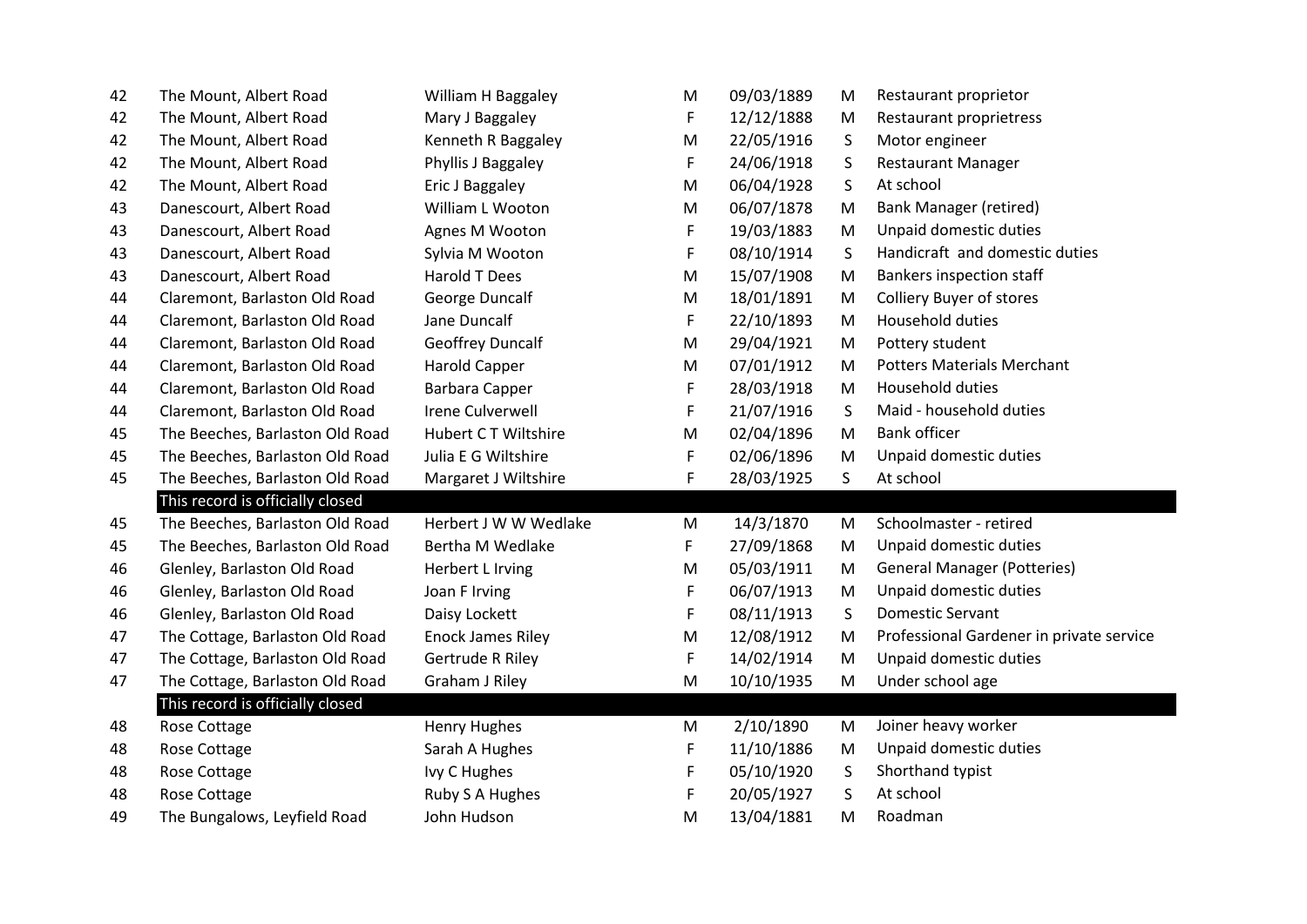| | | | | | | |
|---|---|---|---|---|---|---|
| 42 | The Mount, Albert Road | William H Baggaley | M | 09/03/1889 | M | Restaurant proprietor |
| 42 | The Mount, Albert Road | Mary J Baggaley | F | 12/12/1888 | M | Restaurant proprietress |
| 42 | The Mount, Albert Road | Kenneth R Baggaley | M | 22/05/1916 | S | Motor engineer |
| 42 | The Mount, Albert Road | Phyllis J Baggaley | F | 24/06/1918 | S | Restaurant Manager |
| 42 | The Mount, Albert Road | Eric J Baggaley | M | 06/04/1928 | S | At school |
| 43 | Danescourt, Albert Road | William L Wooton | M | 06/07/1878 | M | Bank Manager (retired) |
| 43 | Danescourt, Albert Road | Agnes M Wooton | F | 19/03/1883 | M | Unpaid domestic duties |
| 43 | Danescourt, Albert Road | Sylvia M Wooton | F | 08/10/1914 | S | Handicraft and domestic duties |
| 43 | Danescourt, Albert Road | Harold T Dees | M | 15/07/1908 | M | Bankers inspection staff |
| 44 | Claremont, Barlaston Old Road | George Duncalf | M | 18/01/1891 | M | Colliery Buyer of stores |
| 44 | Claremont, Barlaston Old Road | Jane Duncalf | F | 22/10/1893 | M | Household duties |
| 44 | Claremont, Barlaston Old Road | Geoffrey Duncalf | M | 29/04/1921 | M | Pottery student |
| 44 | Claremont, Barlaston Old Road | Harold Capper | M | 07/01/1912 | M | Potters Materials Merchant |
| 44 | Claremont, Barlaston Old Road | Barbara Capper | F | 28/03/1918 | M | Household duties |
| 44 | Claremont, Barlaston Old Road | Irene Culverwell | F | 21/07/1916 | S | Maid - household duties |
| 45 | The Beeches, Barlaston Old Road | Hubert C T Wiltshire | M | 02/04/1896 | M | Bank officer |
| 45 | The Beeches, Barlaston Old Road | Julia E G Wiltshire | F | 02/06/1896 | M | Unpaid domestic duties |
| 45 | The Beeches, Barlaston Old Road | Margaret J Wiltshire | F | 28/03/1925 | S | At school |
| | This record is officially closed | | | | | |
| 45 | The Beeches, Barlaston Old Road | Herbert J W W Wedlake | M | 14/3/1870 | M | Schoolmaster - retired |
| 45 | The Beeches, Barlaston Old Road | Bertha M Wedlake | F | 27/09/1868 | M | Unpaid domestic duties |
| 46 | Glenley, Barlaston Old Road | Herbert L Irving | M | 05/03/1911 | M | General Manager (Potteries) |
| 46 | Glenley, Barlaston Old Road | Joan F Irving | F | 06/07/1913 | M | Unpaid domestic duties |
| 46 | Glenley, Barlaston Old Road | Daisy Lockett | F | 08/11/1913 | S | Domestic Servant |
| 47 | The Cottage, Barlaston Old Road | Enock James Riley | M | 12/08/1912 | M | Professional Gardener in private service |
| 47 | The Cottage, Barlaston Old Road | Gertrude R Riley | F | 14/02/1914 | M | Unpaid domestic duties |
| 47 | The Cottage, Barlaston Old Road | Graham J Riley | M | 10/10/1935 | M | Under school age |
| | This record is officially closed | | | | | |
| 48 | Rose Cottage | Henry Hughes | M | 2/10/1890 | M | Joiner heavy worker |
| 48 | Rose Cottage | Sarah A Hughes | F | 11/10/1886 | M | Unpaid domestic duties |
| 48 | Rose Cottage | Ivy C Hughes | F | 05/10/1920 | S | Shorthand typist |
| 48 | Rose Cottage | Ruby S A Hughes | F | 20/05/1927 | S | At school |
| 49 | The Bungalows, Leyfield Road | John Hudson | M | 13/04/1881 | M | Roadman |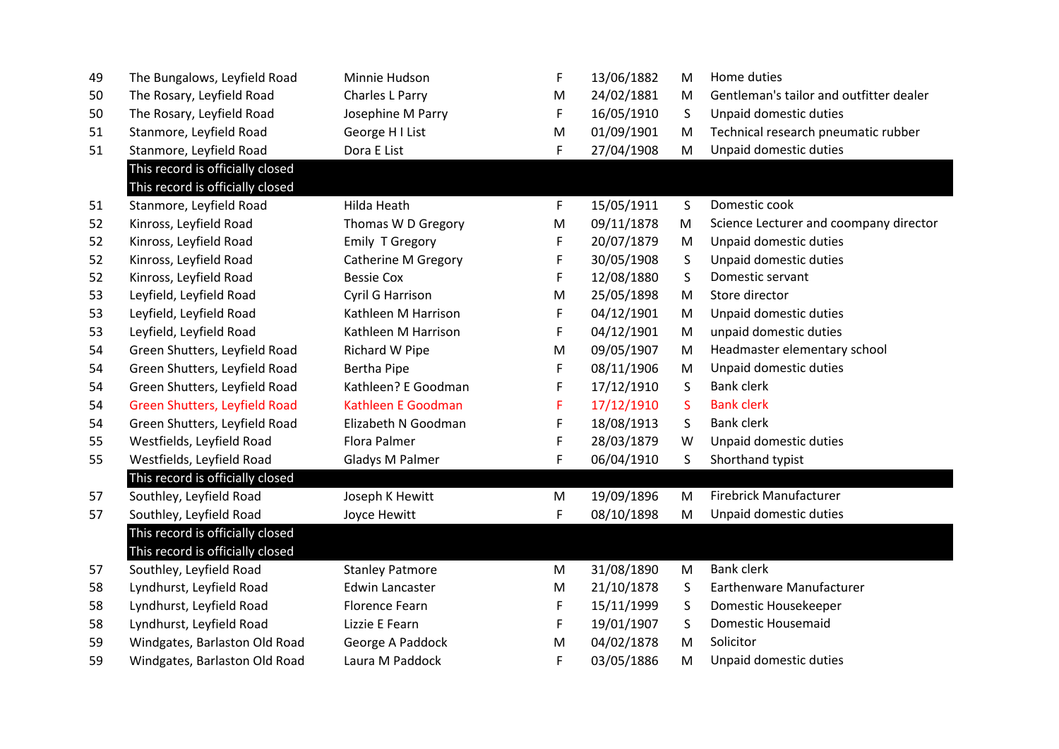| | | | | | | |
|---|---|---|---|---|---|---|
| 49 | The Bungalows, Leyfield Road | Minnie Hudson | F | 13/06/1882 | M | Home duties |
| 50 | The Rosary, Leyfield Road | Charles L Parry | M | 24/02/1881 | M | Gentleman's tailor and outfitter dealer |
| 50 | The Rosary, Leyfield Road | Josephine M Parry | F | 16/05/1910 | S | Unpaid domestic duties |
| 51 | Stanmore, Leyfield Road | George H I List | M | 01/09/1901 | M | Technical research pneumatic rubber |
| 51 | Stanmore, Leyfield Road | Dora E List | F | 27/04/1908 | M | Unpaid domestic duties |
| | This record is officially closed | | | | | |
| | This record is officially closed | | | | | |
| 51 | Stanmore, Leyfield Road | Hilda Heath | F | 15/05/1911 | S | Domestic cook |
| 52 | Kinross, Leyfield Road | Thomas W D Gregory | M | 09/11/1878 | M | Science Lecturer and coompany director |
| 52 | Kinross, Leyfield Road | Emily T Gregory | F | 20/07/1879 | M | Unpaid domestic duties |
| 52 | Kinross, Leyfield Road | Catherine M Gregory | F | 30/05/1908 | S | Unpaid domestic duties |
| 52 | Kinross, Leyfield Road | Bessie Cox | F | 12/08/1880 | S | Domestic servant |
| 53 | Leyfield, Leyfield Road | Cyril G Harrison | M | 25/05/1898 | M | Store director |
| 53 | Leyfield, Leyfield Road | Kathleen M Harrison | F | 04/12/1901 | M | Unpaid domestic duties |
| 53 | Leyfield, Leyfield Road | Kathleen M Harrison | F | 04/12/1901 | M | unpaid domestic duties |
| 54 | Green Shutters, Leyfield Road | Richard W Pipe | M | 09/05/1907 | M | Headmaster elementary school |
| 54 | Green Shutters, Leyfield Road | Bertha Pipe | F | 08/11/1906 | M | Unpaid domestic duties |
| 54 | Green Shutters, Leyfield Road | Kathleen? E Goodman | F | 17/12/1910 | S | Bank clerk |
| 54 | Green Shutters, Leyfield Road | Kathleen E Goodman | F | 17/12/1910 | S | Bank clerk |
| 54 | Green Shutters, Leyfield Road | Elizabeth N Goodman | F | 18/08/1913 | S | Bank clerk |
| 55 | Westfields, Leyfield Road | Flora Palmer | F | 28/03/1879 | W | Unpaid domestic duties |
| 55 | Westfields, Leyfield Road | Gladys M Palmer | F | 06/04/1910 | S | Shorthand typist |
| | This record is officially closed | | | | | |
| 57 | Southley, Leyfield Road | Joseph K Hewitt | M | 19/09/1896 | M | Firebrick Manufacturer |
| 57 | Southley, Leyfield Road | Joyce Hewitt | F | 08/10/1898 | M | Unpaid domestic duties |
| | This record is officially closed | | | | | |
| | This record is officially closed | | | | | |
| 57 | Southley, Leyfield Road | Stanley Patmore | M | 31/08/1890 | M | Bank clerk |
| 58 | Lyndhurst, Leyfield Road | Edwin Lancaster | M | 21/10/1878 | S | Earthenware Manufacturer |
| 58 | Lyndhurst, Leyfield Road | Florence Fearn | F | 15/11/1999 | S | Domestic Housekeeper |
| 58 | Lyndhurst, Leyfield Road | Lizzie E Fearn | F | 19/01/1907 | S | Domestic Housemaid |
| 59 | Windgates, Barlaston Old Road | George A Paddock | M | 04/02/1878 | M | Solicitor |
| 59 | Windgates, Barlaston Old Road | Laura M Paddock | F | 03/05/1886 | M | Unpaid domestic duties |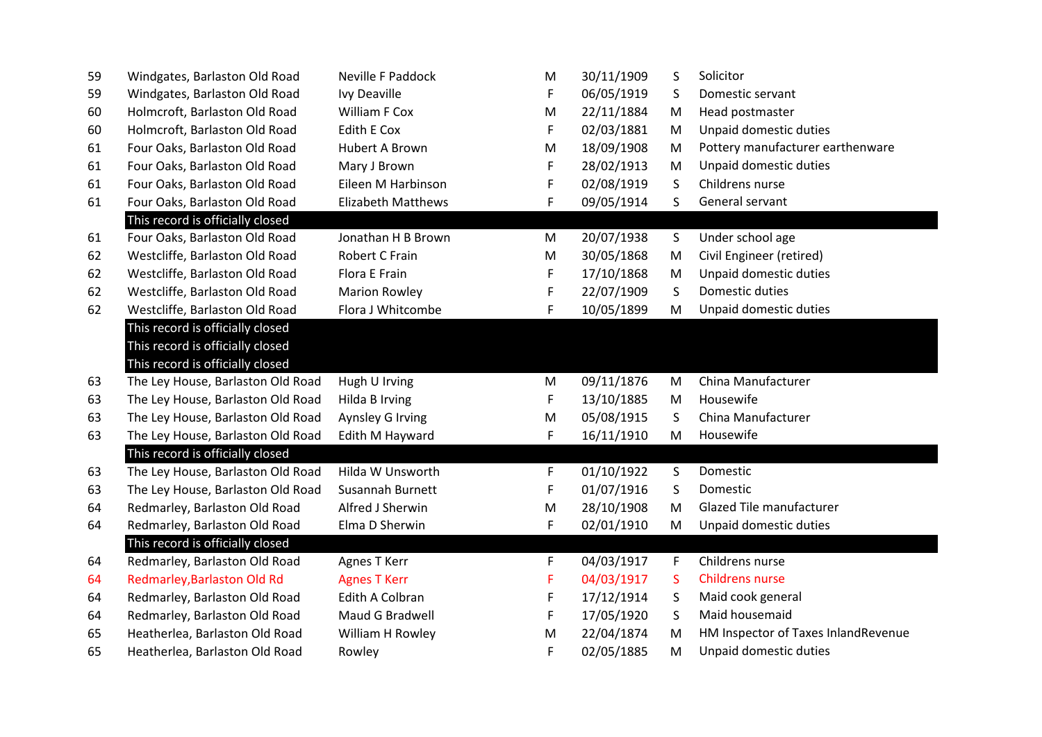| | | | | | | |
|---|---|---|---|---|---|---|
| 59 | Windgates, Barlaston Old Road | Neville F Paddock | M | 30/11/1909 | S | Solicitor |
| 59 | Windgates, Barlaston Old Road | Ivy Deaville | F | 06/05/1919 | S | Domestic servant |
| 60 | Holmcroft, Barlaston Old Road | William F Cox | M | 22/11/1884 | M | Head postmaster |
| 60 | Holmcroft, Barlaston Old Road | Edith E Cox | F | 02/03/1881 | M | Unpaid domestic duties |
| 61 | Four Oaks, Barlaston Old Road | Hubert A Brown | M | 18/09/1908 | M | Pottery manufacturer earthenware |
| 61 | Four Oaks, Barlaston Old Road | Mary J Brown | F | 28/02/1913 | M | Unpaid domestic duties |
| 61 | Four Oaks, Barlaston Old Road | Eileen M Harbinson | F | 02/08/1919 | S | Childrens nurse |
| 61 | Four Oaks, Barlaston Old Road | Elizabeth Matthews | F | 09/05/1914 | S | General servant |
| | This record is officially closed | | | | | |
| 61 | Four Oaks, Barlaston Old Road | Jonathan H B Brown | M | 20/07/1938 | S | Under school age |
| 62 | Westcliffe, Barlaston Old Road | Robert C Frain | M | 30/05/1868 | M | Civil Engineer (retired) |
| 62 | Westcliffe, Barlaston Old Road | Flora E Frain | F | 17/10/1868 | M | Unpaid domestic duties |
| 62 | Westcliffe, Barlaston Old Road | Marion Rowley | F | 22/07/1909 | S | Domestic duties |
| 62 | Westcliffe, Barlaston Old Road | Flora J Whitcombe | F | 10/05/1899 | M | Unpaid domestic duties |
| | This record is officially closed | | | | | |
| | This record is officially closed | | | | | |
| | This record is officially closed | | | | | |
| 63 | The Ley House, Barlaston Old Road | Hugh U Irving | M | 09/11/1876 | M | China Manufacturer |
| 63 | The Ley House, Barlaston Old Road | Hilda B Irving | F | 13/10/1885 | M | Housewife |
| 63 | The Ley House, Barlaston Old Road | Aynsley G Irving | M | 05/08/1915 | S | China Manufacturer |
| 63 | The Ley House, Barlaston Old Road | Edith M Hayward | F | 16/11/1910 | M | Housewife |
| | This record is officially closed | | | | | |
| 63 | The Ley House, Barlaston Old Road | Hilda W Unsworth | F | 01/10/1922 | S | Domestic |
| 63 | The Ley House, Barlaston Old Road | Susannah Burnett | F | 01/07/1916 | S | Domestic |
| 64 | Redmarley, Barlaston Old Road | Alfred J Sherwin | M | 28/10/1908 | M | Glazed Tile manufacturer |
| 64 | Redmarley, Barlaston Old Road | Elma D Sherwin | F | 02/01/1910 | M | Unpaid domestic duties |
| | This record is officially closed | | | | | |
| 64 | Redmarley, Barlaston Old Road | Agnes T Kerr | F | 04/03/1917 | F | Childrens nurse |
| 64 | Redmarley,Barlaston Old Rd | Agnes T Kerr | F | 04/03/1917 | S | Childrens nurse |
| 64 | Redmarley, Barlaston Old Road | Edith A Colbran | F | 17/12/1914 | S | Maid cook general |
| 64 | Redmarley, Barlaston Old Road | Maud G Bradwell | F | 17/05/1920 | S | Maid housemaid |
| 65 | Heatherlea, Barlaston Old Road | William H Rowley | M | 22/04/1874 | M | HM Inspector of Taxes InlandRevenue |
| 65 | Heatherlea, Barlaston Old Road | Rowley | F | 02/05/1885 | M | Unpaid domestic duties |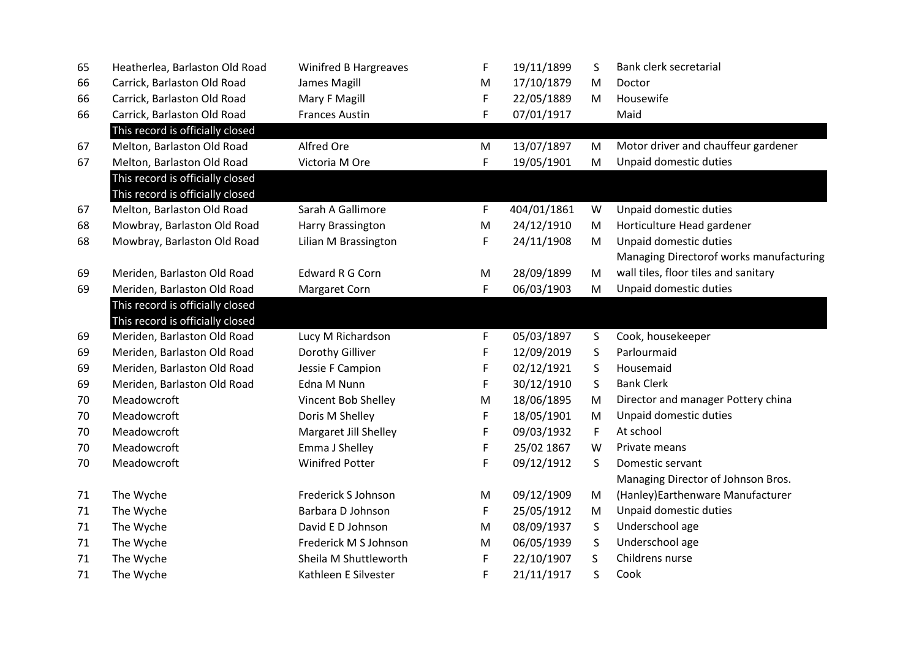| | | | | | | |
|---|---|---|---|---|---|---|
| 65 | Heatherlea, Barlaston Old Road | Winifred B Hargreaves | F | 19/11/1899 | S | Bank clerk secretarial |
| 66 | Carrick, Barlaston Old Road | James Magill | M | 17/10/1879 | M | Doctor |
| 66 | Carrick, Barlaston Old Road | Mary F Magill | F | 22/05/1889 | M | Housewife |
| 66 | Carrick, Barlaston Old Road | Frances Austin | F | 07/01/1917 | | Maid |
| | This record is officially closed | | | | | |
| 67 | Melton, Barlaston Old Road | Alfred Ore | M | 13/07/1897 | M | Motor driver and chauffeur gardener |
| 67 | Melton, Barlaston Old Road | Victoria M Ore | F | 19/05/1901 | M | Unpaid domestic duties |
| | This record is officially closed | | | | | |
| | This record is officially closed | | | | | |
| 67 | Melton, Barlaston Old Road | Sarah A Gallimore | F | 404/01/1861 | W | Unpaid domestic duties |
| 68 | Mowbray, Barlaston Old Road | Harry Brassington | M | 24/12/1910 | M | Horticulture Head gardener |
| 68 | Mowbray, Barlaston Old Road | Lilian M Brassington | F | 24/11/1908 | M | Unpaid domestic duties |
| 69 | Meriden, Barlaston Old Road | Edward R G Corn | M | 28/09/1899 | M | Managing Directorof works manufacturing wall tiles, floor tiles and sanitary |
| 69 | Meriden, Barlaston Old Road | Margaret Corn | F | 06/03/1903 | M | Unpaid domestic duties |
| | This record is officially closed | | | | | |
| | This record is officially closed | | | | | |
| 69 | Meriden, Barlaston Old Road | Lucy M Richardson | F | 05/03/1897 | S | Cook, housekeeper |
| 69 | Meriden, Barlaston Old Road | Dorothy Gilliver | F | 12/09/2019 | S | Parlourmaid |
| 69 | Meriden, Barlaston Old Road | Jessie F Campion | F | 02/12/1921 | S | Housemaid |
| 69 | Meriden, Barlaston Old Road | Edna M Nunn | F | 30/12/1910 | S | Bank Clerk |
| 70 | Meadowcroft | Vincent Bob Shelley | M | 18/06/1895 | M | Director and manager Pottery china |
| 70 | Meadowcroft | Doris M Shelley | F | 18/05/1901 | M | Unpaid domestic duties |
| 70 | Meadowcroft | Margaret Jill Shelley | F | 09/03/1932 | F | At school |
| 70 | Meadowcroft | Emma J Shelley | F | 25/02 1867 | W | Private means |
| 70 | Meadowcroft | Winifred Potter | F | 09/12/1912 | S | Domestic servant |
| 71 | The Wyche | Frederick S Johnson | M | 09/12/1909 | M | Managing Director of Johnson Bros. (Hanley)Earthenware Manufacturer |
| 71 | The Wyche | Barbara D Johnson | F | 25/05/1912 | M | Unpaid domestic duties |
| 71 | The Wyche | David E D Johnson | M | 08/09/1937 | S | Underschool age |
| 71 | The Wyche | Frederick M S Johnson | M | 06/05/1939 | S | Underschool age |
| 71 | The Wyche | Sheila M Shuttleworth | F | 22/10/1907 | S | Childrens nurse |
| 71 | The Wyche | Kathleen E Silvester | F | 21/11/1917 | S | Cook |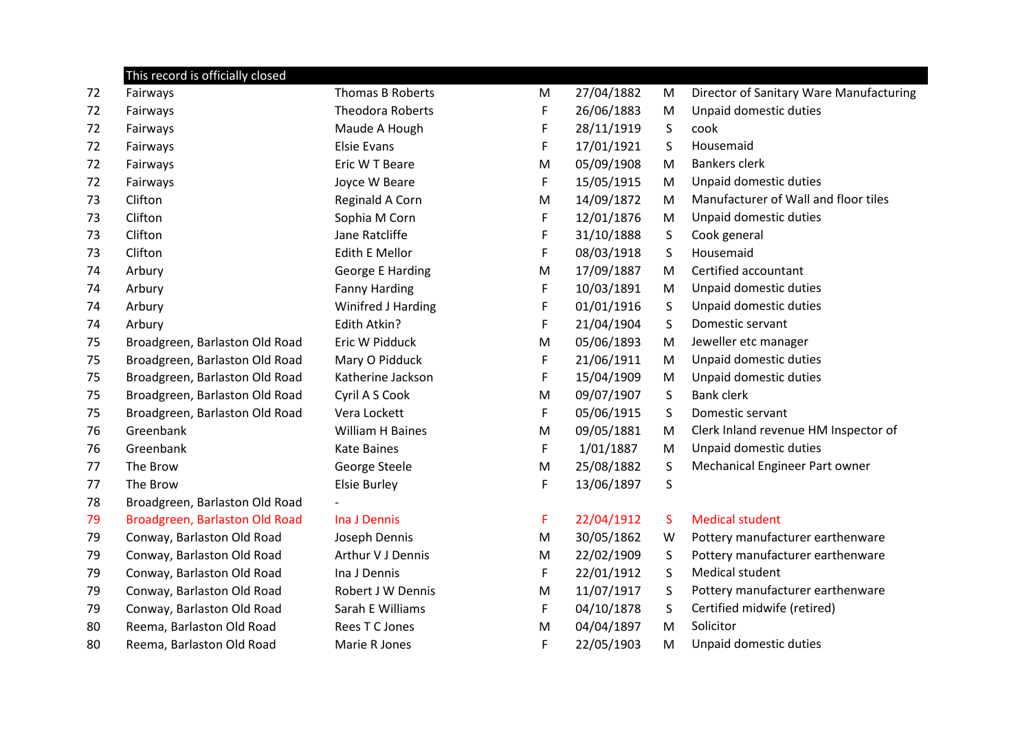| | This record is officially closed | | | | | |
|---|---|---|---|---|---|---|
| 72 | Fairways | Thomas B Roberts | M | 27/04/1882 | M | Director of Sanitary Ware Manufacturing |
| 72 | Fairways | Theodora Roberts | F | 26/06/1883 | M | Unpaid domestic duties |
| 72 | Fairways | Maude A Hough | F | 28/11/1919 | S | cook |
| 72 | Fairways | Elsie Evans | F | 17/01/1921 | S | Housemaid |
| 72 | Fairways | Eric W T Beare | M | 05/09/1908 | M | Bankers clerk |
| 72 | Fairways | Joyce W Beare | F | 15/05/1915 | M | Unpaid domestic duties |
| 73 | Clifton | Reginald A Corn | M | 14/09/1872 | M | Manufacturer of Wall and floor tiles |
| 73 | Clifton | Sophia M Corn | F | 12/01/1876 | M | Unpaid domestic duties |
| 73 | Clifton | Jane Ratcliffe | F | 31/10/1888 | S | Cook general |
| 73 | Clifton | Edith E Mellor | F | 08/03/1918 | S | Housemaid |
| 74 | Arbury | George E Harding | M | 17/09/1887 | M | Certified accountant |
| 74 | Arbury | Fanny Harding | F | 10/03/1891 | M | Unpaid domestic duties |
| 74 | Arbury | Winifred J Harding | F | 01/01/1916 | S | Unpaid domestic duties |
| 74 | Arbury | Edith Atkin? | F | 21/04/1904 | S | Domestic servant |
| 75 | Broadgreen, Barlaston Old Road | Eric W Pidduck | M | 05/06/1893 | M | Jeweller etc manager |
| 75 | Broadgreen, Barlaston Old Road | Mary O Pidduck | F | 21/06/1911 | M | Unpaid domestic duties |
| 75 | Broadgreen, Barlaston Old Road | Katherine Jackson | F | 15/04/1909 | M | Unpaid domestic duties |
| 75 | Broadgreen, Barlaston Old Road | Cyril A S Cook | M | 09/07/1907 | S | Bank clerk |
| 75 | Broadgreen, Barlaston Old Road | Vera Lockett | F | 05/06/1915 | S | Domestic servant |
| 76 | Greenbank | William H Baines | M | 09/05/1881 | M | Clerk Inland revenue HM Inspector of |
| 76 | Greenbank | Kate Baines | F | 1/01/1887 | M | Unpaid domestic duties |
| 77 | The Brow | George Steele | M | 25/08/1882 | S | Mechanical Engineer Part owner |
| 77 | The Brow | Elsie Burley | F | 13/06/1897 | S | |
| 78 | Broadgreen, Barlaston Old Road | - | | | | |
| 79 | Broadgreen, Barlaston Old Road | Ina J Dennis | F | 22/04/1912 | S | Medical student |
| 79 | Conway, Barlaston Old Road | Joseph Dennis | M | 30/05/1862 | W | Pottery manufacturer earthenware |
| 79 | Conway, Barlaston Old Road | Arthur V J Dennis | M | 22/02/1909 | S | Pottery manufacturer earthenware |
| 79 | Conway, Barlaston Old Road | Ina J Dennis | F | 22/01/1912 | S | Medical student |
| 79 | Conway, Barlaston Old Road | Robert J W Dennis | M | 11/07/1917 | S | Pottery manufacturer earthenware |
| 79 | Conway, Barlaston Old Road | Sarah E Williams | F | 04/10/1878 | S | Certified midwife (retired) |
| 80 | Reema, Barlaston Old Road | Rees T C Jones | M | 04/04/1897 | M | Solicitor |
| 80 | Reema, Barlaston Old Road | Marie R Jones | F | 22/05/1903 | M | Unpaid domestic duties |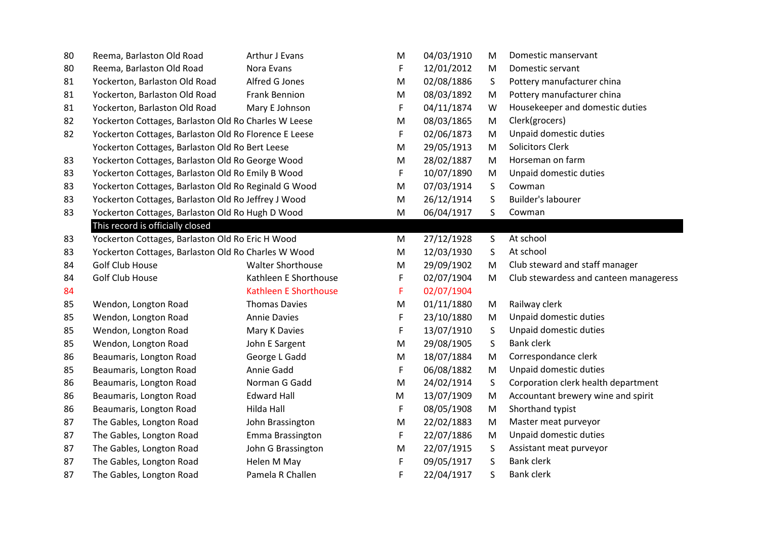| | | | | | | |
|---|---|---|---|---|---|---|
| 80 | Reema, Barlaston Old Road | Arthur J Evans | M | 04/03/1910 | M | Domestic manservant |
| 80 | Reema, Barlaston Old Road | Nora Evans | F | 12/01/2012 | M | Domestic servant |
| 81 | Yockerton, Barlaston Old Road | Alfred G Jones | M | 02/08/1886 | S | Pottery manufacturer china |
| 81 | Yockerton, Barlaston Old Road | Frank Bennion | M | 08/03/1892 | M | Pottery manufacturer china |
| 81 | Yockerton, Barlaston Old Road | Mary E Johnson | F | 04/11/1874 | W | Housekeeper and domestic duties |
| 82 | Yockerton Cottages, Barlaston Old Ro | Charles W Leese | M | 08/03/1865 | M | Clerk(grocers) |
| 82 | Yockerton Cottages, Barlaston Old Ro | Florence E Leese | F | 02/06/1873 | M | Unpaid domestic duties |
| | Yockerton Cottages, Barlaston Old Ro | Bert Leese | M | 29/05/1913 | M | Solicitors Clerk |
| 83 | Yockerton Cottages, Barlaston Old Ro | George Wood | M | 28/02/1887 | M | Horseman on farm |
| 83 | Yockerton Cottages, Barlaston Old Ro | Emily B Wood | F | 10/07/1890 | M | Unpaid domestic duties |
| 83 | Yockerton Cottages, Barlaston Old Ro | Reginald G Wood | M | 07/03/1914 | S | Cowman |
| 83 | Yockerton Cottages, Barlaston Old Ro | Jeffrey J Wood | M | 26/12/1914 | S | Builder's labourer |
| 83 | Yockerton Cottages, Barlaston Old Ro | Hugh D Wood | M | 06/04/1917 | S | Cowman |
| | This record is officially closed | | | | | |
| 83 | Yockerton Cottages, Barlaston Old Ro | Eric H Wood | M | 27/12/1928 | S | At school |
| 83 | Yockerton Cottages, Barlaston Old Ro | Charles W Wood | M | 12/03/1930 | S | At school |
| 84 | Golf Club House | Walter Shorthouse | M | 29/09/1902 | M | Club steward and staff manager |
| 84 | Golf Club House | Kathleen E Shorthouse | F | 02/07/1904 | M | Club stewardess and canteen manageress |
| 84 | | Kathleen E Shorthouse | F | 02/07/1904 | | |
| 85 | Wendon, Longton Road | Thomas Davies | M | 01/11/1880 | M | Railway clerk |
| 85 | Wendon, Longton Road | Annie Davies | F | 23/10/1880 | M | Unpaid domestic duties |
| 85 | Wendon, Longton Road | Mary K Davies | F | 13/07/1910 | S | Unpaid domestic duties |
| 85 | Wendon, Longton Road | John E Sargent | M | 29/08/1905 | S | Bank clerk |
| 86 | Beaumaris, Longton Road | George L Gadd | M | 18/07/1884 | M | Correspondance clerk |
| 85 | Beaumaris, Longton Road | Annie Gadd | F | 06/08/1882 | M | Unpaid domestic duties |
| 86 | Beaumaris, Longton Road | Norman G Gadd | M | 24/02/1914 | S | Corporation clerk health department |
| 86 | Beaumaris, Longton Road | Edward Hall | M | 13/07/1909 | M | Accountant brewery wine and spirit |
| 86 | Beaumaris, Longton Road | Hilda Hall | F | 08/05/1908 | M | Shorthand typist |
| 87 | The Gables, Longton Road | John Brassington | M | 22/02/1883 | M | Master meat purveyor |
| 87 | The Gables, Longton Road | Emma Brassington | F | 22/07/1886 | M | Unpaid domestic duties |
| 87 | The Gables, Longton Road | John G Brassington | M | 22/07/1915 | S | Assistant meat purveyor |
| 87 | The Gables, Longton Road | Helen M May | F | 09/05/1917 | S | Bank clerk |
| 87 | The Gables, Longton Road | Pamela R Challen | F | 22/04/1917 | S | Bank clerk |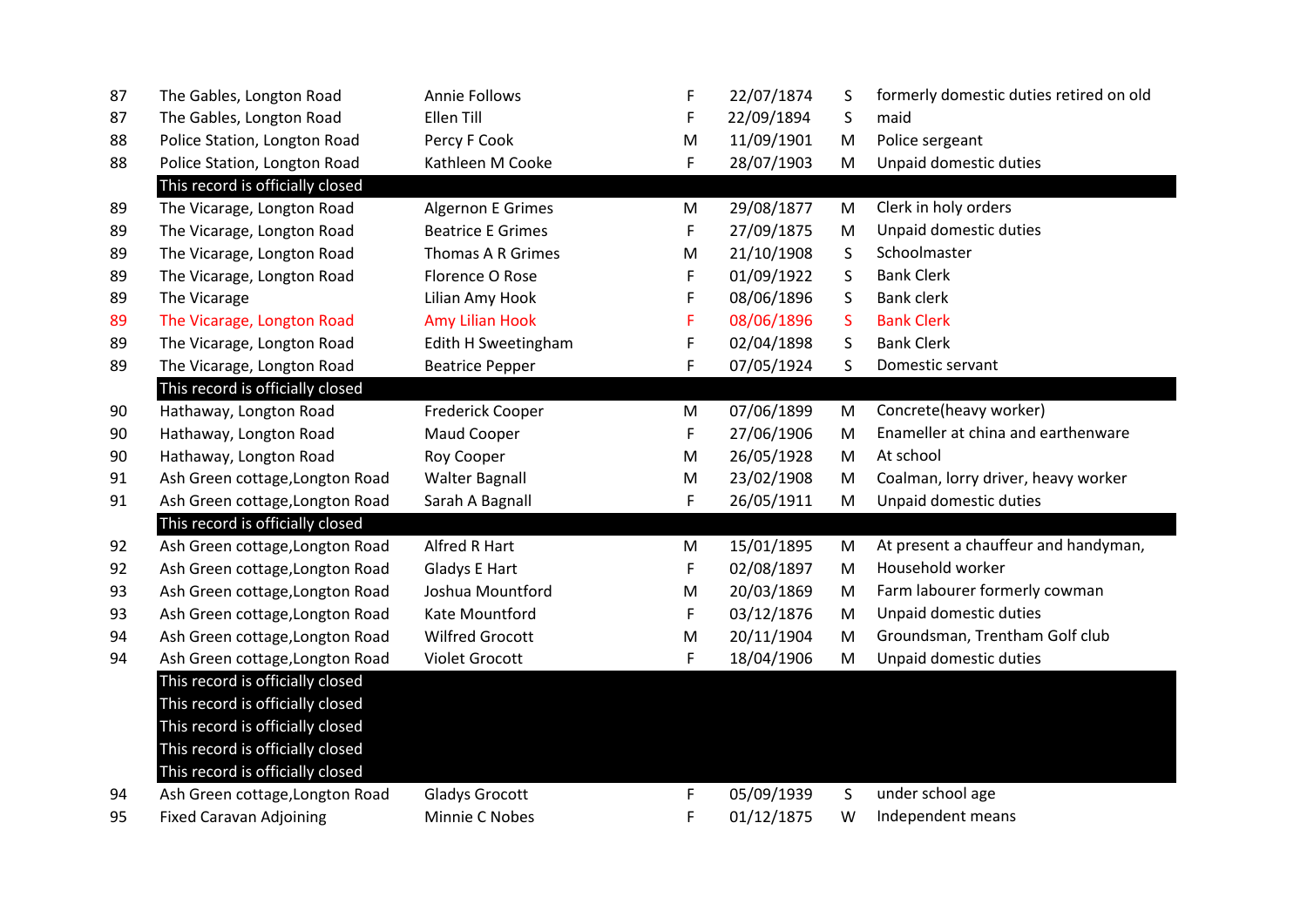| | | | | | | |
|---|---|---|---|---|---|---|
| 87 | The Gables, Longton Road | Annie Follows | F | 22/07/1874 | S | formerly domestic duties retired on old |
| 87 | The Gables, Longton Road | Ellen Till | F | 22/09/1894 | S | maid |
| 88 | Police Station, Longton Road | Percy F Cook | M | 11/09/1901 | M | Police sergeant |
| 88 | Police Station, Longton Road | Kathleen M Cooke | F | 28/07/1903 | M | Unpaid domestic duties |
| | This record is officially closed | | | | | |
| 89 | The Vicarage, Longton Road | Algernon E Grimes | M | 29/08/1877 | M | Clerk in holy orders |
| 89 | The Vicarage, Longton Road | Beatrice E Grimes | F | 27/09/1875 | M | Unpaid domestic duties |
| 89 | The Vicarage, Longton Road | Thomas A R Grimes | M | 21/10/1908 | S | Schoolmaster |
| 89 | The Vicarage, Longton Road | Florence O Rose | F | 01/09/1922 | S | Bank Clerk |
| 89 | The Vicarage | Lilian Amy Hook | F | 08/06/1896 | S | Bank clerk |
| 89 | The Vicarage, Longton Road | Amy Lilian Hook | F | 08/06/1896 | S | Bank Clerk |
| 89 | The Vicarage, Longton Road | Edith H Sweetingham | F | 02/04/1898 | S | Bank Clerk |
| 89 | The Vicarage, Longton Road | Beatrice Pepper | F | 07/05/1924 | S | Domestic servant |
| | This record is officially closed | | | | | |
| 90 | Hathaway, Longton Road | Frederick Cooper | M | 07/06/1899 | M | Concrete(heavy worker) |
| 90 | Hathaway, Longton Road | Maud Cooper | F | 27/06/1906 | M | Enameller at china and earthenware |
| 90 | Hathaway, Longton Road | Roy Cooper | M | 26/05/1928 | M | At school |
| 91 | Ash Green cottage,Longton Road | Walter Bagnall | M | 23/02/1908 | M | Coalman, lorry driver, heavy worker |
| 91 | Ash Green cottage,Longton Road | Sarah A Bagnall | F | 26/05/1911 | M | Unpaid domestic duties |
| | This record is officially closed | | | | | |
| 92 | Ash Green cottage,Longton Road | Alfred R Hart | M | 15/01/1895 | M | At present a chauffeur and handyman, |
| 92 | Ash Green cottage,Longton Road | Gladys E Hart | F | 02/08/1897 | M | Household worker |
| 93 | Ash Green cottage,Longton Road | Joshua Mountford | M | 20/03/1869 | M | Farm labourer formerly cowman |
| 93 | Ash Green cottage,Longton Road | Kate Mountford | F | 03/12/1876 | M | Unpaid domestic duties |
| 94 | Ash Green cottage,Longton Road | Wilfred Grocott | M | 20/11/1904 | M | Groundsman, Trentham Golf club |
| 94 | Ash Green cottage,Longton Road | Violet Grocott | F | 18/04/1906 | M | Unpaid domestic duties |
| | This record is officially closed | | | | | |
| | This record is officially closed | | | | | |
| | This record is officially closed | | | | | |
| | This record is officially closed | | | | | |
| | This record is officially closed | | | | | |
| 94 | Ash Green cottage,Longton Road | Gladys Grocott | F | 05/09/1939 | S | under school age |
| 95 | Fixed Caravan Adjoining | Minnie C Nobes | F | 01/12/1875 | W | Independent means |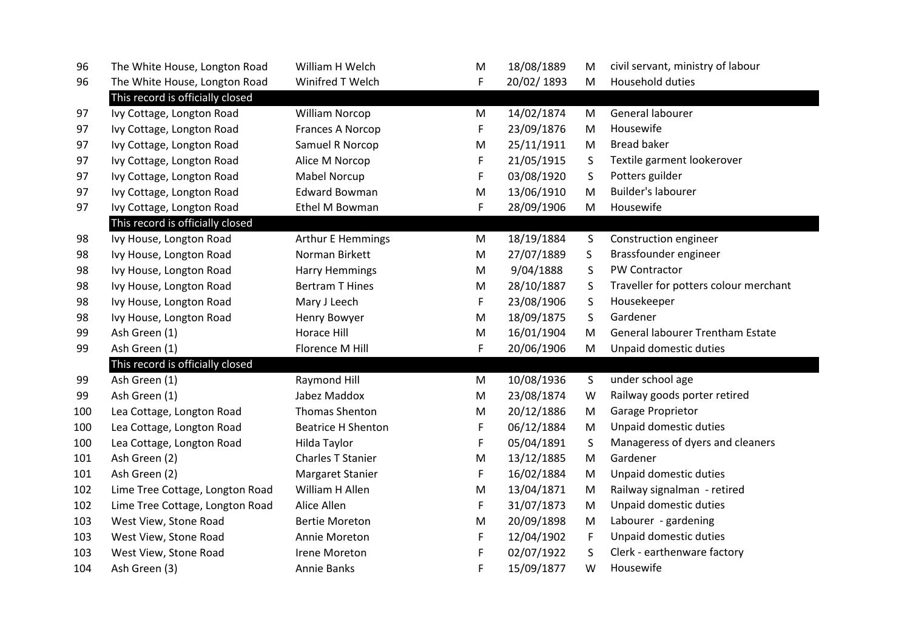| | | | | | | |
|---|---|---|---|---|---|---|
| 96 | The White House, Longton Road | William H Welch | M | 18/08/1889 | M | civil servant, ministry of labour |
| 96 | The White House, Longton Road | Winifred T Welch | F | 20/02/ 1893 | M | Household duties |
| | This record is officially closed | | | | | |
| 97 | Ivy Cottage, Longton Road | William Norcop | M | 14/02/1874 | M | General labourer |
| 97 | Ivy Cottage, Longton Road | Frances A Norcop | F | 23/09/1876 | M | Housewife |
| 97 | Ivy Cottage, Longton Road | Samuel R Norcop | M | 25/11/1911 | M | Bread baker |
| 97 | Ivy Cottage, Longton Road | Alice M Norcop | F | 21/05/1915 | S | Textile garment lookerover |
| 97 | Ivy Cottage, Longton Road | Mabel Norcup | F | 03/08/1920 | S | Potters guilder |
| 97 | Ivy Cottage, Longton Road | Edward Bowman | M | 13/06/1910 | M | Builder's labourer |
| 97 | Ivy Cottage, Longton Road | Ethel M Bowman | F | 28/09/1906 | M | Housewife |
| | This record is officially closed | | | | | |
| 98 | Ivy House, Longton Road | Arthur E Hemmings | M | 18/19/1884 | S | Construction engineer |
| 98 | Ivy House, Longton Road | Norman Birkett | M | 27/07/1889 | S | Brassfounder engineer |
| 98 | Ivy House, Longton Road | Harry Hemmings | M | 9/04/1888 | S | PW Contractor |
| 98 | Ivy House, Longton Road | Bertram T Hines | M | 28/10/1887 | S | Traveller for potters colour merchant |
| 98 | Ivy House, Longton Road | Mary J Leech | F | 23/08/1906 | S | Housekeeper |
| 98 | Ivy House, Longton Road | Henry Bowyer | M | 18/09/1875 | S | Gardener |
| 99 | Ash Green (1) | Horace Hill | M | 16/01/1904 | M | General labourer Trentham Estate |
| 99 | Ash Green (1) | Florence M Hill | F | 20/06/1906 | M | Unpaid domestic duties |
| | This record is officially closed | | | | | |
| 99 | Ash Green (1) | Raymond Hill | M | 10/08/1936 | S | under school age |
| 99 | Ash Green (1) | Jabez Maddox | M | 23/08/1874 | W | Railway goods porter retired |
| 100 | Lea Cottage, Longton Road | Thomas Shenton | M | 20/12/1886 | M | Garage Proprietor |
| 100 | Lea Cottage, Longton Road | Beatrice H Shenton | F | 06/12/1884 | M | Unpaid domestic duties |
| 100 | Lea Cottage, Longton Road | Hilda Taylor | F | 05/04/1891 | S | Manageress of dyers and cleaners |
| 101 | Ash Green (2) | Charles T Stanier | M | 13/12/1885 | M | Gardener |
| 101 | Ash Green (2) | Margaret Stanier | F | 16/02/1884 | M | Unpaid domestic duties |
| 102 | Lime Tree Cottage, Longton Road | William H Allen | M | 13/04/1871 | M | Railway signalman - retired |
| 102 | Lime Tree Cottage, Longton Road | Alice Allen | F | 31/07/1873 | M | Unpaid domestic duties |
| 103 | West View, Stone Road | Bertie Moreton | M | 20/09/1898 | M | Labourer - gardening |
| 103 | West View, Stone Road | Annie Moreton | F | 12/04/1902 | F | Unpaid domestic duties |
| 103 | West View, Stone Road | Irene Moreton | F | 02/07/1922 | S | Clerk - earthenware factory |
| 104 | Ash Green (3) | Annie Banks | F | 15/09/1877 | W | Housewife |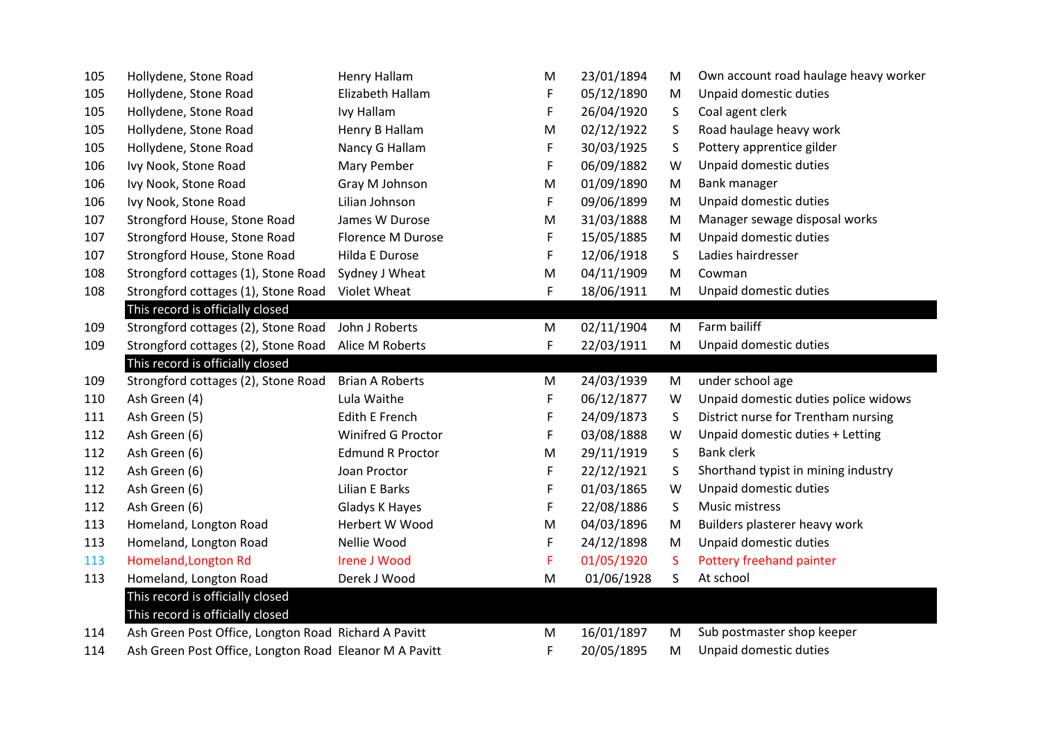| | | | | | | |
|---|---|---|---|---|---|---|
| 105 | Hollydene, Stone Road | Henry Hallam | M | 23/01/1894 | M | Own account road haulage heavy worker |
| 105 | Hollydene, Stone Road | Elizabeth Hallam | F | 05/12/1890 | M | Unpaid domestic duties |
| 105 | Hollydene, Stone Road | Ivy Hallam | F | 26/04/1920 | S | Coal agent clerk |
| 105 | Hollydene, Stone Road | Henry B Hallam | M | 02/12/1922 | S | Road haulage heavy work |
| 105 | Hollydene, Stone Road | Nancy G Hallam | F | 30/03/1925 | S | Pottery apprentice gilder |
| 106 | Ivy Nook, Stone Road | Mary Pember | F | 06/09/1882 | W | Unpaid domestic duties |
| 106 | Ivy Nook, Stone Road | Gray M Johnson | M | 01/09/1890 | M | Bank manager |
| 106 | Ivy Nook, Stone Road | Lilian Johnson | F | 09/06/1899 | M | Unpaid domestic duties |
| 107 | Strongford House, Stone Road | James W Durose | M | 31/03/1888 | M | Manager sewage disposal works |
| 107 | Strongford House, Stone Road | Florence M Durose | F | 15/05/1885 | M | Unpaid domestic duties |
| 107 | Strongford House, Stone Road | Hilda E Durose | F | 12/06/1918 | S | Ladies hairdresser |
| 108 | Strongford cottages (1), Stone Road | Sydney J Wheat | M | 04/11/1909 | M | Cowman |
| 108 | Strongford cottages (1), Stone Road | Violet Wheat | F | 18/06/1911 | M | Unpaid domestic duties |
| | This record is officially closed | | | | | |
| 109 | Strongford cottages (2), Stone Road | John J Roberts | M | 02/11/1904 | M | Farm bailiff |
| 109 | Strongford cottages (2), Stone Road | Alice M Roberts | F | 22/03/1911 | M | Unpaid domestic duties |
| | This record is officially closed | | | | | |
| 109 | Strongford cottages (2), Stone Road | Brian A Roberts | M | 24/03/1939 | M | under school age |
| 110 | Ash Green (4) | Lula Waithe | F | 06/12/1877 | W | Unpaid domestic duties police widows |
| 111 | Ash Green (5) | Edith E French | F | 24/09/1873 | S | District nurse for Trentham nursing |
| 112 | Ash Green (6) | Winifred G Proctor | F | 03/08/1888 | W | Unpaid domestic duties + Letting |
| 112 | Ash Green (6) | Edmund R Proctor | M | 29/11/1919 | S | Bank clerk |
| 112 | Ash Green (6) | Joan Proctor | F | 22/12/1921 | S | Shorthand typist in mining industry |
| 112 | Ash Green (6) | Lilian E Barks | F | 01/03/1865 | W | Unpaid domestic duties |
| 112 | Ash Green (6) | Gladys K Hayes | F | 22/08/1886 | S | Music mistress |
| 113 | Homeland, Longton Road | Herbert W Wood | M | 04/03/1896 | M | Builders plasterer heavy work |
| 113 | Homeland, Longton Road | Nellie Wood | F | 24/12/1898 | M | Unpaid domestic duties |
| 113 | Homeland,Longton Rd | Irene J Wood | F | 01/05/1920 | S | Pottery freehand painter |
| 113 | Homeland, Longton Road | Derek J Wood | M | 01/06/1928 | S | At school |
| | This record is officially closed | | | | | |
| | This record is officially closed | | | | | |
| 114 | Ash Green Post Office, Longton Road | Richard A Pavitt | M | 16/01/1897 | M | Sub postmaster shop keeper |
| 114 | Ash Green Post Office, Longton Road | Eleanor M A Pavitt | F | 20/05/1895 | M | Unpaid domestic duties |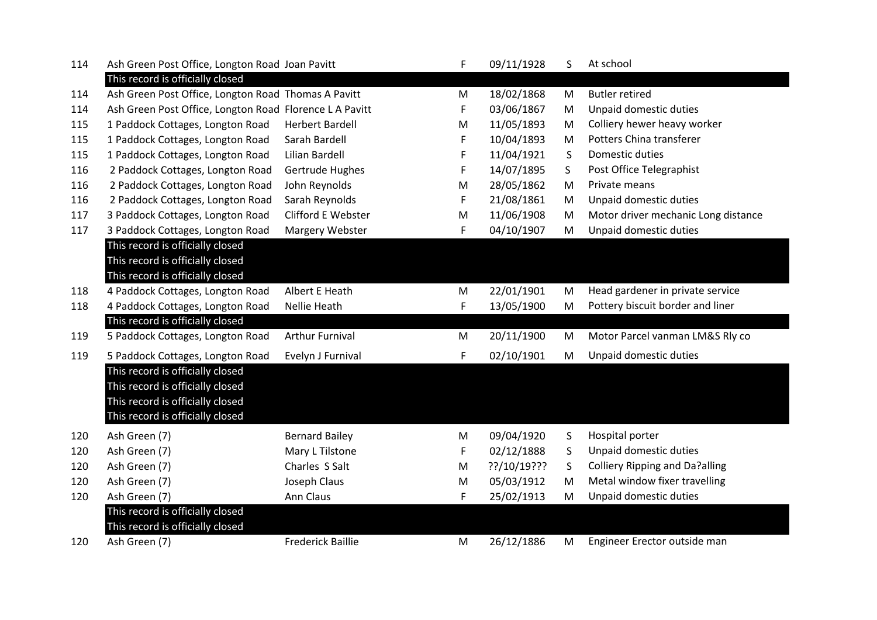| | | | | | | |
|---|---|---|---|---|---|---|
| 114 | Ash Green Post Office, Longton Road | Joan Pavitt | F | 09/11/1928 | S | At school |
| | This record is officially closed | | | | | |
| 114 | Ash Green Post Office, Longton Road | Thomas A Pavitt | M | 18/02/1868 | M | Butler retired |
| 114 | Ash Green Post Office, Longton Road | Florence L A Pavitt | F | 03/06/1867 | M | Unpaid domestic duties |
| 115 | 1 Paddock Cottages, Longton Road | Herbert Bardell | M | 11/05/1893 | M | Colliery hewer heavy worker |
| 115 | 1 Paddock Cottages, Longton Road | Sarah Bardell | F | 10/04/1893 | M | Potters China transferer |
| 115 | 1 Paddock Cottages, Longton Road | Lilian Bardell | F | 11/04/1921 | S | Domestic duties |
| 116 | 2 Paddock Cottages, Longton Road | Gertrude Hughes | F | 14/07/1895 | S | Post Office Telegraphist |
| 116 | 2 Paddock Cottages, Longton Road | John Reynolds | M | 28/05/1862 | M | Private means |
| 116 | 2 Paddock Cottages, Longton Road | Sarah Reynolds | F | 21/08/1861 | M | Unpaid domestic duties |
| 117 | 3 Paddock Cottages, Longton Road | Clifford E Webster | M | 11/06/1908 | M | Motor driver mechanic Long distance |
| 117 | 3 Paddock Cottages, Longton Road | Margery Webster | F | 04/10/1907 | M | Unpaid domestic duties |
| | This record is officially closed | | | | | |
| | This record is officially closed | | | | | |
| | This record is officially closed | | | | | |
| 118 | 4 Paddock Cottages, Longton Road | Albert E Heath | M | 22/01/1901 | M | Head gardener in private service |
| 118 | 4 Paddock Cottages, Longton Road | Nellie Heath | F | 13/05/1900 | M | Pottery biscuit border and liner |
| | This record is officially closed | | | | | |
| 119 | 5 Paddock Cottages, Longton Road | Arthur Furnival | M | 20/11/1900 | M | Motor Parcel vanman LM&S Rly co |
| 119 | 5 Paddock Cottages, Longton Road | Evelyn J Furnival | F | 02/10/1901 | M | Unpaid domestic duties |
| | This record is officially closed | | | | | |
| | This record is officially closed | | | | | |
| | This record is officially closed | | | | | |
| | This record is officially closed | | | | | |
| 120 | Ash Green (7) | Bernard Bailey | M | 09/04/1920 | S | Hospital porter |
| 120 | Ash Green (7) | Mary L Tilstone | F | 02/12/1888 | S | Unpaid domestic duties |
| 120 | Ash Green (7) | Charles S Salt | M | ??/10/19??? | S | Colliery Ripping and Da?alling |
| 120 | Ash Green (7) | Joseph Claus | M | 05/03/1912 | M | Metal window fixer travelling |
| 120 | Ash Green (7) | Ann Claus | F | 25/02/1913 | M | Unpaid domestic duties |
| | This record is officially closed | | | | | |
| | This record is officially closed | | | | | |
| 120 | Ash Green (7) | Frederick Baillie | M | 26/12/1886 | M | Engineer Erector outside man |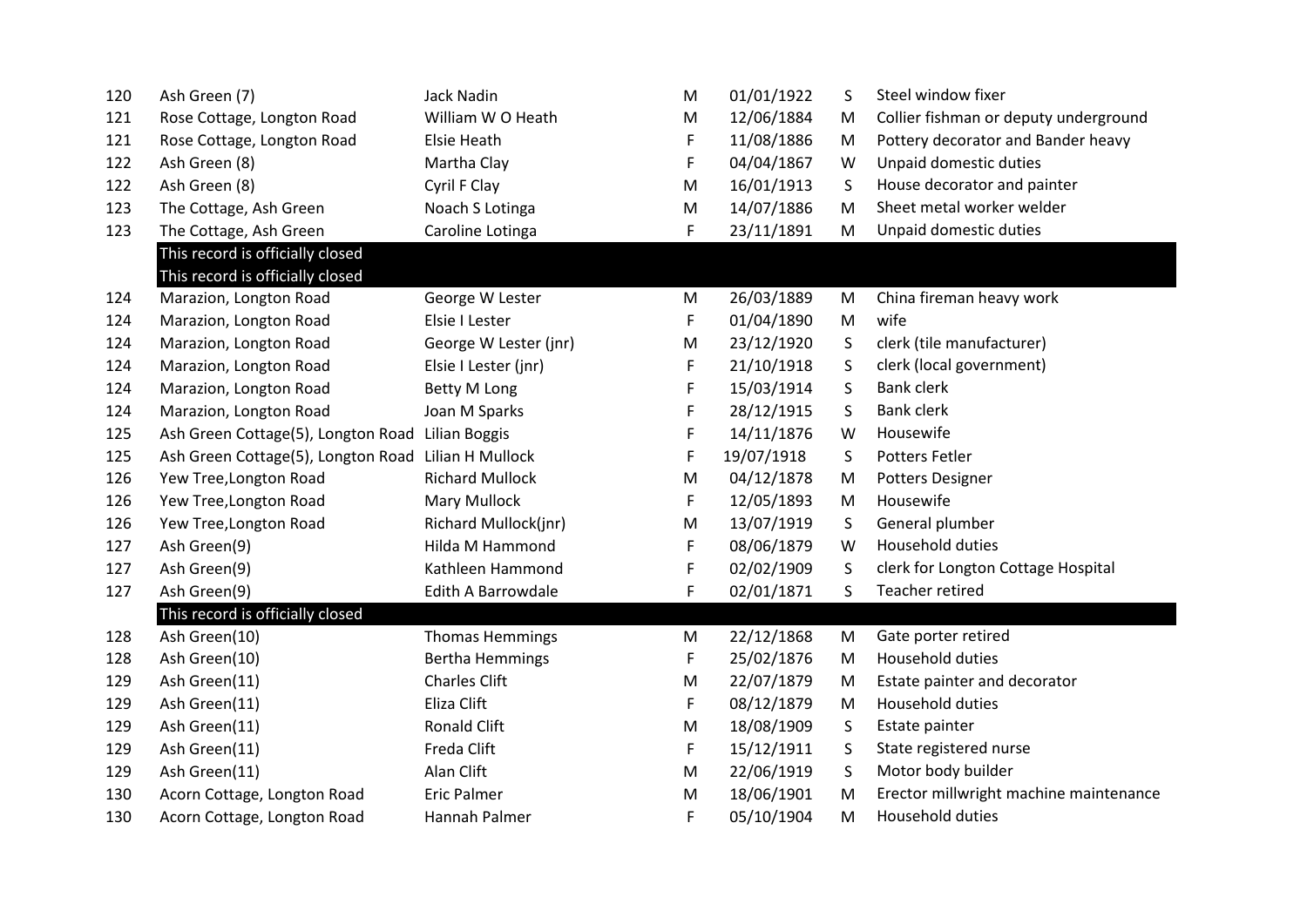| | | | | | | |
|---|---|---|---|---|---|---|
| 120 | Ash Green (7) | Jack Nadin | M | 01/01/1922 | S | Steel window fixer |
| 121 | Rose Cottage, Longton Road | William W O Heath | M | 12/06/1884 | M | Collier fishman or deputy underground |
| 121 | Rose Cottage, Longton Road | Elsie Heath | F | 11/08/1886 | M | Pottery decorator and Bander heavy |
| 122 | Ash Green (8) | Martha Clay | F | 04/04/1867 | W | Unpaid domestic duties |
| 122 | Ash Green (8) | Cyril F Clay | M | 16/01/1913 | S | House decorator and painter |
| 123 | The Cottage, Ash Green | Noach S Lotinga | M | 14/07/1886 | M | Sheet metal worker welder |
| 123 | The Cottage, Ash Green | Caroline Lotinga | F | 23/11/1891 | M | Unpaid domestic duties |
| | This record is officially closed | | | | | |
| | This record is officially closed | | | | | |
| 124 | Marazion, Longton Road | George W Lester | M | 26/03/1889 | M | China fireman heavy work |
| 124 | Marazion, Longton Road | Elsie I Lester | F | 01/04/1890 | M | wife |
| 124 | Marazion, Longton Road | George W Lester (jnr) | M | 23/12/1920 | S | clerk (tile manufacturer) |
| 124 | Marazion, Longton Road | Elsie I Lester (jnr) | F | 21/10/1918 | S | clerk (local government) |
| 124 | Marazion, Longton Road | Betty M Long | F | 15/03/1914 | S | Bank clerk |
| 124 | Marazion, Longton Road | Joan M Sparks | F | 28/12/1915 | S | Bank clerk |
| 125 | Ash Green Cottage(5), Longton Road | Lilian Boggis | F | 14/11/1876 | W | Housewife |
| 125 | Ash Green Cottage(5), Longton Road | Lilian H Mullock | F | 19/07/1918 | S | Potters Fetler |
| 126 | Yew Tree,Longton Road | Richard Mullock | M | 04/12/1878 | M | Potters Designer |
| 126 | Yew Tree,Longton Road | Mary Mullock | F | 12/05/1893 | M | Housewife |
| 126 | Yew Tree,Longton Road | Richard Mullock(jnr) | M | 13/07/1919 | S | General plumber |
| 127 | Ash Green(9) | Hilda M Hammond | F | 08/06/1879 | W | Household duties |
| 127 | Ash Green(9) | Kathleen Hammond | F | 02/02/1909 | S | clerk for Longton Cottage Hospital |
| 127 | Ash Green(9) | Edith A Barrowdale | F | 02/01/1871 | S | Teacher retired |
| | This record is officially closed | | | | | |
| 128 | Ash Green(10) | Thomas Hemmings | M | 22/12/1868 | M | Gate porter retired |
| 128 | Ash Green(10) | Bertha Hemmings | F | 25/02/1876 | M | Household duties |
| 129 | Ash Green(11) | Charles Clift | M | 22/07/1879 | M | Estate painter and decorator |
| 129 | Ash Green(11) | Eliza Clift | F | 08/12/1879 | M | Household duties |
| 129 | Ash Green(11) | Ronald Clift | M | 18/08/1909 | S | Estate painter |
| 129 | Ash Green(11) | Freda Clift | F | 15/12/1911 | S | State registered nurse |
| 129 | Ash Green(11) | Alan Clift | M | 22/06/1919 | S | Motor body builder |
| 130 | Acorn Cottage, Longton Road | Eric Palmer | M | 18/06/1901 | M | Erector millwright machine maintenance |
| 130 | Acorn Cottage, Longton Road | Hannah Palmer | F | 05/10/1904 | M | Household duties |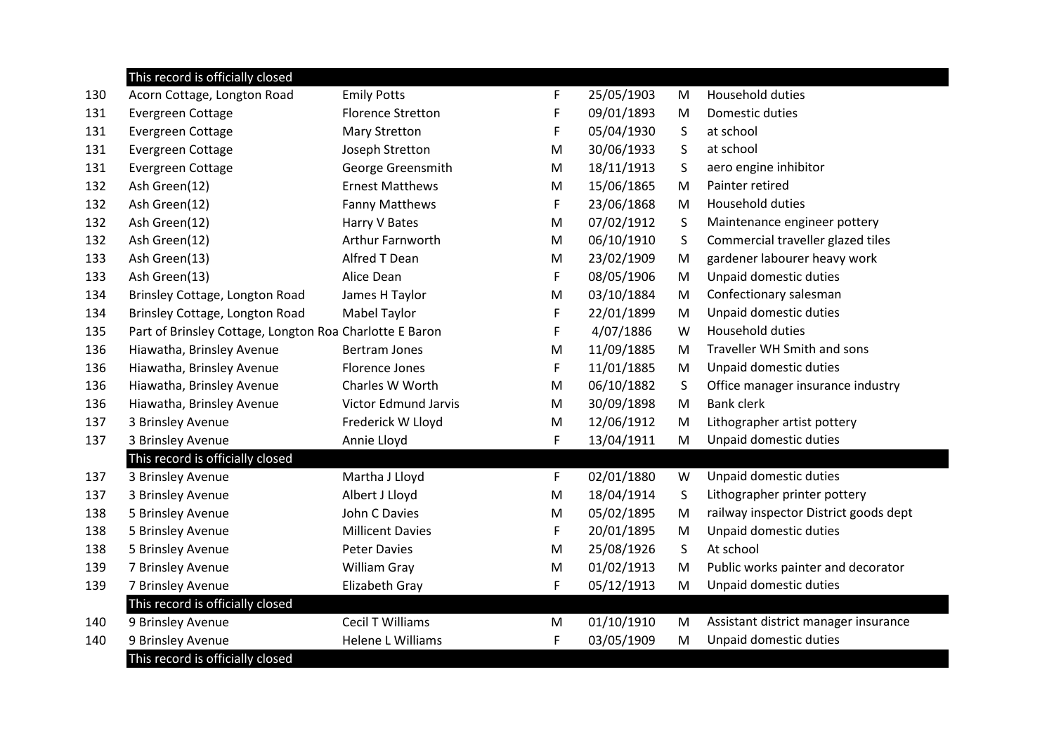| | | | | | | |
|---|---|---|---|---|---|---|
| | This record is officially closed | | | | | |
| 130 | Acorn Cottage, Longton Road | Emily Potts | F | 25/05/1903 | M | Household duties |
| 131 | Evergreen Cottage | Florence Stretton | F | 09/01/1893 | M | Domestic duties |
| 131 | Evergreen Cottage | Mary Stretton | F | 05/04/1930 | S | at school |
| 131 | Evergreen Cottage | Joseph Stretton | M | 30/06/1933 | S | at school |
| 131 | Evergreen Cottage | George Greensmith | M | 18/11/1913 | S | aero engine inhibitor |
| 132 | Ash Green(12) | Ernest Matthews | M | 15/06/1865 | M | Painter retired |
| 132 | Ash Green(12) | Fanny Matthews | F | 23/06/1868 | M | Household duties |
| 132 | Ash Green(12) | Harry V Bates | M | 07/02/1912 | S | Maintenance engineer pottery |
| 132 | Ash Green(12) | Arthur Farnworth | M | 06/10/1910 | S | Commercial traveller glazed tiles |
| 133 | Ash Green(13) | Alfred T Dean | M | 23/02/1909 | M | gardener labourer heavy work |
| 133 | Ash Green(13) | Alice Dean | F | 08/05/1906 | M | Unpaid domestic duties |
| 134 | Brinsley Cottage, Longton Road | James H Taylor | M | 03/10/1884 | M | Confectionary salesman |
| 134 | Brinsley Cottage, Longton Road | Mabel Taylor | F | 22/01/1899 | M | Unpaid domestic duties |
| 135 | Part of Brinsley Cottage, Longton Roa | Charlotte E Baron | F | 4/07/1886 | W | Household duties |
| 136 | Hiawatha, Brinsley Avenue | Bertram Jones | M | 11/09/1885 | M | Traveller WH Smith and sons |
| 136 | Hiawatha, Brinsley Avenue | Florence Jones | F | 11/01/1885 | M | Unpaid domestic duties |
| 136 | Hiawatha, Brinsley Avenue | Charles W Worth | M | 06/10/1882 | S | Office manager insurance industry |
| 136 | Hiawatha, Brinsley Avenue | Victor Edmund Jarvis | M | 30/09/1898 | M | Bank clerk |
| 137 | 3 Brinsley Avenue | Frederick W Lloyd | M | 12/06/1912 | M | Lithographer artist pottery |
| 137 | 3 Brinsley Avenue | Annie Lloyd | F | 13/04/1911 | M | Unpaid domestic duties |
| | This record is officially closed | | | | | |
| 137 | 3 Brinsley Avenue | Martha J Lloyd | F | 02/01/1880 | W | Unpaid domestic duties |
| 137 | 3 Brinsley Avenue | Albert J Lloyd | M | 18/04/1914 | S | Lithographer printer pottery |
| 138 | 5 Brinsley Avenue | John C Davies | M | 05/02/1895 | M | railway inspector District goods dept |
| 138 | 5 Brinsley Avenue | Millicent Davies | F | 20/01/1895 | M | Unpaid domestic duties |
| 138 | 5 Brinsley Avenue | Peter Davies | M | 25/08/1926 | S | At school |
| 139 | 7 Brinsley Avenue | William Gray | M | 01/02/1913 | M | Public works painter and decorator |
| 139 | 7 Brinsley Avenue | Elizabeth Gray | F | 05/12/1913 | M | Unpaid domestic duties |
| | This record is officially closed | | | | | |
| 140 | 9 Brinsley Avenue | Cecil T Williams | M | 01/10/1910 | M | Assistant district manager insurance |
| 140 | 9 Brinsley Avenue | Helene L Williams | F | 03/05/1909 | M | Unpaid domestic duties |
| | This record is officially closed | | | | | |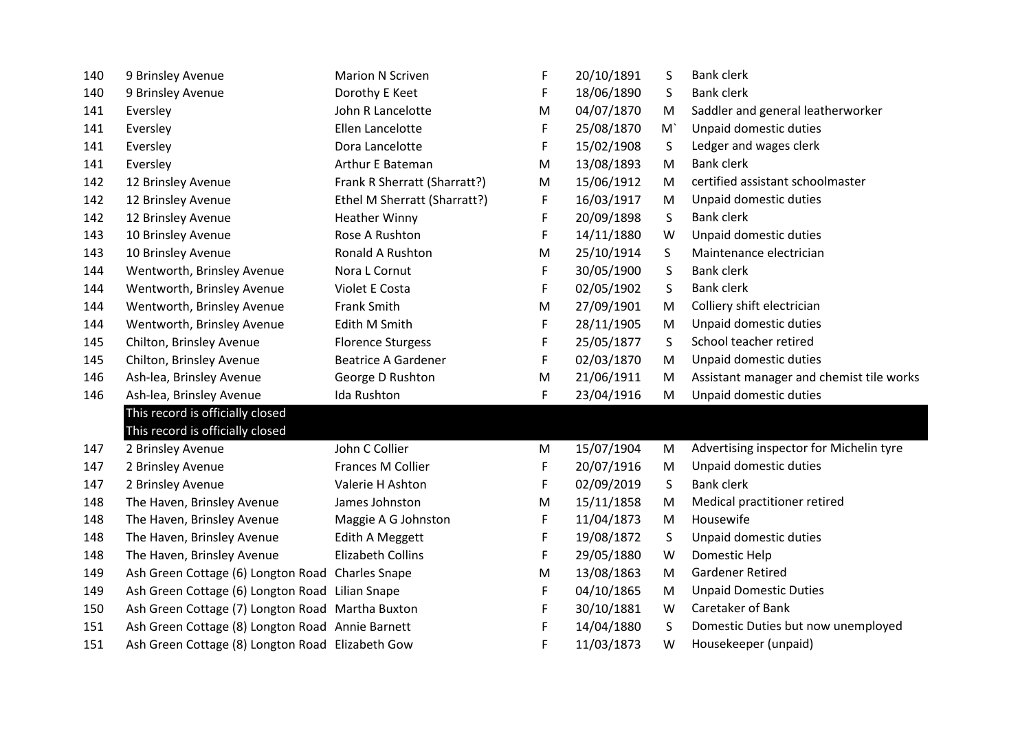| | | | | | | |
|---|---|---|---|---|---|---|
| 140 | 9 Brinsley Avenue | Marion N Scriven | F | 20/10/1891 | S | Bank clerk |
| 140 | 9 Brinsley Avenue | Dorothy E Keet | F | 18/06/1890 | S | Bank clerk |
| 141 | Eversley | John R Lancelotte | M | 04/07/1870 | M | Saddler and general leatherworker |
| 141 | Eversley | Ellen Lancelotte | F | 25/08/1870 | M` | Unpaid domestic duties |
| 141 | Eversley | Dora Lancelotte | F | 15/02/1908 | S | Ledger and wages clerk |
| 141 | Eversley | Arthur E Bateman | M | 13/08/1893 | M | Bank clerk |
| 142 | 12 Brinsley Avenue | Frank R Sherratt (Sharratt?) | M | 15/06/1912 | M | certified assistant schoolmaster |
| 142 | 12 Brinsley Avenue | Ethel M Sherratt (Sharratt?) | F | 16/03/1917 | M | Unpaid domestic duties |
| 142 | 12 Brinsley Avenue | Heather Winny | F | 20/09/1898 | S | Bank clerk |
| 143 | 10 Brinsley Avenue | Rose A Rushton | F | 14/11/1880 | W | Unpaid domestic duties |
| 143 | 10 Brinsley Avenue | Ronald A Rushton | M | 25/10/1914 | S | Maintenance electrician |
| 144 | Wentworth, Brinsley Avenue | Nora L Cornut | F | 30/05/1900 | S | Bank clerk |
| 144 | Wentworth, Brinsley Avenue | Violet E Costa | F | 02/05/1902 | S | Bank clerk |
| 144 | Wentworth, Brinsley Avenue | Frank Smith | M | 27/09/1901 | M | Colliery shift electrician |
| 144 | Wentworth, Brinsley Avenue | Edith M Smith | F | 28/11/1905 | M | Unpaid domestic duties |
| 145 | Chilton, Brinsley Avenue | Florence Sturgess | F | 25/05/1877 | S | School teacher retired |
| 145 | Chilton, Brinsley Avenue | Beatrice A Gardener | F | 02/03/1870 | M | Unpaid domestic duties |
| 146 | Ash-lea, Brinsley Avenue | George D Rushton | M | 21/06/1911 | M | Assistant manager and chemist tile works |
| 146 | Ash-lea, Brinsley Avenue | Ida Rushton | F | 23/04/1916 | M | Unpaid domestic duties |
| | This record is officially closed | | | | | |
| | This record is officially closed | | | | | |
| 147 | 2 Brinsley Avenue | John C Collier | M | 15/07/1904 | M | Advertising inspector for Michelin tyre |
| 147 | 2 Brinsley Avenue | Frances M Collier | F | 20/07/1916 | M | Unpaid domestic duties |
| 147 | 2 Brinsley Avenue | Valerie H Ashton | F | 02/09/2019 | S | Bank clerk |
| 148 | The Haven, Brinsley Avenue | James Johnston | M | 15/11/1858 | M | Medical practitioner retired |
| 148 | The Haven, Brinsley Avenue | Maggie A G Johnston | F | 11/04/1873 | M | Housewife |
| 148 | The Haven, Brinsley Avenue | Edith A Meggett | F | 19/08/1872 | S | Unpaid domestic duties |
| 148 | The Haven, Brinsley Avenue | Elizabeth Collins | F | 29/05/1880 | W | Domestic Help |
| 149 | Ash Green Cottage (6) Longton Road | Charles Snape | M | 13/08/1863 | M | Gardener Retired |
| 149 | Ash Green Cottage (6) Longton Road | Lilian Snape | F | 04/10/1865 | M | Unpaid Domestic Duties |
| 150 | Ash Green Cottage (7) Longton Road | Martha Buxton | F | 30/10/1881 | W | Caretaker of Bank |
| 151 | Ash Green Cottage (8) Longton Road | Annie Barnett | F | 14/04/1880 | S | Domestic Duties but now unemployed |
| 151 | Ash Green Cottage (8) Longton Road | Elizabeth Gow | F | 11/03/1873 | W | Housekeeper (unpaid) |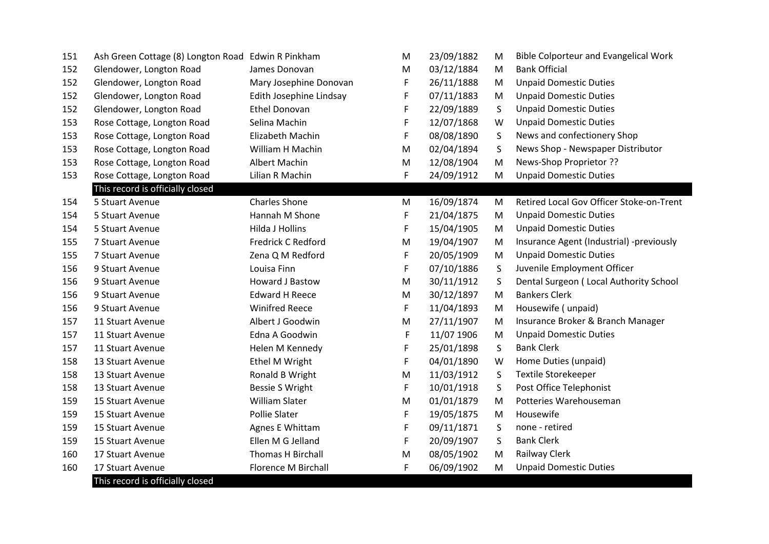| | | | | | | |
|---|---|---|---|---|---|---|
| 151 | Ash Green Cottage (8) Longton Road | Edwin R Pinkham | M | 23/09/1882 | M | Bible Colporteur and Evangelical Work |
| 152 | Glendower, Longton Road | James Donovan | M | 03/12/1884 | M | Bank Official |
| 152 | Glendower, Longton Road | Mary Josephine Donovan | F | 26/11/1888 | M | Unpaid Domestic Duties |
| 152 | Glendower, Longton Road | Edith Josephine Lindsay | F | 07/11/1883 | M | Unpaid Domestic Duties |
| 152 | Glendower, Longton Road | Ethel Donovan | F | 22/09/1889 | S | Unpaid Domestic Duties |
| 153 | Rose Cottage, Longton Road | Selina Machin | F | 12/07/1868 | W | Unpaid Domestic Duties |
| 153 | Rose Cottage, Longton Road | Elizabeth Machin | F | 08/08/1890 | S | News and confectionery Shop |
| 153 | Rose Cottage, Longton Road | William H Machin | M | 02/04/1894 | S | News Shop - Newspaper Distributor |
| 153 | Rose Cottage, Longton Road | Albert Machin | M | 12/08/1904 | M | News-Shop Proprietor ?? |
| 153 | Rose Cottage, Longton Road | Lilian R Machin | F | 24/09/1912 | M | Unpaid Domestic Duties |
| | This record is officially closed | | | | | |
| 154 | 5 Stuart Avenue | Charles Shone | M | 16/09/1874 | M | Retired Local Gov Officer Stoke-on-Trent |
| 154 | 5 Stuart Avenue | Hannah M Shone | F | 21/04/1875 | M | Unpaid Domestic Duties |
| 154 | 5 Stuart Avenue | Hilda J Hollins | F | 15/04/1905 | M | Unpaid Domestic Duties |
| 155 | 7 Stuart Avenue | Fredrick C Redford | M | 19/04/1907 | M | Insurance Agent (Industrial) -previously |
| 155 | 7 Stuart Avenue | Zena Q M Redford | F | 20/05/1909 | M | Unpaid Domestic Duties |
| 156 | 9 Stuart Avenue | Louisa Finn | F | 07/10/1886 | S | Juvenile Employment Officer |
| 156 | 9 Stuart Avenue | Howard J Bastow | M | 30/11/1912 | S | Dental Surgeon ( Local Authority School |
| 156 | 9 Stuart Avenue | Edward H Reece | M | 30/12/1897 | M | Bankers Clerk |
| 156 | 9 Stuart Avenue | Winifred Reece | F | 11/04/1893 | M | Housewife ( unpaid) |
| 157 | 11 Stuart Avenue | Albert J Goodwin | M | 27/11/1907 | M | Insurance Broker & Branch Manager |
| 157 | 11 Stuart Avenue | Edna A Goodwin | F | 11/07 1906 | M | Unpaid Domestic Duties |
| 157 | 11 Stuart Avenue | Helen M Kennedy | F | 25/01/1898 | S | Bank Clerk |
| 158 | 13 Stuart Avenue | Ethel M Wright | F | 04/01/1890 | W | Home Duties (unpaid) |
| 158 | 13 Stuart Avenue | Ronald B Wright | M | 11/03/1912 | S | Textile Storekeeper |
| 158 | 13 Stuart Avenue | Bessie S Wright | F | 10/01/1918 | S | Post Office Telephonist |
| 159 | 15 Stuart Avenue | William Slater | M | 01/01/1879 | M | Potteries Warehouseman |
| 159 | 15 Stuart Avenue | Pollie Slater | F | 19/05/1875 | M | Housewife |
| 159 | 15 Stuart Avenue | Agnes E Whittam | F | 09/11/1871 | S | none - retired |
| 159 | 15 Stuart Avenue | Ellen M G Jelland | F | 20/09/1907 | S | Bank Clerk |
| 160 | 17 Stuart Avenue | Thomas H Birchall | M | 08/05/1902 | M | Railway Clerk |
| 160 | 17 Stuart Avenue | Florence M Birchall | F | 06/09/1902 | M | Unpaid Domestic Duties |
| | This record is officially closed | | | | | |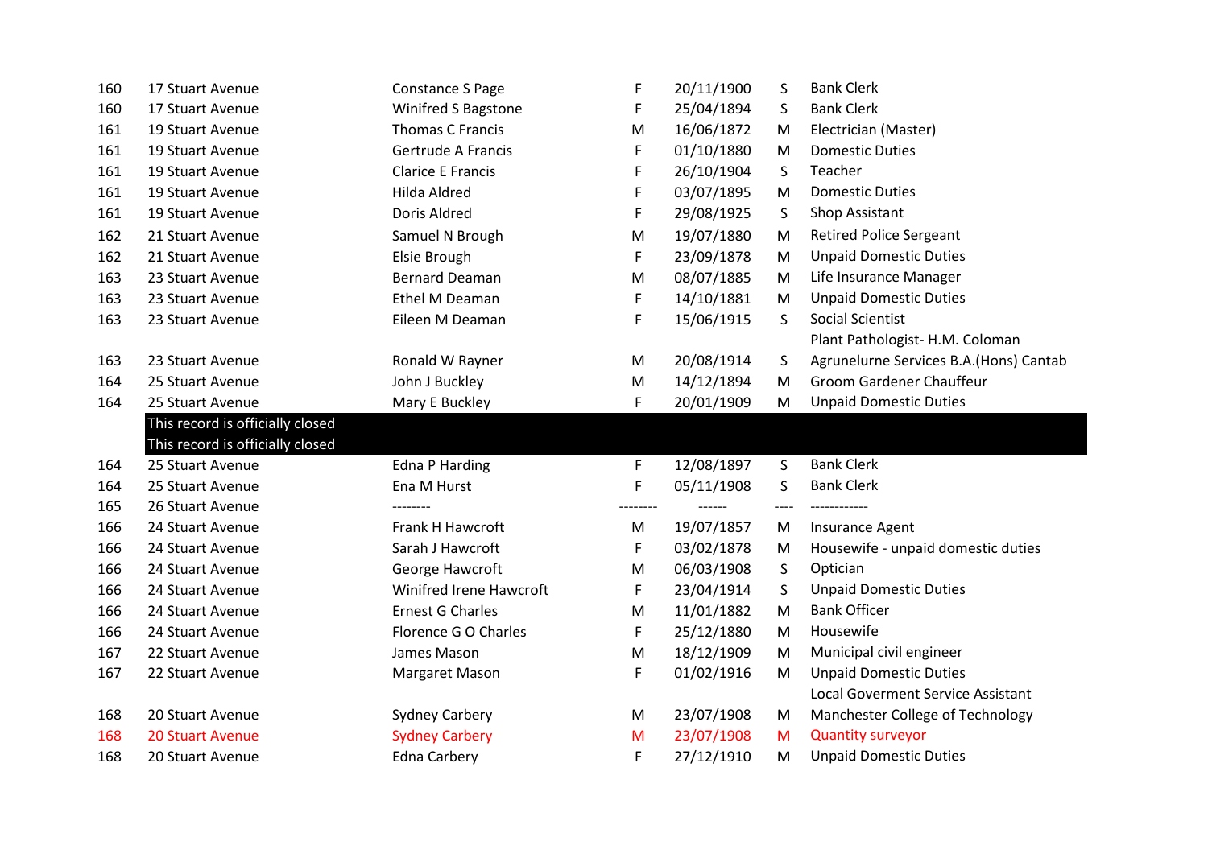| | | | | | | |
|---|---|---|---|---|---|---|
| 160 | 17 Stuart Avenue | Constance S Page | F | 20/11/1900 | S | Bank Clerk |
| 160 | 17 Stuart Avenue | Winifred S Bagstone | F | 25/04/1894 | S | Bank Clerk |
| 161 | 19 Stuart Avenue | Thomas C Francis | M | 16/06/1872 | M | Electrician (Master) |
| 161 | 19 Stuart Avenue | Gertrude A Francis | F | 01/10/1880 | M | Domestic Duties |
| 161 | 19 Stuart Avenue | Clarice E Francis | F | 26/10/1904 | S | Teacher |
| 161 | 19 Stuart Avenue | Hilda Aldred | F | 03/07/1895 | M | Domestic Duties |
| 161 | 19 Stuart Avenue | Doris Aldred | F | 29/08/1925 | S | Shop Assistant |
| 162 | 21 Stuart Avenue | Samuel N Brough | M | 19/07/1880 | M | Retired Police Sergeant |
| 162 | 21 Stuart Avenue | Elsie Brough | F | 23/09/1878 | M | Unpaid Domestic Duties |
| 163 | 23 Stuart Avenue | Bernard Deaman | M | 08/07/1885 | M | Life Insurance Manager |
| 163 | 23 Stuart Avenue | Ethel M Deaman | F | 14/10/1881 | M | Unpaid Domestic Duties |
| 163 | 23 Stuart Avenue | Eileen M Deaman | F | 15/06/1915 | S | Social Scientist |
| 163 | 23 Stuart Avenue | Ronald W Rayner | M | 20/08/1914 | S | Plant Pathologist- H.M. Coloman Agrunelurne Services B.A.(Hons) Cantab |
| 164 | 25 Stuart Avenue | John J Buckley | M | 14/12/1894 | M | Groom Gardener Chauffeur |
| 164 | 25 Stuart Avenue | Mary E Buckley | F | 20/01/1909 | M | Unpaid Domestic Duties |
| | This record is officially closed | | | | | |
| | This record is officially closed | | | | | |
| 164 | 25 Stuart Avenue | Edna P Harding | F | 12/08/1897 | S | Bank Clerk |
| 164 | 25 Stuart Avenue | Ena M Hurst | F | 05/11/1908 | S | Bank Clerk |
| 165 | 26 Stuart Avenue | -------- | -------- | ------ | ---- | ------------ |
| 166 | 24 Stuart Avenue | Frank H Hawcroft | M | 19/07/1857 | M | Insurance Agent |
| 166 | 24 Stuart Avenue | Sarah J Hawcroft | F | 03/02/1878 | M | Housewife - unpaid domestic duties |
| 166 | 24 Stuart Avenue | George Hawcroft | M | 06/03/1908 | S | Optician |
| 166 | 24 Stuart Avenue | Winifred Irene Hawcroft | F | 23/04/1914 | S | Unpaid Domestic Duties |
| 166 | 24 Stuart Avenue | Ernest G Charles | M | 11/01/1882 | M | Bank Officer |
| 166 | 24 Stuart Avenue | Florence G O Charles | F | 25/12/1880 | M | Housewife |
| 167 | 22 Stuart Avenue | James Mason | M | 18/12/1909 | M | Municipal civil engineer |
| 167 | 22 Stuart Avenue | Margaret Mason | F | 01/02/1916 | M | Unpaid Domestic Duties |
| 168 | 20 Stuart Avenue | Sydney Carbery | M | 23/07/1908 | M | Local Goverment Service Assistant Manchester College of Technology |
| 168 | 20 Stuart Avenue | Sydney Carbery | M | 23/07/1908 | M | Quantity surveyor |
| 168 | 20 Stuart Avenue | Edna Carbery | F | 27/12/1910 | M | Unpaid Domestic Duties |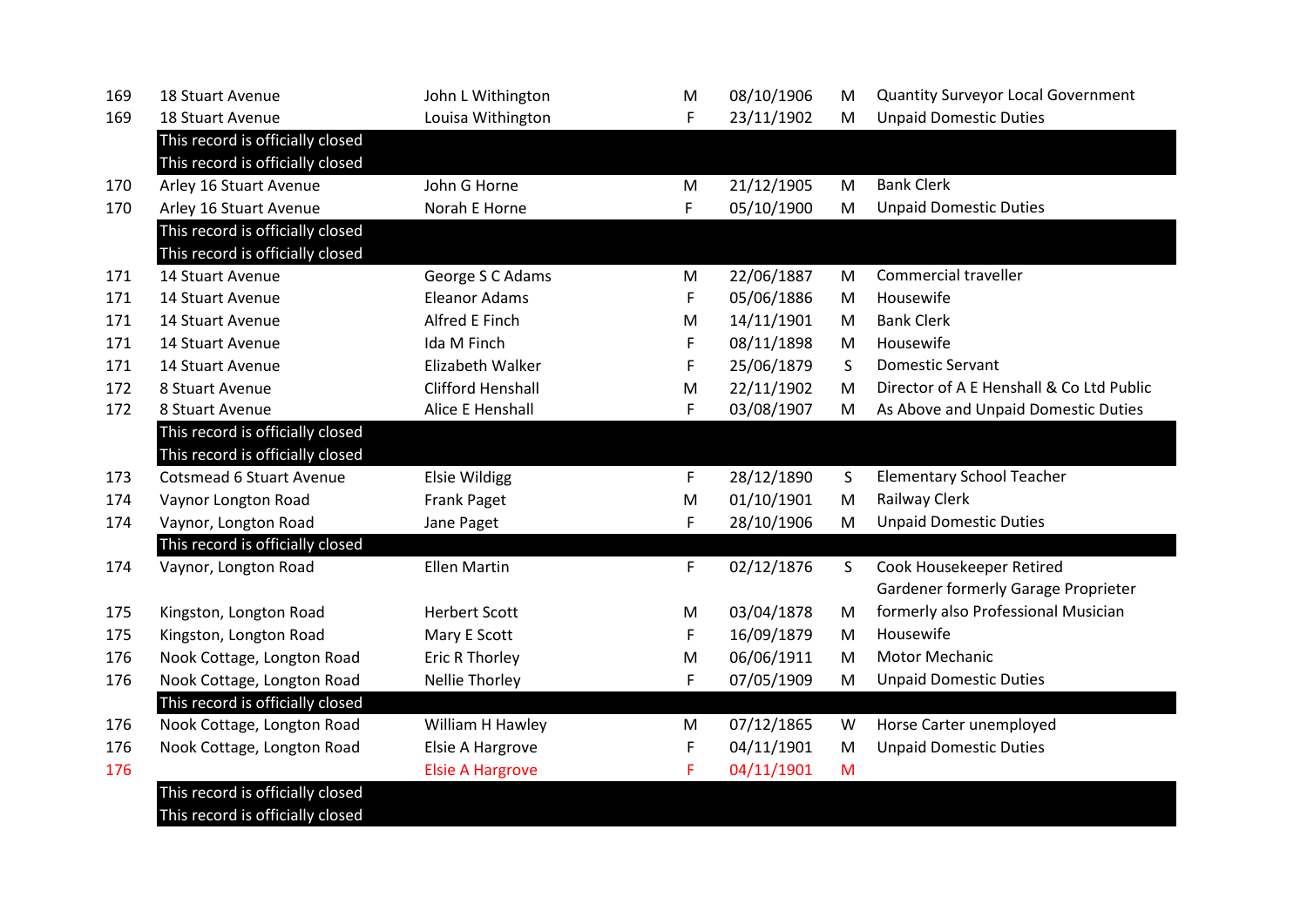| | | | | | | |
|---|---|---|---|---|---|---|
| 169 | 18 Stuart Avenue | John L Withington | M | 08/10/1906 | M | Quantity Surveyor Local Government |
| 169 | 18 Stuart Avenue | Louisa Withington | F | 23/11/1902 | M | Unpaid Domestic Duties |
| | This record is officially closed | | | | | |
| | This record is officially closed | | | | | |
| 170 | Arley 16 Stuart Avenue | John G Horne | M | 21/12/1905 | M | Bank Clerk |
| 170 | Arley 16 Stuart Avenue | Norah E Horne | F | 05/10/1900 | M | Unpaid Domestic Duties |
| | This record is officially closed | | | | | |
| | This record is officially closed | | | | | |
| 171 | 14 Stuart Avenue | George S C Adams | M | 22/06/1887 | M | Commercial traveller |
| 171 | 14 Stuart Avenue | Eleanor Adams | F | 05/06/1886 | M | Housewife |
| 171 | 14 Stuart Avenue | Alfred E Finch | M | 14/11/1901 | M | Bank Clerk |
| 171 | 14 Stuart Avenue | Ida M Finch | F | 08/11/1898 | M | Housewife |
| 171 | 14 Stuart Avenue | Elizabeth Walker | F | 25/06/1879 | S | Domestic Servant |
| 172 | 8 Stuart Avenue | Clifford Henshall | M | 22/11/1902 | M | Director of A E Henshall & Co Ltd Public |
| 172 | 8 Stuart Avenue | Alice E Henshall | F | 03/08/1907 | M | As Above and Unpaid Domestic Duties |
| | This record is officially closed | | | | | |
| | This record is officially closed | | | | | |
| 173 | Cotsmead 6 Stuart Avenue | Elsie Wildigg | F | 28/12/1890 | S | Elementary School Teacher |
| 174 | Vaynor Longton Road | Frank Paget | M | 01/10/1901 | M | Railway Clerk |
| 174 | Vaynor, Longton Road | Jane Paget | F | 28/10/1906 | M | Unpaid Domestic Duties |
| | This record is officially closed | | | | | |
| 174 | Vaynor, Longton Road | Ellen Martin | F | 02/12/1876 | S | Cook Housekeeper Retired |
| 175 | Kingston, Longton Road | Herbert Scott | M | 03/04/1878 | M | Gardener formerly Garage Proprieter formerly also Professional Musician |
| 175 | Kingston, Longton Road | Mary E Scott | F | 16/09/1879 | M | Housewife |
| 176 | Nook Cottage, Longton Road | Eric R Thorley | M | 06/06/1911 | M | Motor Mechanic |
| 176 | Nook Cottage, Longton Road | Nellie Thorley | F | 07/05/1909 | M | Unpaid Domestic Duties |
| | This record is officially closed | | | | | |
| 176 | Nook Cottage, Longton Road | William H Hawley | M | 07/12/1865 | W | Horse Carter unemployed |
| 176 | Nook Cottage, Longton Road | Elsie A Hargrove | F | 04/11/1901 | M | Unpaid Domestic Duties |
| 176 | | Elsie A Hargrove | F | 04/11/1901 | M | |
| | This record is officially closed | | | | | |
| | This record is officially closed | | | | | |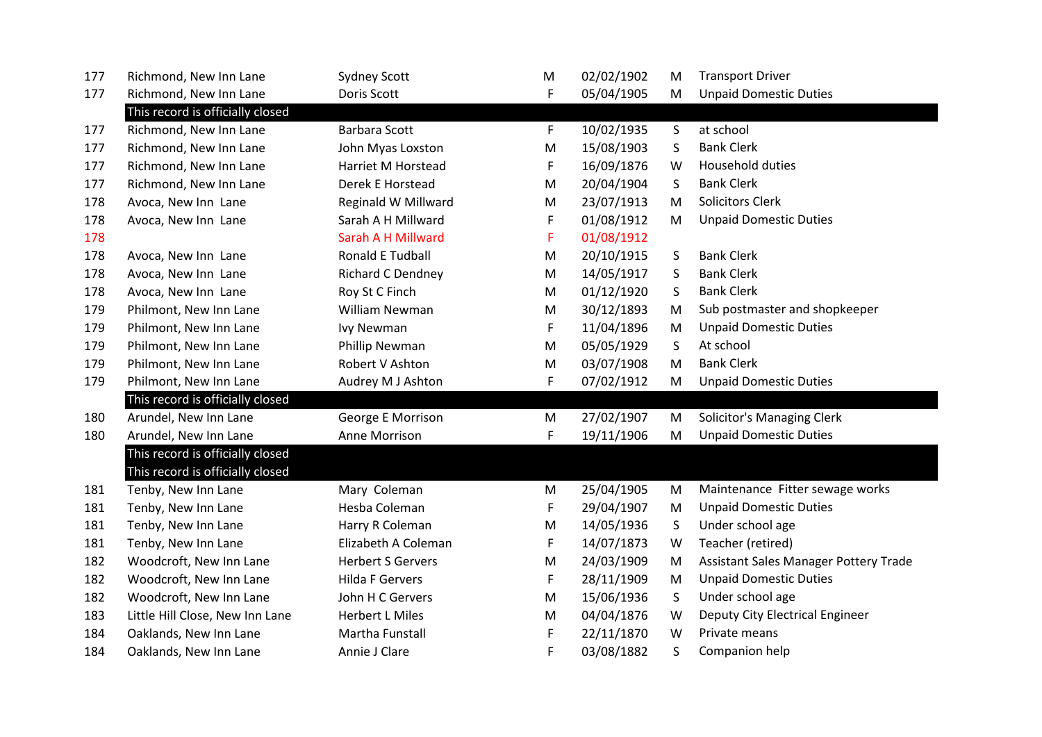| | | | | | | |
|---|---|---|---|---|---|---|
| 177 | Richmond, New Inn Lane | Sydney Scott | M | 02/02/1902 | M | Transport Driver |
| 177 | Richmond, New Inn Lane | Doris Scott | F | 05/04/1905 | M | Unpaid Domestic Duties |
| | This record is officially closed | | | | | |
| 177 | Richmond, New Inn Lane | Barbara Scott | F | 10/02/1935 | S | at school |
| 177 | Richmond, New Inn Lane | John Myas Loxston | M | 15/08/1903 | S | Bank Clerk |
| 177 | Richmond, New Inn Lane | Harriet M Horstead | F | 16/09/1876 | W | Household duties |
| 177 | Richmond, New Inn Lane | Derek E Horstead | M | 20/04/1904 | S | Bank Clerk |
| 178 | Avoca, New Inn  Lane | Reginald W Millward | M | 23/07/1913 | M | Solicitors Clerk |
| 178 | Avoca, New Inn  Lane | Sarah A H Millward | F | 01/08/1912 | M | Unpaid Domestic Duties |
| 178 | | Sarah A H Millward | F | 01/08/1912 | | |
| 178 | Avoca, New Inn  Lane | Ronald E Tudball | M | 20/10/1915 | S | Bank Clerk |
| 178 | Avoca, New Inn  Lane | Richard C Dendney | M | 14/05/1917 | S | Bank Clerk |
| 178 | Avoca, New Inn  Lane | Roy St C Finch | M | 01/12/1920 | S | Bank Clerk |
| 179 | Philmont, New Inn Lane | William Newman | M | 30/12/1893 | M | Sub postmaster and shopkeeper |
| 179 | Philmont, New Inn Lane | Ivy Newman | F | 11/04/1896 | M | Unpaid Domestic Duties |
| 179 | Philmont, New Inn Lane | Phillip Newman | M | 05/05/1929 | S | At school |
| 179 | Philmont, New Inn Lane | Robert V Ashton | M | 03/07/1908 | M | Bank Clerk |
| 179 | Philmont, New Inn Lane | Audrey M J Ashton | F | 07/02/1912 | M | Unpaid Domestic Duties |
| | This record is officially closed | | | | | |
| 180 | Arundel, New Inn Lane | George E Morrison | M | 27/02/1907 | M | Solicitor's Managing Clerk |
| 180 | Arundel, New Inn Lane | Anne Morrison | F | 19/11/1906 | M | Unpaid Domestic Duties |
| | This record is officially closed | | | | | |
| | This record is officially closed | | | | | |
| 181 | Tenby, New Inn Lane | Mary  Coleman | M | 25/04/1905 | M | Maintenance  Fitter sewage works |
| 181 | Tenby, New Inn Lane | Hesba Coleman | F | 29/04/1907 | M | Unpaid Domestic Duties |
| 181 | Tenby, New Inn Lane | Harry R Coleman | M | 14/05/1936 | S | Under school age |
| 181 | Tenby, New Inn Lane | Elizabeth A Coleman | F | 14/07/1873 | W | Teacher (retired) |
| 182 | Woodcroft, New Inn Lane | Herbert S Gervers | M | 24/03/1909 | M | Assistant Sales Manager Pottery Trade |
| 182 | Woodcroft, New Inn Lane | Hilda F Gervers | F | 28/11/1909 | M | Unpaid Domestic Duties |
| 182 | Woodcroft, New Inn Lane | John H C Gervers | M | 15/06/1936 | S | Under school age |
| 183 | Little Hill Close, New Inn Lane | Herbert L Miles | M | 04/04/1876 | W | Deputy City Electrical Engineer |
| 184 | Oaklands, New Inn Lane | Martha Funstall | F | 22/11/1870 | W | Private means |
| 184 | Oaklands, New Inn Lane | Annie J Clare | F | 03/08/1882 | S | Companion help |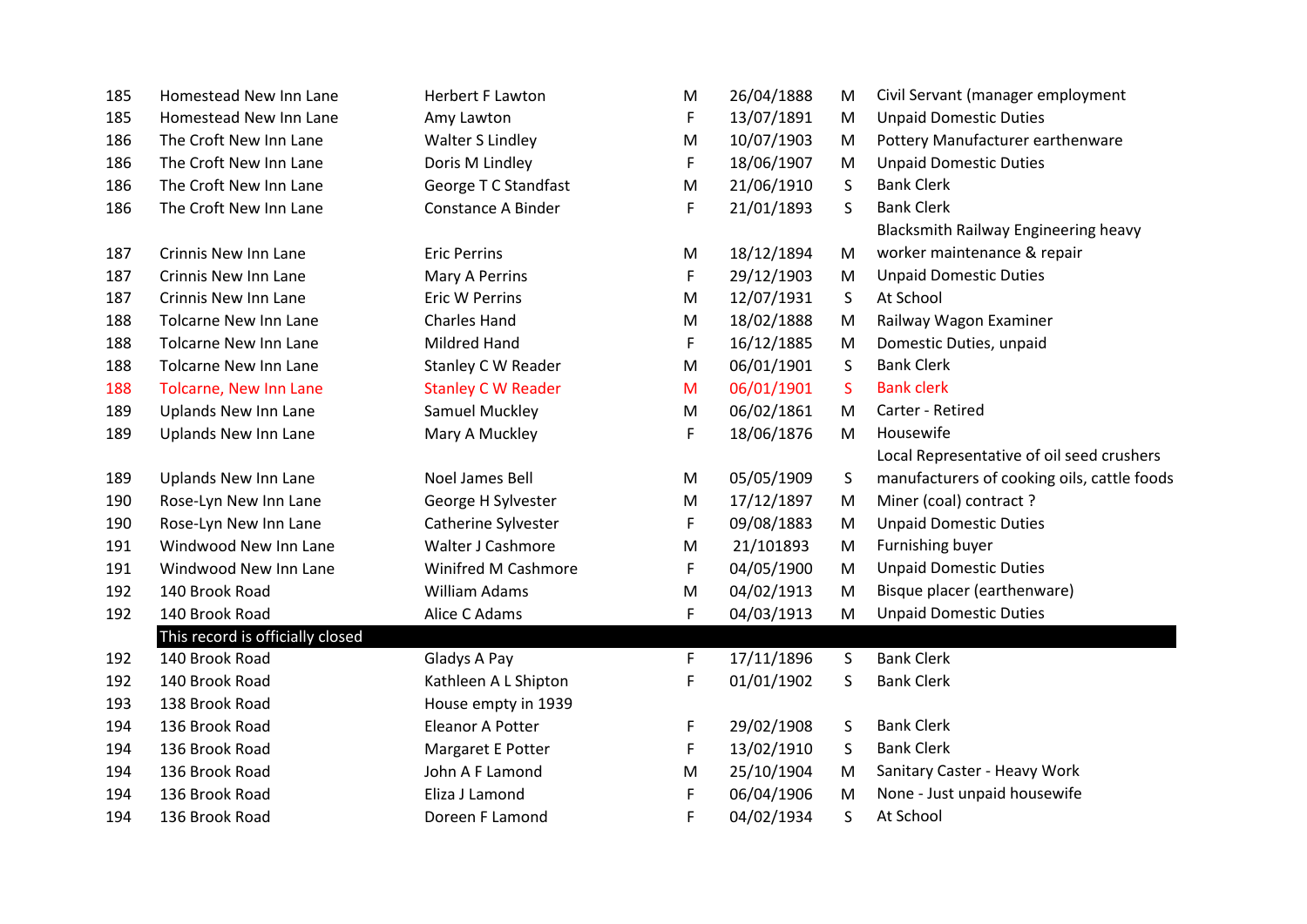| | | | | | | |
|---|---|---|---|---|---|---|
| 185 | Homestead New Inn Lane | Herbert F Lawton | M | 26/04/1888 | M | Civil Servant (manager employment |
| 185 | Homestead New Inn Lane | Amy Lawton | F | 13/07/1891 | M | Unpaid Domestic Duties |
| 186 | The Croft New Inn Lane | Walter S Lindley | M | 10/07/1903 | M | Pottery Manufacturer earthenware |
| 186 | The Croft New Inn Lane | Doris M Lindley | F | 18/06/1907 | M | Unpaid Domestic Duties |
| 186 | The Croft New Inn Lane | George T C Standfast | M | 21/06/1910 | S | Bank Clerk |
| 186 | The Croft New Inn Lane | Constance A Binder | F | 21/01/1893 | S | Bank Clerk |
| 187 | Crinnis New Inn Lane | Eric Perrins | M | 18/12/1894 | M | Blacksmith Railway Engineering heavy worker maintenance & repair |
| 187 | Crinnis New Inn Lane | Mary A Perrins | F | 29/12/1903 | M | Unpaid Domestic Duties |
| 187 | Crinnis New Inn Lane | Eric W Perrins | M | 12/07/1931 | S | At School |
| 188 | Tolcarne New Inn Lane | Charles Hand | M | 18/02/1888 | M | Railway Wagon Examiner |
| 188 | Tolcarne New Inn Lane | Mildred Hand | F | 16/12/1885 | M | Domestic Duties, unpaid |
| 188 | Tolcarne New Inn Lane | Stanley C W Reader | M | 06/01/1901 | S | Bank Clerk |
| 188 | Tolcarne, New Inn Lane | Stanley C W Reader | M | 06/01/1901 | S | Bank clerk |
| 189 | Uplands New Inn Lane | Samuel Muckley | M | 06/02/1861 | M | Carter - Retired |
| 189 | Uplands New Inn Lane | Mary A Muckley | F | 18/06/1876 | M | Housewife |
| 189 | Uplands New Inn Lane | Noel James Bell | M | 05/05/1909 | S | Local Representative of oil seed crushers manufacturers of cooking oils, cattle foods |
| 190 | Rose-Lyn New Inn Lane | George H Sylvester | M | 17/12/1897 | M | Miner (coal) contract ? |
| 190 | Rose-Lyn New Inn Lane | Catherine Sylvester | F | 09/08/1883 | M | Unpaid Domestic Duties |
| 191 | Windwood New Inn Lane | Walter J Cashmore | M | 21/101893 | M | Furnishing buyer |
| 191 | Windwood New Inn Lane | Winifred M Cashmore | F | 04/05/1900 | M | Unpaid Domestic Duties |
| 192 | 140 Brook Road | William Adams | M | 04/02/1913 | M | Bisque placer (earthenware) |
| 192 | 140 Brook Road | Alice C Adams | F | 04/03/1913 | M | Unpaid Domestic Duties |
| | This record is officially closed | | | | | |
| 192 | 140 Brook Road | Gladys A Pay | F | 17/11/1896 | S | Bank Clerk |
| 192 | 140 Brook Road | Kathleen A L Shipton | F | 01/01/1902 | S | Bank Clerk |
| 193 | 138 Brook Road | House empty in 1939 | | | | |
| 194 | 136 Brook Road | Eleanor A Potter | F | 29/02/1908 | S | Bank Clerk |
| 194 | 136 Brook Road | Margaret E Potter | F | 13/02/1910 | S | Bank Clerk |
| 194 | 136 Brook Road | John A F Lamond | M | 25/10/1904 | M | Sanitary Caster - Heavy Work |
| 194 | 136 Brook Road | Eliza J Lamond | F | 06/04/1906 | M | None - Just unpaid housewife |
| 194 | 136 Brook Road | Doreen F Lamond | F | 04/02/1934 | S | At School |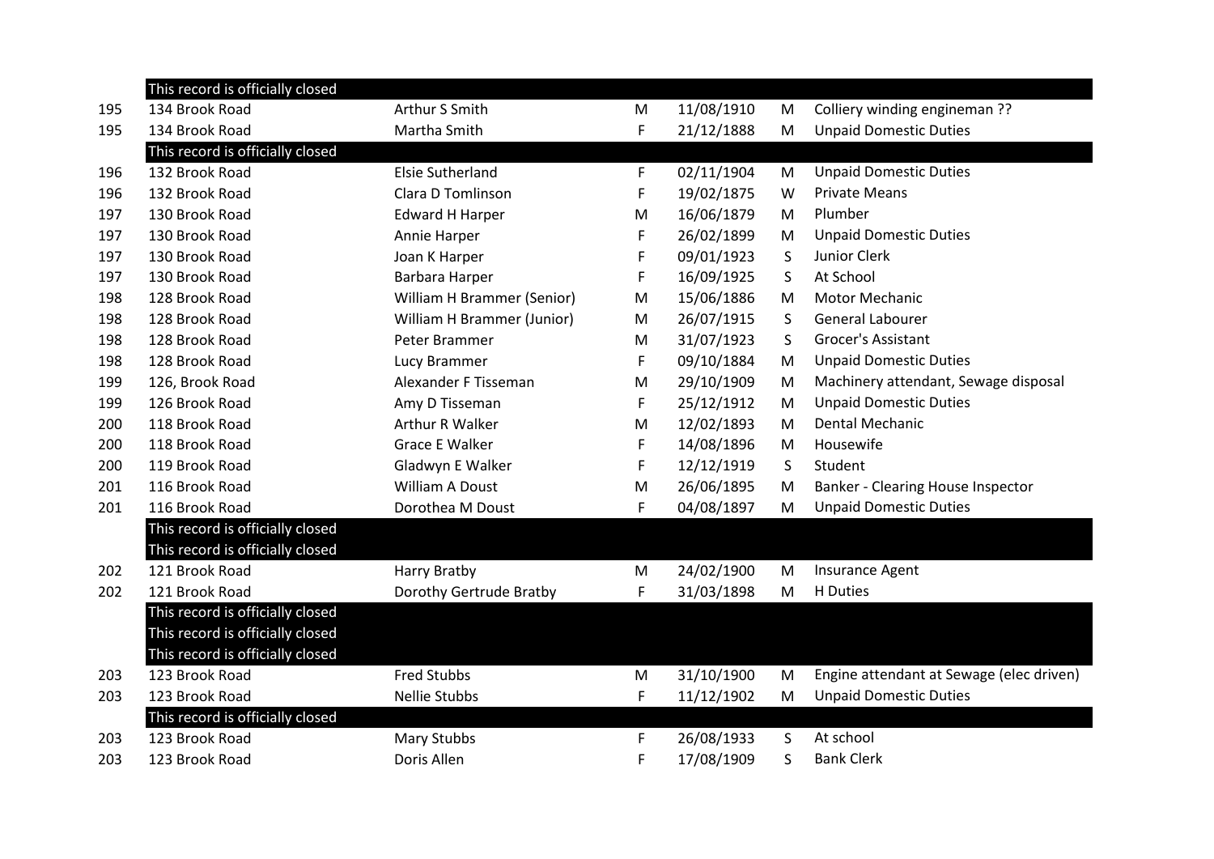| | | | | | | |
|---|---|---|---|---|---|---|
| | This record is officially closed | | | | | |
| 195 | 134 Brook Road | Arthur S Smith | M | 11/08/1910 | M | Colliery winding engineman ?? |
| 195 | 134 Brook Road | Martha Smith | F | 21/12/1888 | M | Unpaid Domestic Duties |
| | This record is officially closed | | | | | |
| 196 | 132 Brook Road | Elsie Sutherland | F | 02/11/1904 | M | Unpaid Domestic Duties |
| 196 | 132 Brook Road | Clara D Tomlinson | F | 19/02/1875 | W | Private Means |
| 197 | 130 Brook Road | Edward H Harper | M | 16/06/1879 | M | Plumber |
| 197 | 130 Brook Road | Annie Harper | F | 26/02/1899 | M | Unpaid Domestic Duties |
| 197 | 130 Brook Road | Joan K Harper | F | 09/01/1923 | S | Junior Clerk |
| 197 | 130 Brook Road | Barbara Harper | F | 16/09/1925 | S | At School |
| 198 | 128 Brook Road | William H Brammer (Senior) | M | 15/06/1886 | M | Motor Mechanic |
| 198 | 128 Brook Road | William H Brammer (Junior) | M | 26/07/1915 | S | General Labourer |
| 198 | 128 Brook Road | Peter Brammer | M | 31/07/1923 | S | Grocer's Assistant |
| 198 | 128 Brook Road | Lucy Brammer | F | 09/10/1884 | M | Unpaid Domestic Duties |
| 199 | 126, Brook Road | Alexander F Tisseman | M | 29/10/1909 | M | Machinery attendant, Sewage disposal |
| 199 | 126 Brook Road | Amy D Tisseman | F | 25/12/1912 | M | Unpaid Domestic Duties |
| 200 | 118 Brook Road | Arthur R Walker | M | 12/02/1893 | M | Dental Mechanic |
| 200 | 118 Brook Road | Grace E Walker | F | 14/08/1896 | M | Housewife |
| 200 | 119 Brook Road | Gladwyn E Walker | F | 12/12/1919 | S | Student |
| 201 | 116 Brook Road | William A Doust | M | 26/06/1895 | M | Banker - Clearing House Inspector |
| 201 | 116 Brook Road | Dorothea M Doust | F | 04/08/1897 | M | Unpaid Domestic Duties |
| | This record is officially closed | | | | | |
| | This record is officially closed | | | | | |
| 202 | 121 Brook Road | Harry Bratby | M | 24/02/1900 | M | Insurance Agent |
| 202 | 121 Brook Road | Dorothy Gertrude Bratby | F | 31/03/1898 | M | H Duties |
| | This record is officially closed | | | | | |
| | This record is officially closed | | | | | |
| | This record is officially closed | | | | | |
| 203 | 123 Brook Road | Fred Stubbs | M | 31/10/1900 | M | Engine attendant at Sewage (elec driven) |
| 203 | 123 Brook Road | Nellie Stubbs | F | 11/12/1902 | M | Unpaid Domestic Duties |
| | This record is officially closed | | | | | |
| 203 | 123 Brook Road | Mary Stubbs | F | 26/08/1933 | S | At school |
| 203 | 123 Brook Road | Doris Allen | F | 17/08/1909 | S | Bank Clerk |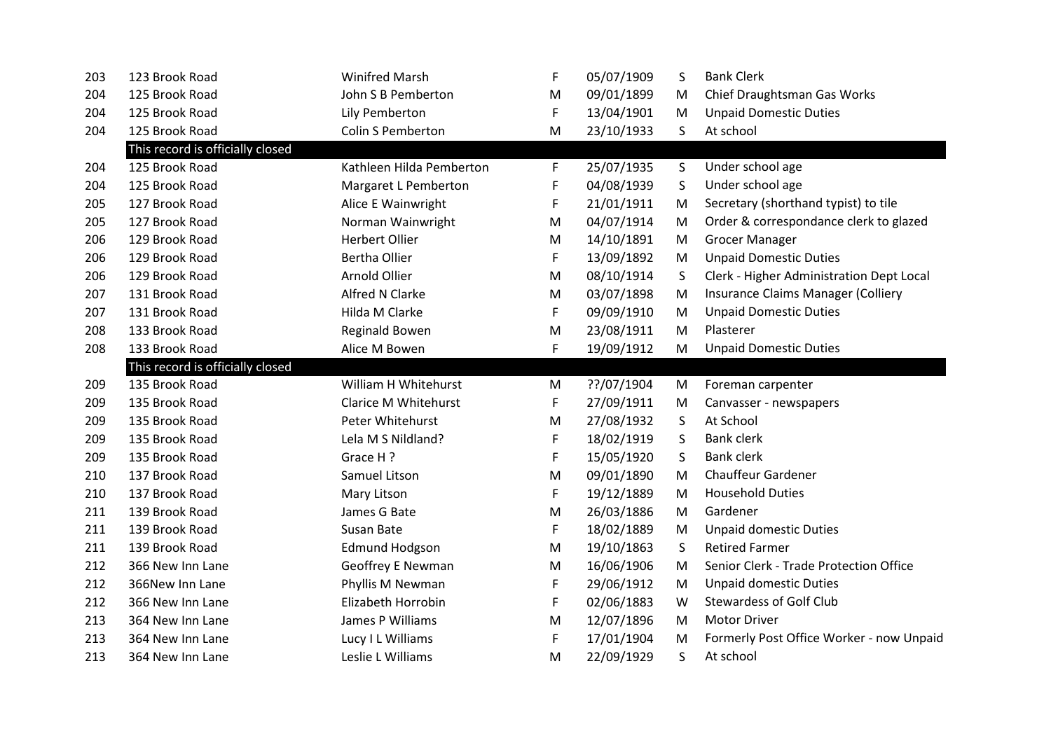| | | | | | | |
|---|---|---|---|---|---|---|
| 203 | 123 Brook Road | Winifred Marsh | F | 05/07/1909 | S | Bank Clerk |
| 204 | 125 Brook Road | John S B Pemberton | M | 09/01/1899 | M | Chief Draughtsman Gas Works |
| 204 | 125 Brook Road | Lily Pemberton | F | 13/04/1901 | M | Unpaid Domestic Duties |
| 204 | 125 Brook Road | Colin S Pemberton | M | 23/10/1933 | S | At school |
| | This record is officially closed | | | | | |
| 204 | 125 Brook Road | Kathleen Hilda Pemberton | F | 25/07/1935 | S | Under school age |
| 204 | 125 Brook Road | Margaret L Pemberton | F | 04/08/1939 | S | Under school age |
| 205 | 127 Brook Road | Alice E Wainwright | F | 21/01/1911 | M | Secretary (shorthand typist) to tile |
| 205 | 127 Brook Road | Norman Wainwright | M | 04/07/1914 | M | Order & correspondance clerk to glazed |
| 206 | 129 Brook Road | Herbert Ollier | M | 14/10/1891 | M | Grocer Manager |
| 206 | 129 Brook Road | Bertha Ollier | F | 13/09/1892 | M | Unpaid Domestic Duties |
| 206 | 129 Brook Road | Arnold Ollier | M | 08/10/1914 | S | Clerk - Higher Administration Dept Local |
| 207 | 131 Brook Road | Alfred N Clarke | M | 03/07/1898 | M | Insurance Claims Manager (Colliery |
| 207 | 131 Brook Road | Hilda M Clarke | F | 09/09/1910 | M | Unpaid Domestic Duties |
| 208 | 133 Brook Road | Reginald Bowen | M | 23/08/1911 | M | Plasterer |
| 208 | 133 Brook Road | Alice M Bowen | F | 19/09/1912 | M | Unpaid Domestic Duties |
| | This record is officially closed | | | | | |
| 209 | 135 Brook Road | William H Whitehurst | M | ??/07/1904 | M | Foreman carpenter |
| 209 | 135 Brook Road | Clarice M Whitehurst | F | 27/09/1911 | M | Canvasser - newspapers |
| 209 | 135 Brook Road | Peter Whitehurst | M | 27/08/1932 | S | At School |
| 209 | 135 Brook Road | Lela M S Nildland? | F | 18/02/1919 | S | Bank clerk |
| 209 | 135 Brook Road | Grace H ? | F | 15/05/1920 | S | Bank clerk |
| 210 | 137 Brook Road | Samuel Litson | M | 09/01/1890 | M | Chauffeur Gardener |
| 210 | 137 Brook Road | Mary Litson | F | 19/12/1889 | M | Household Duties |
| 211 | 139 Brook Road | James G Bate | M | 26/03/1886 | M | Gardener |
| 211 | 139 Brook Road | Susan Bate | F | 18/02/1889 | M | Unpaid domestic Duties |
| 211 | 139 Brook Road | Edmund Hodgson | M | 19/10/1863 | S | Retired Farmer |
| 212 | 366 New Inn Lane | Geoffrey E Newman | M | 16/06/1906 | M | Senior Clerk - Trade Protection Office |
| 212 | 366New Inn Lane | Phyllis M Newman | F | 29/06/1912 | M | Unpaid domestic Duties |
| 212 | 366 New Inn Lane | Elizabeth Horrobin | F | 02/06/1883 | W | Stewardess of Golf Club |
| 213 | 364 New Inn Lane | James P Williams | M | 12/07/1896 | M | Motor Driver |
| 213 | 364 New Inn Lane | Lucy I L Williams | F | 17/01/1904 | M | Formerly Post Office Worker - now Unpaid |
| 213 | 364 New Inn Lane | Leslie L Williams | M | 22/09/1929 | S | At school |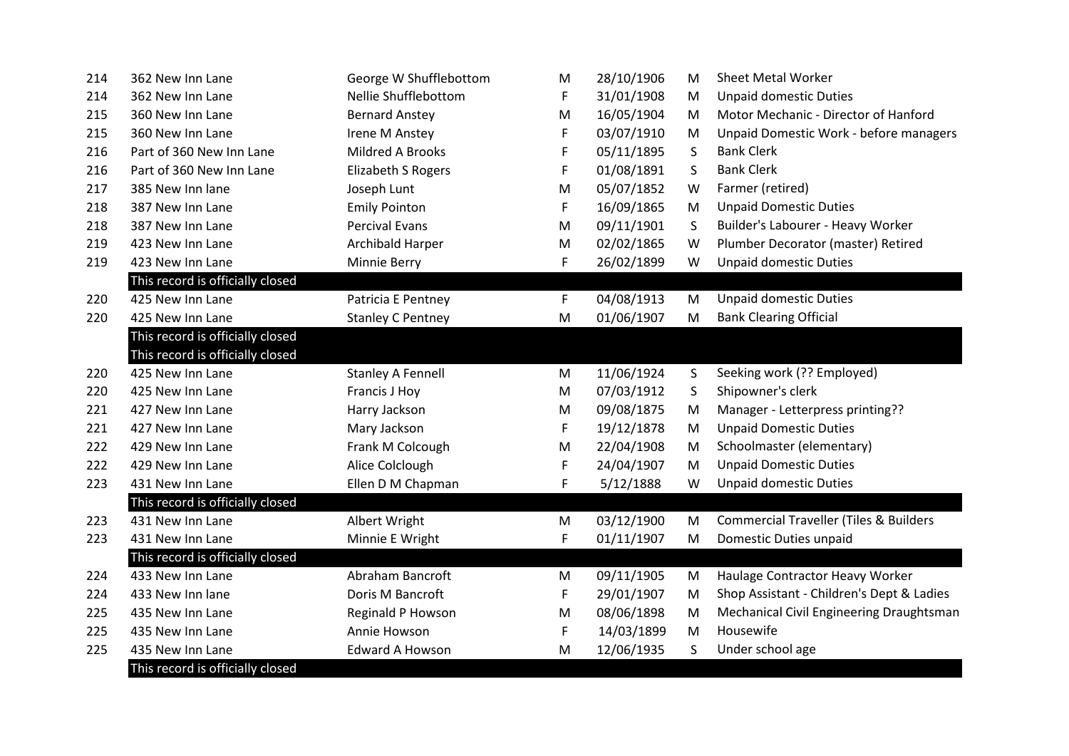| | | | | | | |
|---|---|---|---|---|---|---|
| 214 | 362 New Inn Lane | George W Shufflebottom | M | 28/10/1906 | M | Sheet Metal Worker |
| 214 | 362 New Inn Lane | Nellie Shufflebottom | F | 31/01/1908 | M | Unpaid domestic Duties |
| 215 | 360 New Inn Lane | Bernard Anstey | M | 16/05/1904 | M | Motor Mechanic - Director of Hanford |
| 215 | 360 New Inn Lane | Irene M Anstey | F | 03/07/1910 | M | Unpaid Domestic Work - before managers |
| 216 | Part of 360 New Inn Lane | Mildred A Brooks | F | 05/11/1895 | S | Bank Clerk |
| 216 | Part of 360 New Inn Lane | Elizabeth S Rogers | F | 01/08/1891 | S | Bank Clerk |
| 217 | 385 New Inn lane | Joseph Lunt | M | 05/07/1852 | W | Farmer (retired) |
| 218 | 387 New Inn Lane | Emily Pointon | F | 16/09/1865 | M | Unpaid Domestic Duties |
| 218 | 387 New Inn Lane | Percival Evans | M | 09/11/1901 | S | Builder's Labourer - Heavy Worker |
| 219 | 423 New Inn Lane | Archibald Harper | M | 02/02/1865 | W | Plumber Decorator (master) Retired |
| 219 | 423 New Inn Lane | Minnie Berry | F | 26/02/1899 | W | Unpaid domestic Duties |
| | This record is officially closed | | | | | |
| 220 | 425 New Inn Lane | Patricia E Pentney | F | 04/08/1913 | M | Unpaid domestic Duties |
| 220 | 425 New Inn Lane | Stanley C Pentney | M | 01/06/1907 | M | Bank Clearing Official |
| | This record is officially closed | | | | | |
| | This record is officially closed | | | | | |
| 220 | 425 New Inn Lane | Stanley A Fennell | M | 11/06/1924 | S | Seeking work (?? Employed) |
| 220 | 425 New Inn Lane | Francis J Hoy | M | 07/03/1912 | S | Shipowner's clerk |
| 221 | 427 New Inn Lane | Harry Jackson | M | 09/08/1875 | M | Manager - Letterpress printing?? |
| 221 | 427 New Inn Lane | Mary Jackson | F | 19/12/1878 | M | Unpaid Domestic Duties |
| 222 | 429 New Inn Lane | Frank M Colcough | M | 22/04/1908 | M | Schoolmaster (elementary) |
| 222 | 429 New Inn Lane | Alice Colclough | F | 24/04/1907 | M | Unpaid Domestic Duties |
| 223 | 431 New Inn Lane | Ellen D M Chapman | F | 5/12/1888 | W | Unpaid domestic Duties |
| | This record is officially closed | | | | | |
| 223 | 431 New Inn Lane | Albert Wright | M | 03/12/1900 | M | Commercial Traveller (Tiles & Builders |
| 223 | 431 New Inn Lane | Minnie E Wright | F | 01/11/1907 | M | Domestic Duties unpaid |
| | This record is officially closed | | | | | |
| 224 | 433 New Inn Lane | Abraham Bancroft | M | 09/11/1905 | M | Haulage Contractor Heavy Worker |
| 224 | 433 New Inn lane | Doris M Bancroft | F | 29/01/1907 | M | Shop Assistant - Children's Dept & Ladies |
| 225 | 435 New Inn Lane | Reginald P Howson | M | 08/06/1898 | M | Mechanical Civil Engineering Draughtsman |
| 225 | 435 New Inn Lane | Annie Howson | F | 14/03/1899 | M | Housewife |
| 225 | 435 New Inn Lane | Edward A Howson | M | 12/06/1935 | S | Under school age |
| | This record is officially closed | | | | | |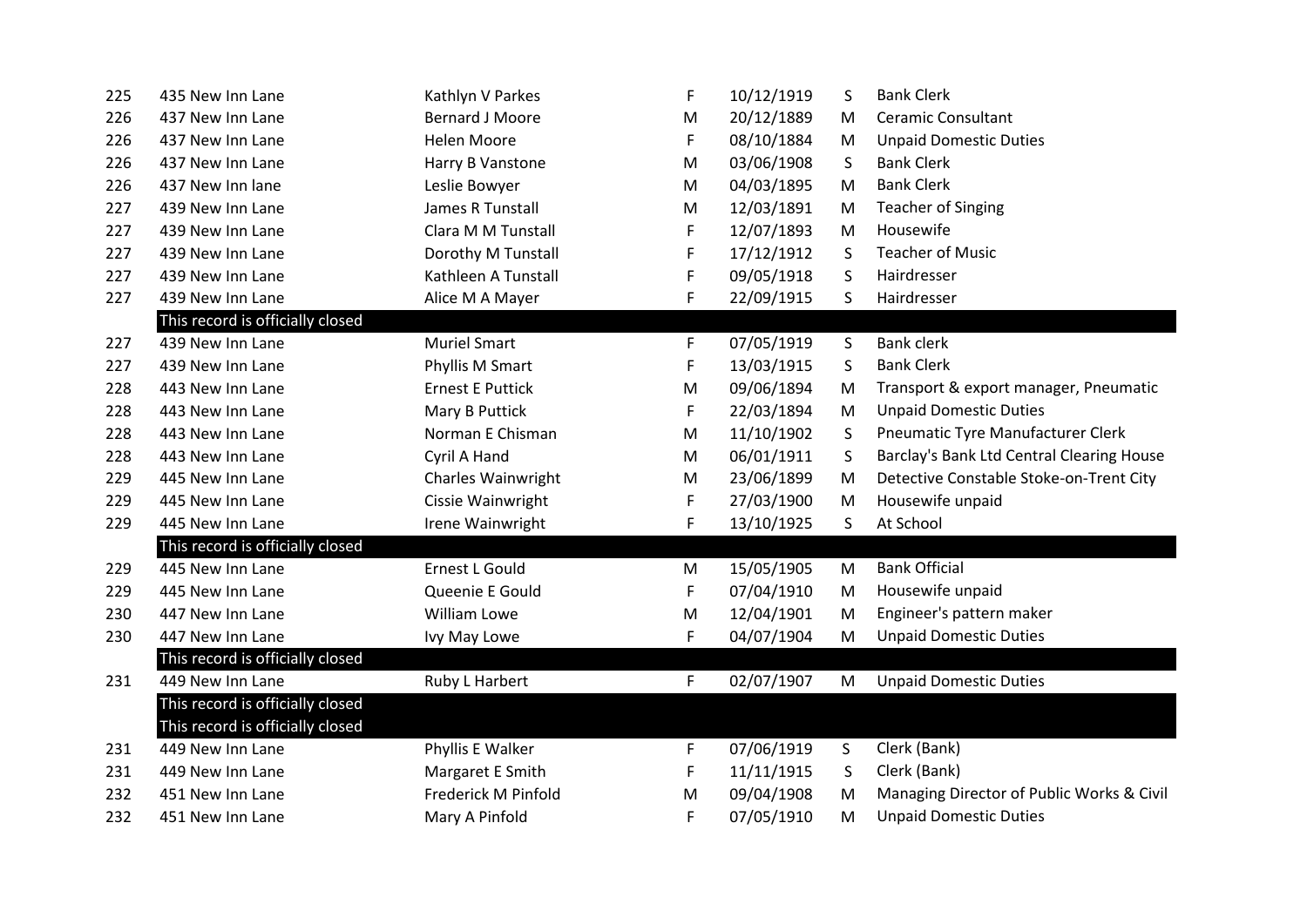| | | | | | | |
|---|---|---|---|---|---|---|
| 225 | 435 New Inn Lane | Kathlyn V Parkes | F | 10/12/1919 | S | Bank Clerk |
| 226 | 437 New Inn Lane | Bernard J Moore | M | 20/12/1889 | M | Ceramic Consultant |
| 226 | 437 New Inn Lane | Helen Moore | F | 08/10/1884 | M | Unpaid Domestic Duties |
| 226 | 437 New Inn Lane | Harry B Vanstone | M | 03/06/1908 | S | Bank Clerk |
| 226 | 437 New Inn lane | Leslie Bowyer | M | 04/03/1895 | M | Bank Clerk |
| 227 | 439 New Inn Lane | James R Tunstall | M | 12/03/1891 | M | Teacher of Singing |
| 227 | 439 New Inn Lane | Clara M M Tunstall | F | 12/07/1893 | M | Housewife |
| 227 | 439 New Inn Lane | Dorothy M Tunstall | F | 17/12/1912 | S | Teacher of Music |
| 227 | 439 New Inn Lane | Kathleen A Tunstall | F | 09/05/1918 | S | Hairdresser |
| 227 | 439 New Inn Lane | Alice M A Mayer | F | 22/09/1915 | S | Hairdresser |
| | This record is officially closed | | | | | |
| 227 | 439 New Inn Lane | Muriel Smart | F | 07/05/1919 | S | Bank clerk |
| 227 | 439 New Inn Lane | Phyllis M Smart | F | 13/03/1915 | S | Bank Clerk |
| 228 | 443 New Inn Lane | Ernest E Puttick | M | 09/06/1894 | M | Transport & export manager, Pneumatic |
| 228 | 443 New Inn Lane | Mary B Puttick | F | 22/03/1894 | M | Unpaid Domestic Duties |
| 228 | 443 New Inn Lane | Norman E Chisman | M | 11/10/1902 | S | Pneumatic Tyre Manufacturer Clerk |
| 228 | 443 New Inn Lane | Cyril A Hand | M | 06/01/1911 | S | Barclay's Bank Ltd Central Clearing House |
| 229 | 445 New Inn Lane | Charles Wainwright | M | 23/06/1899 | M | Detective Constable Stoke-on-Trent City |
| 229 | 445 New Inn Lane | Cissie Wainwright | F | 27/03/1900 | M | Housewife unpaid |
| 229 | 445 New Inn Lane | Irene Wainwright | F | 13/10/1925 | S | At School |
| | This record is officially closed | | | | | |
| 229 | 445 New Inn Lane | Ernest L Gould | M | 15/05/1905 | M | Bank Official |
| 229 | 445 New Inn Lane | Queenie E Gould | F | 07/04/1910 | M | Housewife unpaid |
| 230 | 447 New Inn Lane | William Lowe | M | 12/04/1901 | M | Engineer's pattern maker |
| 230 | 447 New Inn Lane | Ivy May Lowe | F | 04/07/1904 | M | Unpaid Domestic Duties |
| | This record is officially closed | | | | | |
| 231 | 449 New Inn Lane | Ruby L Harbert | F | 02/07/1907 | M | Unpaid Domestic Duties |
| | This record is officially closed | | | | | |
| | This record is officially closed | | | | | |
| 231 | 449 New Inn Lane | Phyllis E Walker | F | 07/06/1919 | S | Clerk (Bank) |
| 231 | 449 New Inn Lane | Margaret E Smith | F | 11/11/1915 | S | Clerk (Bank) |
| 232 | 451 New Inn Lane | Frederick M Pinfold | M | 09/04/1908 | M | Managing Director of Public Works & Civil |
| 232 | 451 New Inn Lane | Mary A Pinfold | F | 07/05/1910 | M | Unpaid Domestic Duties |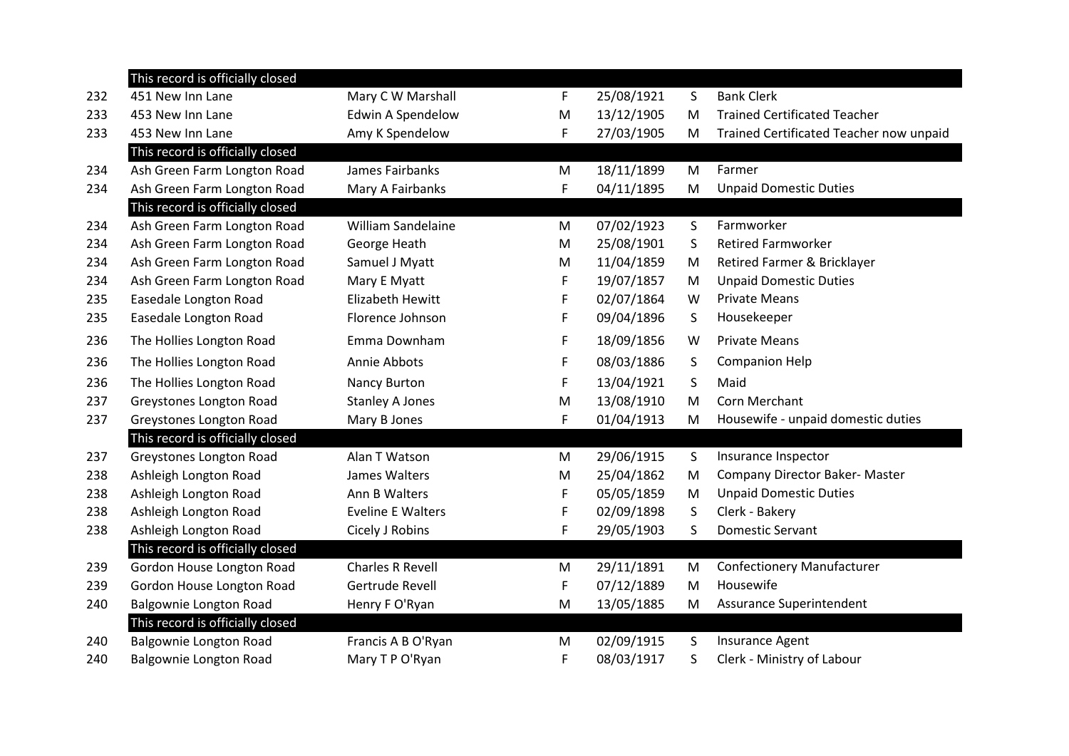| | | | | | | |
|---|---|---|---|---|---|---|
| | This record is officially closed | | | | | |
| 232 | 451 New Inn Lane | Mary C W Marshall | F | 25/08/1921 | S | Bank Clerk |
| 233 | 453 New Inn Lane | Edwin A Spendelow | M | 13/12/1905 | M | Trained Certificated Teacher |
| 233 | 453 New Inn Lane | Amy K Spendelow | F | 27/03/1905 | M | Trained Certificated Teacher now unpaid |
| | This record is officially closed | | | | | |
| 234 | Ash Green Farm Longton Road | James Fairbanks | M | 18/11/1899 | M | Farmer |
| 234 | Ash Green Farm Longton Road | Mary A Fairbanks | F | 04/11/1895 | M | Unpaid Domestic Duties |
| | This record is officially closed | | | | | |
| 234 | Ash Green Farm Longton Road | William Sandelaine | M | 07/02/1923 | S | Farmworker |
| 234 | Ash Green Farm Longton Road | George Heath | M | 25/08/1901 | S | Retired Farmworker |
| 234 | Ash Green Farm Longton Road | Samuel J Myatt | M | 11/04/1859 | M | Retired Farmer & Bricklayer |
| 234 | Ash Green Farm Longton Road | Mary E Myatt | F | 19/07/1857 | M | Unpaid Domestic Duties |
| 235 | Easedale Longton Road | Elizabeth Hewitt | F | 02/07/1864 | W | Private Means |
| 235 | Easedale Longton Road | Florence Johnson | F | 09/04/1896 | S | Housekeeper |
| 236 | The Hollies Longton Road | Emma Downham | F | 18/09/1856 | W | Private Means |
| 236 | The Hollies Longton Road | Annie Abbots | F | 08/03/1886 | S | Companion Help |
| 236 | The Hollies Longton Road | Nancy Burton | F | 13/04/1921 | S | Maid |
| 237 | Greystones Longton Road | Stanley A Jones | M | 13/08/1910 | M | Corn Merchant |
| 237 | Greystones Longton Road | Mary B Jones | F | 01/04/1913 | M | Housewife - unpaid domestic duties |
| | This record is officially closed | | | | | |
| 237 | Greystones Longton Road | Alan T Watson | M | 29/06/1915 | S | Insurance Inspector |
| 238 | Ashleigh Longton Road | James Walters | M | 25/04/1862 | M | Company Director Baker- Master |
| 238 | Ashleigh Longton Road | Ann B Walters | F | 05/05/1859 | M | Unpaid Domestic Duties |
| 238 | Ashleigh Longton Road | Eveline E Walters | F | 02/09/1898 | S | Clerk - Bakery |
| 238 | Ashleigh Longton Road | Cicely J Robins | F | 29/05/1903 | S | Domestic Servant |
| | This record is officially closed | | | | | |
| 239 | Gordon House Longton Road | Charles R Revell | M | 29/11/1891 | M | Confectionery Manufacturer |
| 239 | Gordon House Longton Road | Gertrude Revell | F | 07/12/1889 | M | Housewife |
| 240 | Balgownie Longton Road | Henry F O'Ryan | M | 13/05/1885 | M | Assurance Superintendent |
| | This record is officially closed | | | | | |
| 240 | Balgownie Longton Road | Francis A B O'Ryan | M | 02/09/1915 | S | Insurance Agent |
| 240 | Balgownie Longton Road | Mary T P O'Ryan | F | 08/03/1917 | S | Clerk - Ministry of Labour |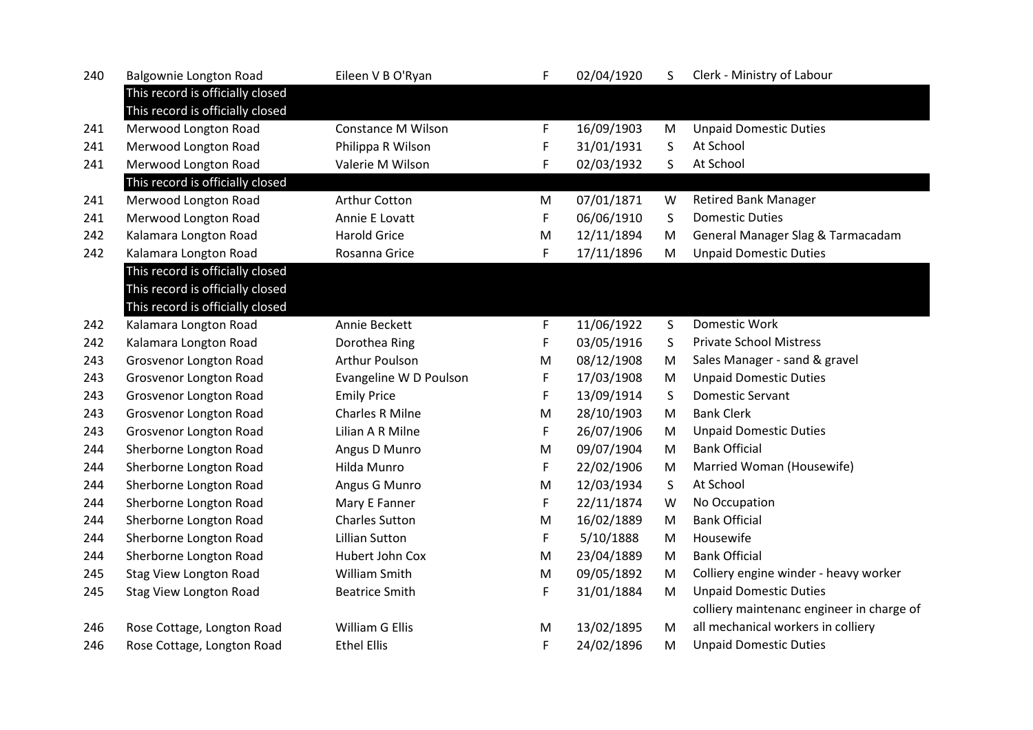| | | | | | | |
|---|---|---|---|---|---|---|
| 240 | Balgownie Longton Road | Eileen V B O'Ryan | F | 02/04/1920 | S | Clerk - Ministry of Labour |
| | This record is officially closed | | | | | |
| | This record is officially closed | | | | | |
| 241 | Merwood Longton Road | Constance M Wilson | F | 16/09/1903 | M | Unpaid Domestic Duties |
| 241 | Merwood Longton Road | Philippa R Wilson | F | 31/01/1931 | S | At School |
| 241 | Merwood Longton Road | Valerie M Wilson | F | 02/03/1932 | S | At School |
| | This record is officially closed | | | | | |
| 241 | Merwood Longton Road | Arthur Cotton | M | 07/01/1871 | W | Retired Bank Manager |
| 241 | Merwood Longton Road | Annie E Lovatt | F | 06/06/1910 | S | Domestic Duties |
| 242 | Kalamara Longton Road | Harold Grice | M | 12/11/1894 | M | General Manager Slag & Tarmacadam |
| 242 | Kalamara Longton Road | Rosanna Grice | F | 17/11/1896 | M | Unpaid Domestic Duties |
| | This record is officially closed | | | | | |
| | This record is officially closed | | | | | |
| | This record is officially closed | | | | | |
| 242 | Kalamara Longton Road | Annie Beckett | F | 11/06/1922 | S | Domestic Work |
| 242 | Kalamara Longton Road | Dorothea Ring | F | 03/05/1916 | S | Private School Mistress |
| 243 | Grosvenor Longton Road | Arthur Poulson | M | 08/12/1908 | M | Sales Manager - sand & gravel |
| 243 | Grosvenor Longton Road | Evangeline W D Poulson | F | 17/03/1908 | M | Unpaid Domestic Duties |
| 243 | Grosvenor Longton Road | Emily Price | F | 13/09/1914 | S | Domestic Servant |
| 243 | Grosvenor Longton Road | Charles R Milne | M | 28/10/1903 | M | Bank Clerk |
| 243 | Grosvenor Longton Road | Lilian A R Milne | F | 26/07/1906 | M | Unpaid Domestic Duties |
| 244 | Sherborne Longton Road | Angus D Munro | M | 09/07/1904 | M | Bank Official |
| 244 | Sherborne Longton Road | Hilda Munro | F | 22/02/1906 | M | Married Woman (Housewife) |
| 244 | Sherborne Longton Road | Angus G Munro | M | 12/03/1934 | S | At School |
| 244 | Sherborne Longton Road | Mary E Fanner | F | 22/11/1874 | W | No Occupation |
| 244 | Sherborne Longton Road | Charles Sutton | M | 16/02/1889 | M | Bank Official |
| 244 | Sherborne Longton Road | Lillian Sutton | F | 5/10/1888 | M | Housewife |
| 244 | Sherborne Longton Road | Hubert John Cox | M | 23/04/1889 | M | Bank Official |
| 245 | Stag View Longton Road | William Smith | M | 09/05/1892 | M | Colliery engine winder - heavy worker |
| 245 | Stag View Longton Road | Beatrice Smith | F | 31/01/1884 | M | Unpaid Domestic Duties |
| 246 | Rose Cottage, Longton Road | William G Ellis | M | 13/02/1895 | M | colliery maintenanc engineer in charge of all mechanical workers in colliery |
| 246 | Rose Cottage, Longton Road | Ethel Ellis | F | 24/02/1896 | M | Unpaid Domestic Duties |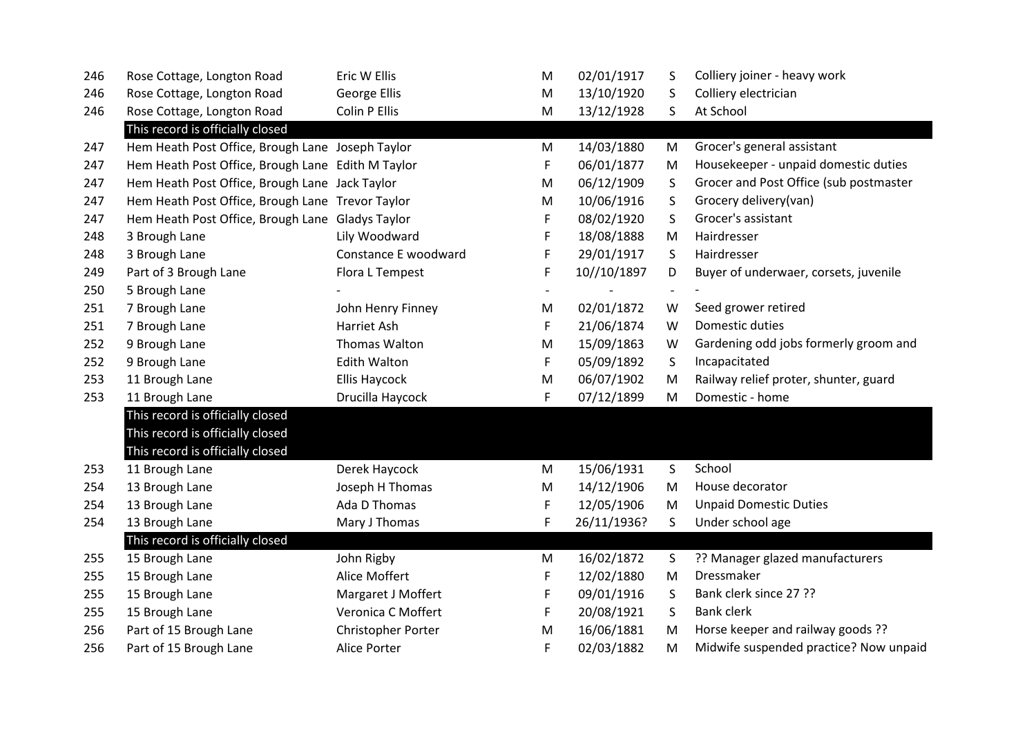| | | | | | | |
|---|---|---|---|---|---|---|
| 246 | Rose Cottage, Longton Road | Eric W Ellis | M | 02/01/1917 | S | Colliery joiner - heavy work |
| 246 | Rose Cottage, Longton Road | George Ellis | M | 13/10/1920 | S | Colliery electrician |
| 246 | Rose Cottage, Longton Road | Colin P Ellis | M | 13/12/1928 | S | At School |
| | This record is officially closed | | | | | |
| 247 | Hem Heath Post Office, Brough Lane | Joseph Taylor | M | 14/03/1880 | M | Grocer's general assistant |
| 247 | Hem Heath Post Office, Brough Lane | Edith M Taylor | F | 06/01/1877 | M | Housekeeper - unpaid domestic duties |
| 247 | Hem Heath Post Office, Brough Lane | Jack Taylor | M | 06/12/1909 | S | Grocer and Post Office (sub postmaster |
| 247 | Hem Heath Post Office, Brough Lane | Trevor Taylor | M | 10/06/1916 | S | Grocery delivery(van) |
| 247 | Hem Heath Post Office, Brough Lane | Gladys Taylor | F | 08/02/1920 | S | Grocer's assistant |
| 248 | 3 Brough Lane | Lily Woodward | F | 18/08/1888 | M | Hairdresser |
| 248 | 3 Brough Lane | Constance E woodward | F | 29/01/1917 | S | Hairdresser |
| 249 | Part of 3 Brough Lane | Flora L Tempest | F | 10//10/1897 | D | Buyer of underwaer, corsets, juvenile |
| 250 | 5 Brough Lane | - | - | - | - | - |
| 251 | 7 Brough Lane | John Henry Finney | M | 02/01/1872 | W | Seed grower retired |
| 251 | 7 Brough Lane | Harriet Ash | F | 21/06/1874 | W | Domestic duties |
| 252 | 9 Brough Lane | Thomas Walton | M | 15/09/1863 | W | Gardening odd jobs formerly groom and |
| 252 | 9 Brough Lane | Edith Walton | F | 05/09/1892 | S | Incapacitated |
| 253 | 11 Brough Lane | Ellis Haycock | M | 06/07/1902 | M | Railway relief proter, shunter, guard |
| 253 | 11 Brough Lane | Drucilla Haycock | F | 07/12/1899 | M | Domestic - home |
| | This record is officially closed | | | | | |
| | This record is officially closed | | | | | |
| | This record is officially closed | | | | | |
| 253 | 11 Brough Lane | Derek Haycock | M | 15/06/1931 | S | School |
| 254 | 13 Brough Lane | Joseph H Thomas | M | 14/12/1906 | M | House decorator |
| 254 | 13 Brough Lane | Ada D Thomas | F | 12/05/1906 | M | Unpaid Domestic Duties |
| 254 | 13 Brough Lane | Mary J Thomas | F | 26/11/1936? | S | Under school age |
| | This record is officially closed | | | | | |
| 255 | 15 Brough Lane | John Rigby | M | 16/02/1872 | S | ?? Manager glazed manufacturers |
| 255 | 15 Brough Lane | Alice Moffert | F | 12/02/1880 | M | Dressmaker |
| 255 | 15 Brough Lane | Margaret J Moffert | F | 09/01/1916 | S | Bank clerk since 27 ?? |
| 255 | 15 Brough Lane | Veronica C Moffert | F | 20/08/1921 | S | Bank clerk |
| 256 | Part of 15 Brough Lane | Christopher Porter | M | 16/06/1881 | M | Horse keeper and railway goods ?? |
| 256 | Part of 15 Brough Lane | Alice Porter | F | 02/03/1882 | M | Midwife suspended practice? Now unpaid |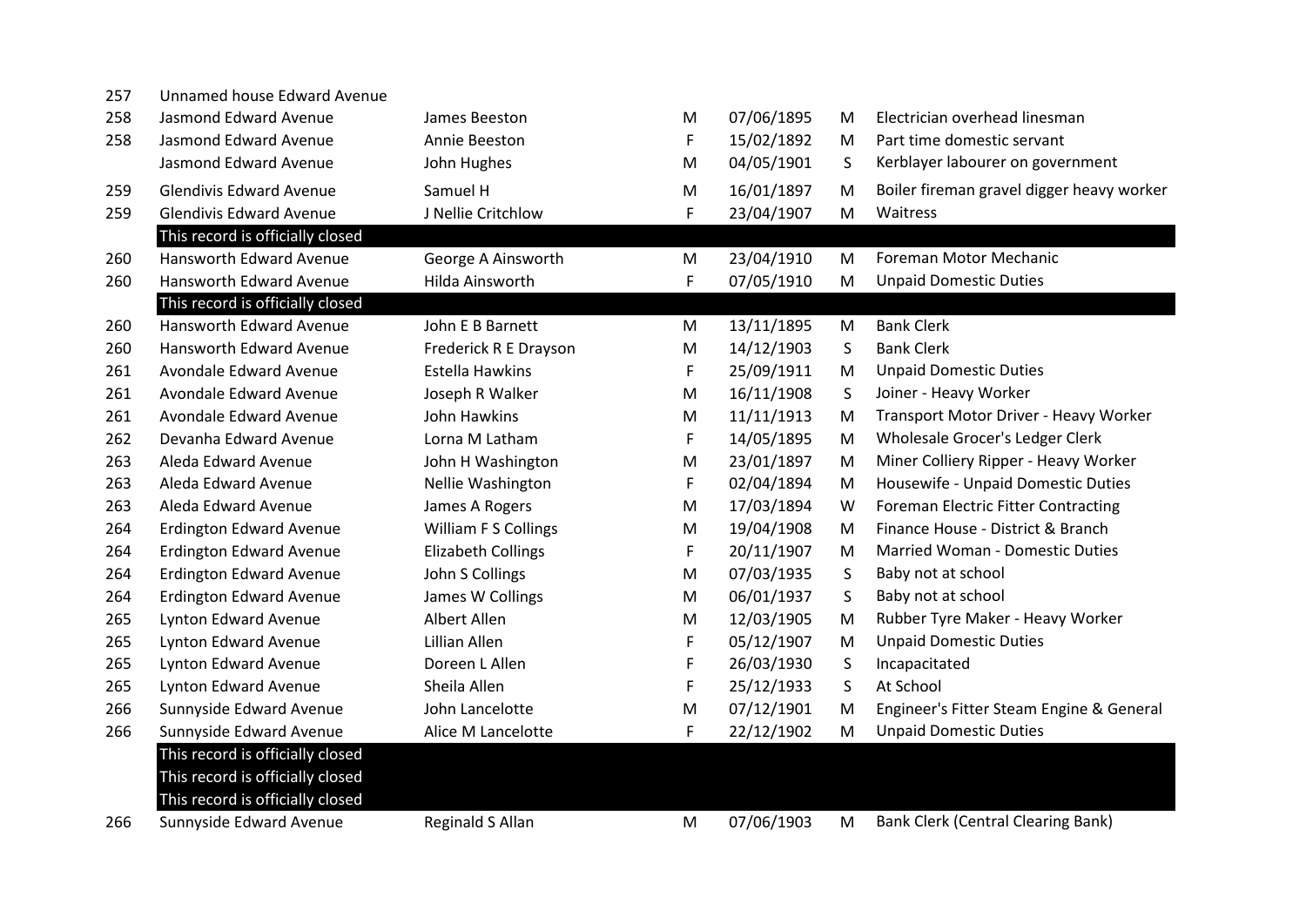| | | | | | | |
|---|---|---|---|---|---|---|
| 257 | Unnamed house Edward Avenue | | | | | |
| 258 | Jasmond Edward Avenue | James Beeston | M | 07/06/1895 | M | Electrician overhead linesman |
| 258 | Jasmond Edward Avenue | Annie Beeston | F | 15/02/1892 | M | Part time domestic servant |
| | Jasmond Edward Avenue | John Hughes | M | 04/05/1901 | S | Kerblayer labourer on government |
| 259 | Glendivis Edward Avenue | Samuel H | M | 16/01/1897 | M | Boiler fireman gravel digger heavy worker |
| 259 | Glendivis Edward Avenue | J Nellie Critchlow | F | 23/04/1907 | M | Waitress |
| | This record is officially closed | | | | | |
| 260 | Hansworth Edward Avenue | George A Ainsworth | M | 23/04/1910 | M | Foreman Motor Mechanic |
| 260 | Hansworth Edward Avenue | Hilda Ainsworth | F | 07/05/1910 | M | Unpaid Domestic Duties |
| | This record is officially closed | | | | | |
| 260 | Hansworth Edward Avenue | John E B Barnett | M | 13/11/1895 | M | Bank Clerk |
| 260 | Hansworth Edward Avenue | Frederick R E Drayson | M | 14/12/1903 | S | Bank Clerk |
| 261 | Avondale Edward Avenue | Estella Hawkins | F | 25/09/1911 | M | Unpaid Domestic Duties |
| 261 | Avondale Edward Avenue | Joseph R Walker | M | 16/11/1908 | S | Joiner - Heavy Worker |
| 261 | Avondale Edward Avenue | John Hawkins | M | 11/11/1913 | M | Transport Motor Driver - Heavy Worker |
| 262 | Devanha Edward Avenue | Lorna M Latham | F | 14/05/1895 | M | Wholesale Grocer's Ledger Clerk |
| 263 | Aleda Edward Avenue | John H Washington | M | 23/01/1897 | M | Miner Colliery Ripper - Heavy Worker |
| 263 | Aleda Edward Avenue | Nellie Washington | F | 02/04/1894 | M | Housewife - Unpaid Domestic Duties |
| 263 | Aleda Edward Avenue | James A Rogers | M | 17/03/1894 | W | Foreman Electric Fitter Contracting |
| 264 | Erdington Edward Avenue | William F S Collings | M | 19/04/1908 | M | Finance House - District & Branch |
| 264 | Erdington Edward Avenue | Elizabeth Collings | F | 20/11/1907 | M | Married Woman - Domestic Duties |
| 264 | Erdington Edward Avenue | John S Collings | M | 07/03/1935 | S | Baby not at school |
| 264 | Erdington Edward Avenue | James W Collings | M | 06/01/1937 | S | Baby not at school |
| 265 | Lynton Edward Avenue | Albert Allen | M | 12/03/1905 | M | Rubber Tyre Maker - Heavy Worker |
| 265 | Lynton Edward Avenue | Lillian Allen | F | 05/12/1907 | M | Unpaid Domestic Duties |
| 265 | Lynton Edward Avenue | Doreen L Allen | F | 26/03/1930 | S | Incapacitated |
| 265 | Lynton Edward Avenue | Sheila Allen | F | 25/12/1933 | S | At School |
| 266 | Sunnyside Edward Avenue | John Lancelotte | M | 07/12/1901 | M | Engineer's Fitter Steam Engine & General |
| 266 | Sunnyside Edward Avenue | Alice M Lancelotte | F | 22/12/1902 | M | Unpaid Domestic Duties |
| | This record is officially closed | | | | | |
| | This record is officially closed | | | | | |
| | This record is officially closed | | | | | |
| 266 | Sunnyside Edward Avenue | Reginald S Allan | M | 07/06/1903 | M | Bank Clerk (Central Clearing Bank) |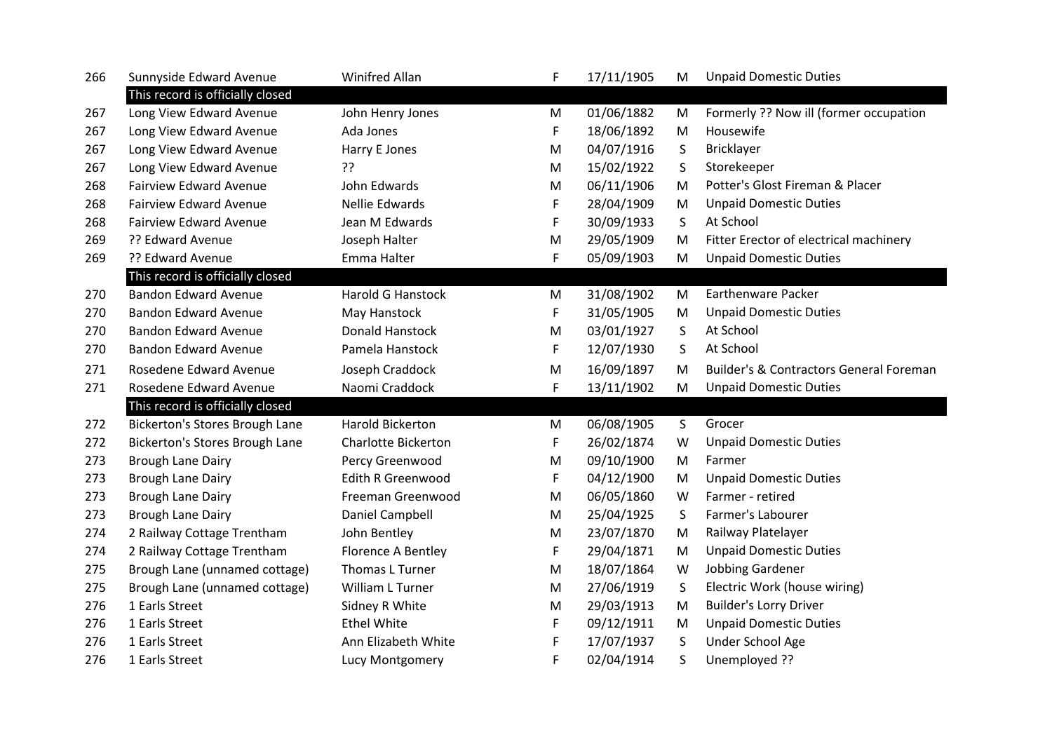| | | | | | | |
|---|---|---|---|---|---|---|
| 266 | Sunnyside Edward Avenue | Winifred Allan | F | 17/11/1905 | M | Unpaid Domestic Duties |
| | This record is officially closed | | | | | |
| 267 | Long View Edward Avenue | John Henry Jones | M | 01/06/1882 | M | Formerly ?? Now ill (former occupation |
| 267 | Long View Edward Avenue | Ada Jones | F | 18/06/1892 | M | Housewife |
| 267 | Long View Edward Avenue | Harry E Jones | M | 04/07/1916 | S | Bricklayer |
| 267 | Long View Edward Avenue | ?? | M | 15/02/1922 | S | Storekeeper |
| 268 | Fairview Edward Avenue | John Edwards | M | 06/11/1906 | M | Potter's Glost Fireman & Placer |
| 268 | Fairview Edward Avenue | Nellie Edwards | F | 28/04/1909 | M | Unpaid Domestic Duties |
| 268 | Fairview Edward Avenue | Jean M Edwards | F | 30/09/1933 | S | At School |
| 269 | ?? Edward Avenue | Joseph Halter | M | 29/05/1909 | M | Fitter Erector of electrical machinery |
| 269 | ?? Edward Avenue | Emma Halter | F | 05/09/1903 | M | Unpaid Domestic Duties |
| | This record is officially closed | | | | | |
| 270 | Bandon Edward Avenue | Harold G Hanstock | M | 31/08/1902 | M | Earthenware Packer |
| 270 | Bandon Edward Avenue | May Hanstock | F | 31/05/1905 | M | Unpaid Domestic Duties |
| 270 | Bandon Edward Avenue | Donald Hanstock | M | 03/01/1927 | S | At School |
| 270 | Bandon Edward Avenue | Pamela Hanstock | F | 12/07/1930 | S | At School |
| 271 | Rosedene Edward Avenue | Joseph Craddock | M | 16/09/1897 | M | Builder's & Contractors General Foreman |
| 271 | Rosedene Edward Avenue | Naomi Craddock | F | 13/11/1902 | M | Unpaid Domestic Duties |
| | This record is officially closed | | | | | |
| 272 | Bickerton's Stores Brough Lane | Harold Bickerton | M | 06/08/1905 | S | Grocer |
| 272 | Bickerton's Stores Brough Lane | Charlotte Bickerton | F | 26/02/1874 | W | Unpaid Domestic Duties |
| 273 | Brough Lane Dairy | Percy Greenwood | M | 09/10/1900 | M | Farmer |
| 273 | Brough Lane Dairy | Edith R Greenwood | F | 04/12/1900 | M | Unpaid Domestic Duties |
| 273 | Brough Lane Dairy | Freeman Greenwood | M | 06/05/1860 | W | Farmer - retired |
| 273 | Brough Lane Dairy | Daniel Campbell | M | 25/04/1925 | S | Farmer's Labourer |
| 274 | 2 Railway Cottage Trentham | John Bentley | M | 23/07/1870 | M | Railway Platelayer |
| 274 | 2 Railway Cottage Trentham | Florence A Bentley | F | 29/04/1871 | M | Unpaid Domestic Duties |
| 275 | Brough Lane (unnamed cottage) | Thomas L Turner | M | 18/07/1864 | W | Jobbing Gardener |
| 275 | Brough Lane (unnamed cottage) | William L Turner | M | 27/06/1919 | S | Electric Work (house wiring) |
| 276 | 1 Earls Street | Sidney R White | M | 29/03/1913 | M | Builder's Lorry Driver |
| 276 | 1 Earls Street | Ethel White | F | 09/12/1911 | M | Unpaid Domestic Duties |
| 276 | 1 Earls Street | Ann Elizabeth White | F | 17/07/1937 | S | Under School Age |
| 276 | 1 Earls Street | Lucy Montgomery | F | 02/04/1914 | S | Unemployed ?? |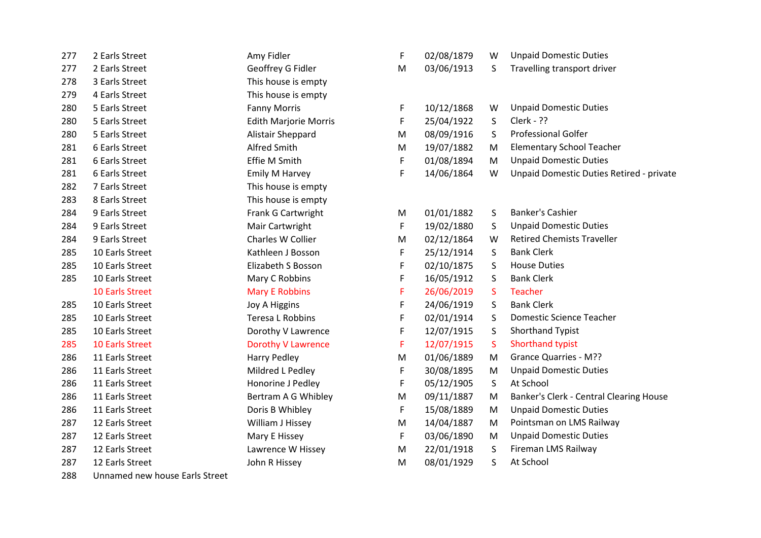| | | | | | | |
|---|---|---|---|---|---|---|
| 277 | 2 Earls Street | Amy Fidler | F | 02/08/1879 | W | Unpaid Domestic Duties |
| 277 | 2 Earls Street | Geoffrey G Fidler | M | 03/06/1913 | S | Travelling transport driver |
| 278 | 3 Earls Street | This house is empty | | | | |
| 279 | 4 Earls Street | This house is empty | | | | |
| 280 | 5 Earls Street | Fanny Morris | F | 10/12/1868 | W | Unpaid Domestic Duties |
| 280 | 5 Earls Street | Edith Marjorie Morris | F | 25/04/1922 | S | Clerk - ?? |
| 280 | 5 Earls Street | Alistair Sheppard | M | 08/09/1916 | S | Professional Golfer |
| 281 | 6 Earls Street | Alfred Smith | M | 19/07/1882 | M | Elementary School Teacher |
| 281 | 6 Earls Street | Effie M Smith | F | 01/08/1894 | M | Unpaid Domestic Duties |
| 281 | 6 Earls Street | Emily M Harvey | F | 14/06/1864 | W | Unpaid Domestic Duties Retired - private |
| 282 | 7 Earls Street | This house is empty | | | | |
| 283 | 8 Earls Street | This house is empty | | | | |
| 284 | 9 Earls Street | Frank G Cartwright | M | 01/01/1882 | S | Banker's Cashier |
| 284 | 9 Earls Street | Mair Cartwright | F | 19/02/1880 | S | Unpaid Domestic Duties |
| 284 | 9 Earls Street | Charles W Collier | M | 02/12/1864 | W | Retired Chemists Traveller |
| 285 | 10 Earls Street | Kathleen J Bosson | F | 25/12/1914 | S | Bank Clerk |
| 285 | 10 Earls Street | Elizabeth S Bosson | F | 02/10/1875 | S | House Duties |
| 285 | 10 Earls Street | Mary C Robbins | F | 16/05/1912 | S | Bank Clerk |
| | 10 Earls Street | Mary E Robbins | F | 26/06/2019 | S | Teacher |
| 285 | 10 Earls Street | Joy A Higgins | F | 24/06/1919 | S | Bank Clerk |
| 285 | 10 Earls Street | Teresa L Robbins | F | 02/01/1914 | S | Domestic Science Teacher |
| 285 | 10 Earls Street | Dorothy V Lawrence | F | 12/07/1915 | S | Shorthand Typist |
| 285 | 10 Earls Street | Dorothy V Lawrence | F | 12/07/1915 | S | Shorthand typist |
| 286 | 11 Earls Street | Harry Pedley | M | 01/06/1889 | M | Grance Quarries - M?? |
| 286 | 11 Earls Street | Mildred L Pedley | F | 30/08/1895 | M | Unpaid Domestic Duties |
| 286 | 11 Earls Street | Honorine J Pedley | F | 05/12/1905 | S | At School |
| 286 | 11 Earls Street | Bertram A G Whibley | M | 09/11/1887 | M | Banker's Clerk - Central Clearing House |
| 286 | 11 Earls Street | Doris B Whibley | F | 15/08/1889 | M | Unpaid Domestic Duties |
| 287 | 12 Earls Street | William J Hissey | M | 14/04/1887 | M | Pointsman on LMS Railway |
| 287 | 12 Earls Street | Mary E Hissey | F | 03/06/1890 | M | Unpaid Domestic Duties |
| 287 | 12 Earls Street | Lawrence W Hissey | M | 22/01/1918 | S | Fireman LMS Railway |
| 287 | 12 Earls Street | John R Hissey | M | 08/01/1929 | S | At School |
| 288 | Unnamed new house Earls Street | | | | | |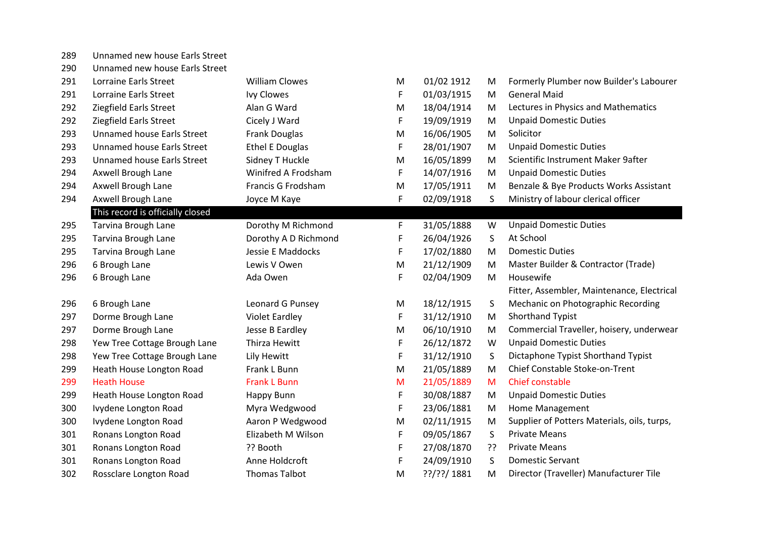| | | | | | | |
|---|---|---|---|---|---|---|
| 289 | Unnamed new house Earls Street | | | | | |
| 290 | Unnamed new house Earls Street | | | | | |
| 291 | Lorraine Earls Street | William Clowes | M | 01/02 1912 | M | Formerly Plumber now Builder's Labourer |
| 291 | Lorraine Earls Street | Ivy Clowes | F | 01/03/1915 | M | General Maid |
| 292 | Ziegfield Earls Street | Alan G Ward | M | 18/04/1914 | M | Lectures in Physics and Mathematics |
| 292 | Ziegfield Earls Street | Cicely J Ward | F | 19/09/1919 | M | Unpaid Domestic Duties |
| 293 | Unnamed house Earls Street | Frank Douglas | M | 16/06/1905 | M | Solicitor |
| 293 | Unnamed house Earls Street | Ethel E Douglas | F | 28/01/1907 | M | Unpaid Domestic Duties |
| 293 | Unnamed house Earls Street | Sidney T Huckle | M | 16/05/1899 | M | Scientific Instrument Maker 9after |
| 294 | Axwell Brough Lane | Winifred A Frodsham | F | 14/07/1916 | M | Unpaid Domestic Duties |
| 294 | Axwell Brough Lane | Francis G Frodsham | M | 17/05/1911 | M | Benzale & Bye Products Works Assistant |
| 294 | Axwell Brough Lane | Joyce M Kaye | F | 02/09/1918 | S | Ministry of labour clerical officer |
| | This record is officially closed | | | | | |
| 295 | Tarvina Brough Lane | Dorothy M Richmond | F | 31/05/1888 | W | Unpaid Domestic Duties |
| 295 | Tarvina Brough Lane | Dorothy A D Richmond | F | 26/04/1926 | S | At School |
| 295 | Tarvina Brough Lane | Jessie E Maddocks | F | 17/02/1880 | M | Domestic Duties |
| 296 | 6 Brough Lane | Lewis V Owen | M | 21/12/1909 | M | Master Builder & Contractor (Trade) |
| 296 | 6 Brough Lane | Ada Owen | F | 02/04/1909 | M | Housewife |
| 296 | 6 Brough Lane | Leonard G Punsey | M | 18/12/1915 | S | Fitter, Assembler, Maintenance, Electrical Mechanic on Photographic Recording |
| 297 | Dorme Brough Lane | Violet Eardley | F | 31/12/1910 | M | Shorthand Typist |
| 297 | Dorme Brough Lane | Jesse B Eardley | M | 06/10/1910 | M | Commercial Traveller, hoisery, underwear |
| 298 | Yew Tree Cottage Brough Lane | Thirza Hewitt | F | 26/12/1872 | W | Unpaid Domestic Duties |
| 298 | Yew Tree Cottage Brough Lane | Lily Hewitt | F | 31/12/1910 | S | Dictaphone Typist Shorthand Typist |
| 299 | Heath House Longton Road | Frank L Bunn | M | 21/05/1889 | M | Chief Constable Stoke-on-Trent |
| 299 | Heath House | Frank L Bunn | M | 21/05/1889 | M | Chief constable |
| 299 | Heath House Longton Road | Happy Bunn | F | 30/08/1887 | M | Unpaid Domestic Duties |
| 300 | Ivydene Longton Road | Myra Wedgwood | F | 23/06/1881 | M | Home Management |
| 300 | Ivydene Longton Road | Aaron P Wedgwood | M | 02/11/1915 | M | Supplier of Potters Materials, oils, turps, |
| 301 | Ronans Longton Road | Elizabeth M Wilson | F | 09/05/1867 | S | Private Means |
| 301 | Ronans Longton Road | ?? Booth | F | 27/08/1870 | ?? | Private Means |
| 301 | Ronans Longton Road | Anne Holdcroft | F | 24/09/1910 | S | Domestic Servant |
| 302 | Rossclare Longton Road | Thomas Talbot | M | ??/??/ 1881 | M | Director (Traveller) Manufacturer Tile |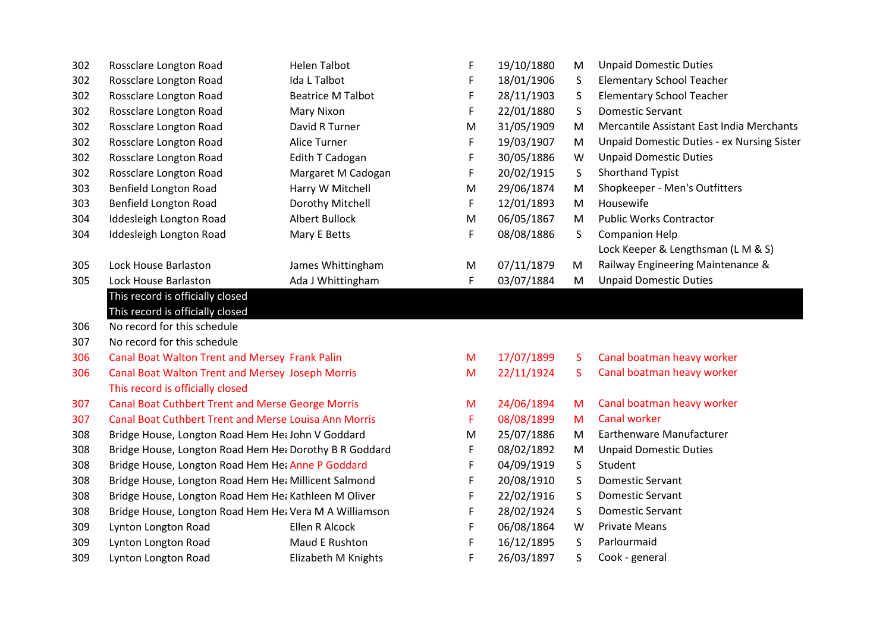| | | | | | | |
|---|---|---|---|---|---|---|
| 302 | Rossclare Longton Road | Helen Talbot | F | 19/10/1880 | M | Unpaid Domestic Duties |
| 302 | Rossclare Longton Road | Ida L Talbot | F | 18/01/1906 | S | Elementary School Teacher |
| 302 | Rossclare Longton Road | Beatrice M Talbot | F | 28/11/1903 | S | Elementary School Teacher |
| 302 | Rossclare Longton Road | Mary Nixon | F | 22/01/1880 | S | Domestic Servant |
| 302 | Rossclare Longton Road | David R Turner | M | 31/05/1909 | M | Mercantile Assistant East India Merchants |
| 302 | Rossclare Longton Road | Alice Turner | F | 19/03/1907 | M | Unpaid Domestic Duties - ex Nursing Sister |
| 302 | Rossclare Longton Road | Edith T Cadogan | F | 30/05/1886 | W | Unpaid Domestic Duties |
| 302 | Rossclare Longton Road | Margaret M Cadogan | F | 20/02/1915 | S | Shorthand Typist |
| 303 | Benfield Longton Road | Harry W Mitchell | M | 29/06/1874 | M | Shopkeeper - Men's Outfitters |
| 303 | Benfield Longton Road | Dorothy Mitchell | F | 12/01/1893 | M | Housewife |
| 304 | Iddesleigh Longton Road | Albert Bullock | M | 06/05/1867 | M | Public Works Contractor |
| 304 | Iddesleigh Longton Road | Mary E Betts | F | 08/08/1886 | S | Companion Help |
| 305 | Lock House Barlaston | James Whittingham | M | 07/11/1879 | M | Lock Keeper & Lengthsman (L M & S) Railway Engineering Maintenance & |
| 305 | Lock House Barlaston | Ada J Whittingham | F | 03/07/1884 | M | Unpaid Domestic Duties |
| | This record is officially closed | | | | | |
| | This record is officially closed | | | | | |
| 306 | No record for this schedule | | | | | |
| 307 | No record for this schedule | | | | | |
| 306 | Canal Boat Walton Trent and Mersey | Frank Palin | M | 17/07/1899 | S | Canal boatman heavy worker |
| 306 | Canal Boat Walton Trent and Mersey | Joseph Morris | M | 22/11/1924 | S | Canal boatman heavy worker |
| | This record is officially closed | | | | | |
| 307 | Canal Boat Cuthbert Trent and Merse | George Morris | M | 24/06/1894 | M | Canal boatman heavy worker |
| 307 | Canal Boat Cuthbert Trent and Merse | Louisa Ann Morris | F | 08/08/1899 | M | Canal worker |
| 308 | Bridge House, Longton Road Hem Hea | John V Goddard | M | 25/07/1886 | M | Earthenware Manufacturer |
| 308 | Bridge House, Longton Road Hem Hea | Dorothy B R Goddard | F | 08/02/1892 | M | Unpaid Domestic Duties |
| 308 | Bridge House, Longton Road Hem Hea | Anne P Goddard | F | 04/09/1919 | S | Student |
| 308 | Bridge House, Longton Road Hem Hea | Millicent Salmond | F | 20/08/1910 | S | Domestic Servant |
| 308 | Bridge House, Longton Road Hem Hea | Kathleen M Oliver | F | 22/02/1916 | S | Domestic Servant |
| 308 | Bridge House, Longton Road Hem Hea | Vera M A Williamson | F | 28/02/1924 | S | Domestic Servant |
| 309 | Lynton Longton Road | Ellen R Alcock | F | 06/08/1864 | W | Private Means |
| 309 | Lynton Longton Road | Maud E Rushton | F | 16/12/1895 | S | Parlourmaid |
| 309 | Lynton Longton Road | Elizabeth M Knights | F | 26/03/1897 | S | Cook - general |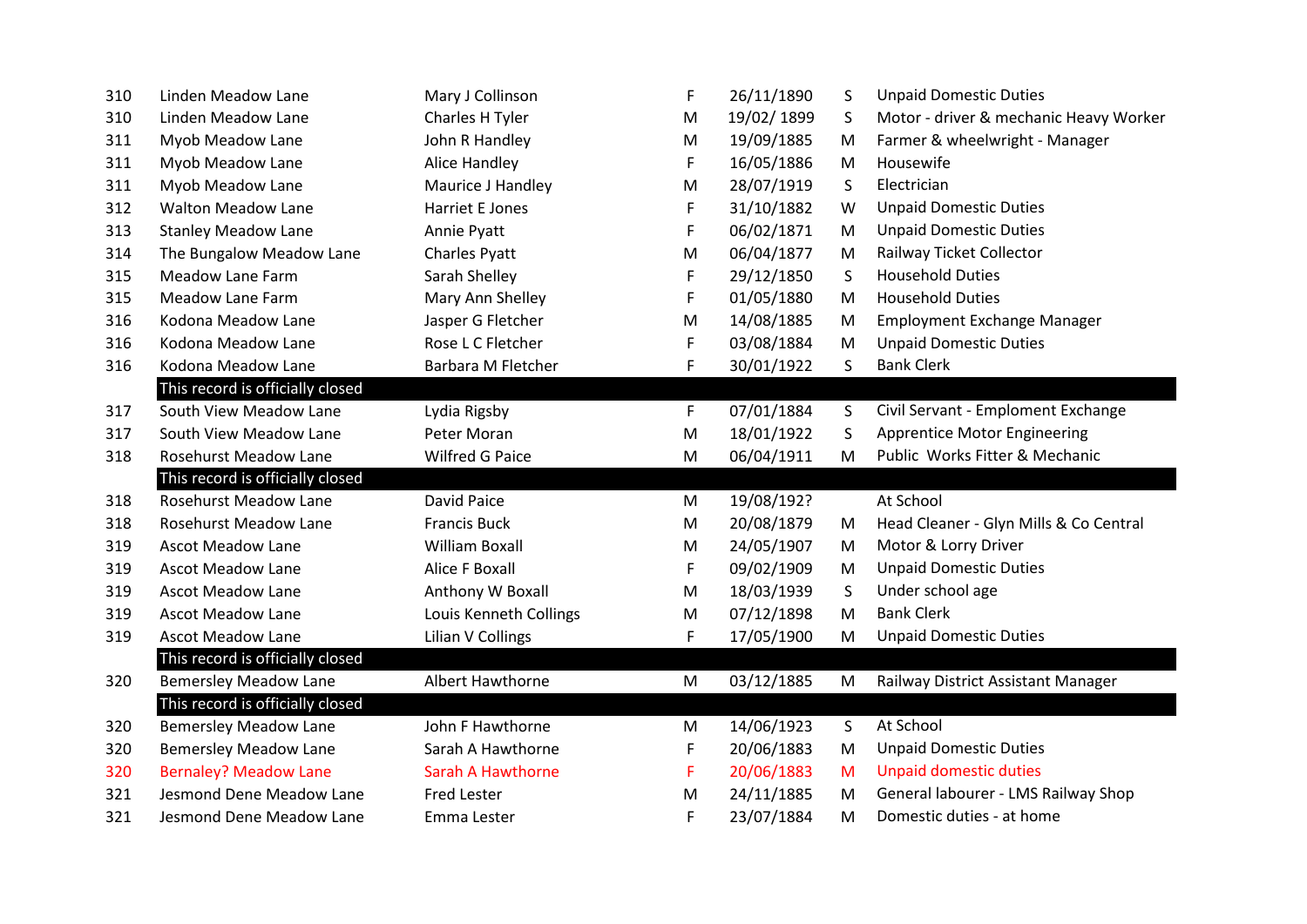| | | | | | | |
|---|---|---|---|---|---|---|
| 310 | Linden Meadow Lane | Mary J Collinson | F | 26/11/1890 | S | Unpaid Domestic Duties |
| 310 | Linden Meadow Lane | Charles H Tyler | M | 19/02/ 1899 | S | Motor - driver & mechanic Heavy Worker |
| 311 | Myob Meadow Lane | John R Handley | M | 19/09/1885 | M | Farmer & wheelwright - Manager |
| 311 | Myob Meadow Lane | Alice Handley | F | 16/05/1886 | M | Housewife |
| 311 | Myob Meadow Lane | Maurice J Handley | M | 28/07/1919 | S | Electrician |
| 312 | Walton Meadow Lane | Harriet E Jones | F | 31/10/1882 | W | Unpaid Domestic Duties |
| 313 | Stanley Meadow Lane | Annie Pyatt | F | 06/02/1871 | M | Unpaid Domestic Duties |
| 314 | The Bungalow Meadow Lane | Charles Pyatt | M | 06/04/1877 | M | Railway Ticket Collector |
| 315 | Meadow Lane Farm | Sarah Shelley | F | 29/12/1850 | S | Household Duties |
| 315 | Meadow Lane Farm | Mary Ann Shelley | F | 01/05/1880 | M | Household Duties |
| 316 | Kodona Meadow Lane | Jasper G Fletcher | M | 14/08/1885 | M | Employment Exchange Manager |
| 316 | Kodona Meadow Lane | Rose L C Fletcher | F | 03/08/1884 | M | Unpaid Domestic Duties |
| 316 | Kodona Meadow Lane | Barbara M Fletcher | F | 30/01/1922 | S | Bank Clerk |
| | This record is officially closed | | | | | |
| 317 | South View Meadow Lane | Lydia Rigsby | F | 07/01/1884 | S | Civil Servant - Emploment Exchange |
| 317 | South View Meadow Lane | Peter Moran | M | 18/01/1922 | S | Apprentice Motor Engineering |
| 318 | Rosehurst Meadow Lane | Wilfred G Paice | M | 06/04/1911 | M | Public Works Fitter & Mechanic |
| | This record is officially closed | | | | | |
| 318 | Rosehurst Meadow Lane | David Paice | M | 19/08/192? | | At School |
| 318 | Rosehurst Meadow Lane | Francis Buck | M | 20/08/1879 | M | Head Cleaner - Glyn Mills & Co Central |
| 319 | Ascot Meadow Lane | William Boxall | M | 24/05/1907 | M | Motor & Lorry Driver |
| 319 | Ascot Meadow Lane | Alice F Boxall | F | 09/02/1909 | M | Unpaid Domestic Duties |
| 319 | Ascot Meadow Lane | Anthony W Boxall | M | 18/03/1939 | S | Under school age |
| 319 | Ascot Meadow Lane | Louis Kenneth Collings | M | 07/12/1898 | M | Bank Clerk |
| 319 | Ascot Meadow Lane | Lilian V Collings | F | 17/05/1900 | M | Unpaid Domestic Duties |
| | This record is officially closed | | | | | |
| 320 | Bemersley Meadow Lane | Albert Hawthorne | M | 03/12/1885 | M | Railway District Assistant Manager |
| | This record is officially closed | | | | | |
| 320 | Bemersley Meadow Lane | John F Hawthorne | M | 14/06/1923 | S | At School |
| 320 | Bemersley Meadow Lane | Sarah A Hawthorne | F | 20/06/1883 | M | Unpaid Domestic Duties |
| 320 | Bernaley? Meadow Lane | Sarah A Hawthorne | F | 20/06/1883 | M | Unpaid domestic duties |
| 321 | Jesmond Dene Meadow Lane | Fred Lester | M | 24/11/1885 | M | General labourer - LMS Railway Shop |
| 321 | Jesmond Dene Meadow Lane | Emma Lester | F | 23/07/1884 | M | Domestic duties - at home |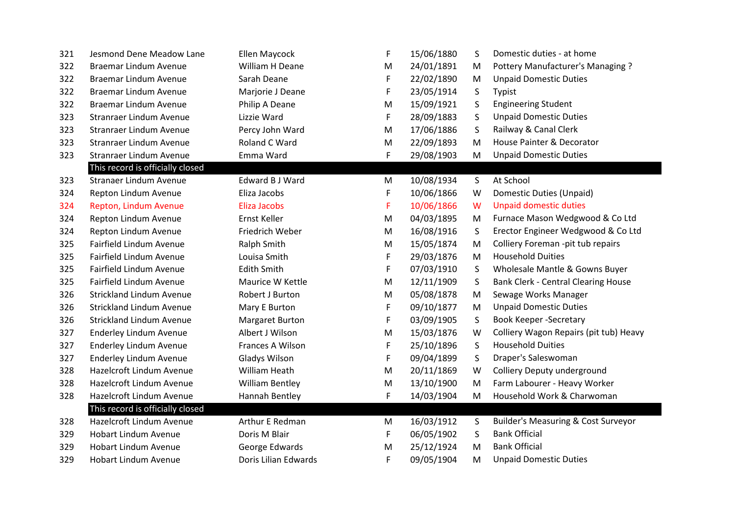| | | | | | | |
|---|---|---|---|---|---|---|
| 321 | Jesmond Dene Meadow Lane | Ellen Maycock | F | 15/06/1880 | S | Domestic duties - at home |
| 322 | Braemar Lindum Avenue | William H Deane | M | 24/01/1891 | M | Pottery Manufacturer's Managing ? |
| 322 | Braemar Lindum Avenue | Sarah Deane | F | 22/02/1890 | M | Unpaid Domestic Duties |
| 322 | Braemar Lindum Avenue | Marjorie J Deane | F | 23/05/1914 | S | Typist |
| 322 | Braemar Lindum Avenue | Philip A Deane | M | 15/09/1921 | S | Engineering Student |
| 323 | Stranraer Lindum Avenue | Lizzie Ward | F | 28/09/1883 | S | Unpaid Domestic Duties |
| 323 | Stranraer Lindum Avenue | Percy John Ward | M | 17/06/1886 | S | Railway & Canal Clerk |
| 323 | Stranraer Lindum Avenue | Roland C Ward | M | 22/09/1893 | M | House Painter & Decorator |
| 323 | Stranraer Lindum Avenue | Emma Ward | F | 29/08/1903 | M | Unpaid Domestic Duties |
| | This record is officially closed | | | | | |
| 323 | Stranaer Lindum Avenue | Edward B J Ward | M | 10/08/1934 | S | At School |
| 324 | Repton Lindum Avenue | Eliza Jacobs | F | 10/06/1866 | W | Domestic Duties (Unpaid) |
| 324 | Repton, Lindum Avenue | Eliza Jacobs | F | 10/06/1866 | W | Unpaid domestic duties |
| 324 | Repton Lindum Avenue | Ernst Keller | M | 04/03/1895 | M | Furnace Mason Wedgwood & Co Ltd |
| 324 | Repton Lindum Avenue | Friedrich Weber | M | 16/08/1916 | S | Erector Engineer Wedgwood & Co Ltd |
| 325 | Fairfield Lindum Avenue | Ralph Smith | M | 15/05/1874 | M | Colliery Foreman -pit tub repairs |
| 325 | Fairfield Lindum Avenue | Louisa Smith | F | 29/03/1876 | M | Household Duties |
| 325 | Fairfield Lindum Avenue | Edith Smith | F | 07/03/1910 | S | Wholesale Mantle & Gowns Buyer |
| 325 | Fairfield Lindum Avenue | Maurice W Kettle | M | 12/11/1909 | S | Bank Clerk - Central Clearing House |
| 326 | Strickland Lindum Avenue | Robert J Burton | M | 05/08/1878 | M | Sewage Works Manager |
| 326 | Strickland Lindum Avenue | Mary E Burton | F | 09/10/1877 | M | Unpaid Domestic Duties |
| 326 | Strickland Lindum Avenue | Margaret Burton | F | 03/09/1905 | S | Book Keeper -Secretary |
| 327 | Enderley Lindum Avenue | Albert J Wilson | M | 15/03/1876 | W | Colliery Wagon Repairs (pit tub) Heavy |
| 327 | Enderley Lindum Avenue | Frances A Wilson | F | 25/10/1896 | S | Household Duities |
| 327 | Enderley Lindum Avenue | Gladys Wilson | F | 09/04/1899 | S | Draper's Saleswoman |
| 328 | Hazelcroft Lindum Avenue | William Heath | M | 20/11/1869 | W | Colliery Deputy underground |
| 328 | Hazelcroft Lindum Avenue | William Bentley | M | 13/10/1900 | M | Farm Labourer - Heavy Worker |
| 328 | Hazelcroft Lindum Avenue | Hannah Bentley | F | 14/03/1904 | M | Household Work & Charwoman |
| | This record is officially closed | | | | | |
| 328 | Hazelcroft Lindum Avenue | Arthur E Redman | M | 16/03/1912 | S | Builder's Measuring & Cost Surveyor |
| 329 | Hobart Lindum Avenue | Doris M Blair | F | 06/05/1902 | S | Bank Official |
| 329 | Hobart Lindum Avenue | George Edwards | M | 25/12/1924 | M | Bank Official |
| 329 | Hobart Lindum Avenue | Doris Lilian Edwards | F | 09/05/1904 | M | Unpaid Domestic Duties |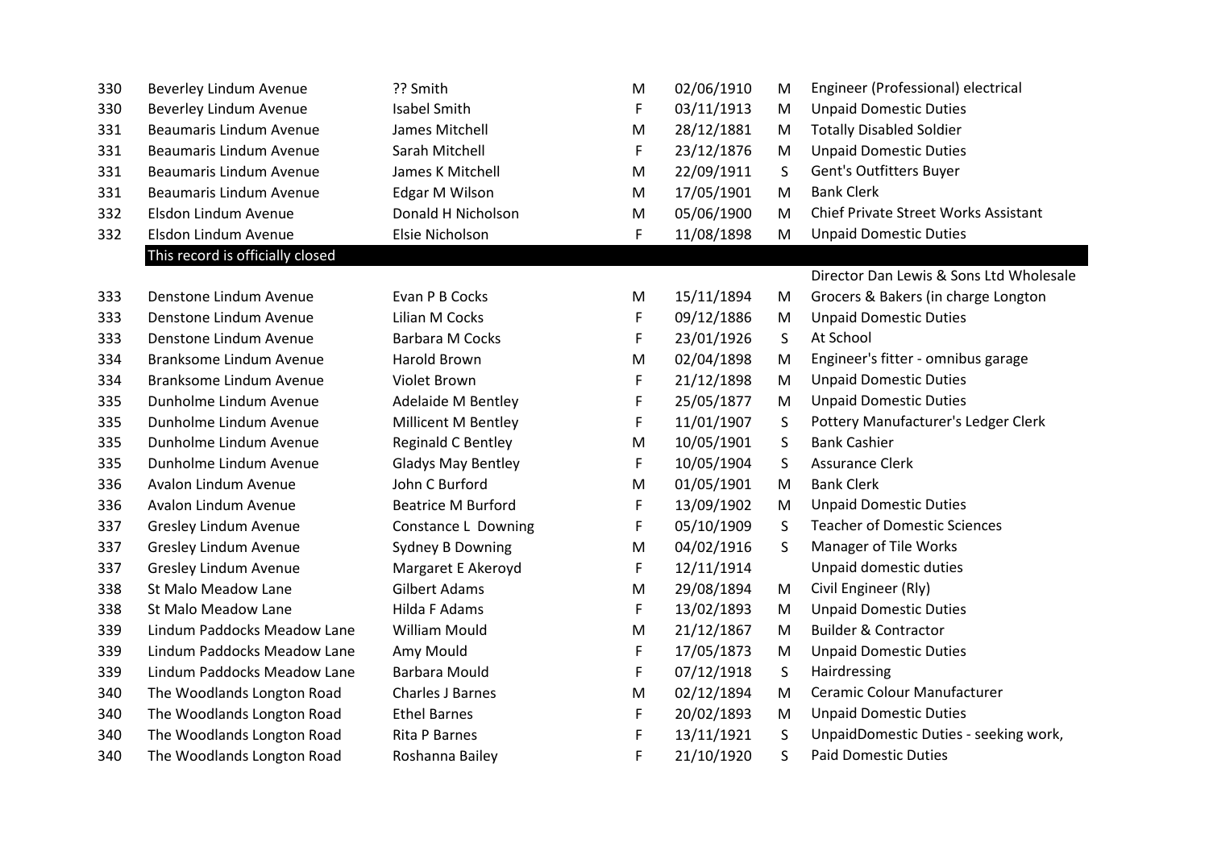| | | | | | | |
|---|---|---|---|---|---|---|
| 330 | Beverley Lindum Avenue | ?? Smith | M | 02/06/1910 | M | Engineer (Professional) electrical |
| 330 | Beverley Lindum Avenue | Isabel Smith | F | 03/11/1913 | M | Unpaid Domestic Duties |
| 331 | Beaumaris Lindum Avenue | James Mitchell | M | 28/12/1881 | M | Totally Disabled Soldier |
| 331 | Beaumaris Lindum Avenue | Sarah Mitchell | F | 23/12/1876 | M | Unpaid Domestic Duties |
| 331 | Beaumaris Lindum Avenue | James K Mitchell | M | 22/09/1911 | S | Gent's Outfitters Buyer |
| 331 | Beaumaris Lindum Avenue | Edgar M Wilson | M | 17/05/1901 | M | Bank Clerk |
| 332 | Elsdon Lindum Avenue | Donald H Nicholson | M | 05/06/1900 | M | Chief Private Street Works Assistant |
| 332 | Elsdon Lindum Avenue | Elsie Nicholson | F | 11/08/1898 | M | Unpaid Domestic Duties |
| | This record is officially closed | | | | | |
| 333 | Denstone Lindum Avenue | Evan P B Cocks | M | 15/11/1894 | M | Director Dan Lewis & Sons Ltd Wholesale Grocers & Bakers (in charge Longton |
| 333 | Denstone Lindum Avenue | Lilian M Cocks | F | 09/12/1886 | M | Unpaid Domestic Duties |
| 333 | Denstone Lindum Avenue | Barbara M Cocks | F | 23/01/1926 | S | At School |
| 334 | Branksome Lindum Avenue | Harold Brown | M | 02/04/1898 | M | Engineer's fitter - omnibus garage |
| 334 | Branksome Lindum Avenue | Violet Brown | F | 21/12/1898 | M | Unpaid Domestic Duties |
| 335 | Dunholme Lindum Avenue | Adelaide M Bentley | F | 25/05/1877 | M | Unpaid Domestic Duties |
| 335 | Dunholme Lindum Avenue | Millicent M Bentley | F | 11/01/1907 | S | Pottery Manufacturer's Ledger Clerk |
| 335 | Dunholme Lindum Avenue | Reginald C Bentley | M | 10/05/1901 | S | Bank Cashier |
| 335 | Dunholme Lindum Avenue | Gladys May Bentley | F | 10/05/1904 | S | Assurance Clerk |
| 336 | Avalon Lindum Avenue | John C Burford | M | 01/05/1901 | M | Bank Clerk |
| 336 | Avalon Lindum Avenue | Beatrice M Burford | F | 13/09/1902 | M | Unpaid Domestic Duties |
| 337 | Gresley Lindum Avenue | Constance L Downing | F | 05/10/1909 | S | Teacher of Domestic Sciences |
| 337 | Gresley Lindum Avenue | Sydney B Downing | M | 04/02/1916 | S | Manager of Tile Works |
| 337 | Gresley Lindum Avenue | Margaret E Akeroyd | F | 12/11/1914 | | Unpaid domestic duties |
| 338 | St Malo Meadow Lane | Gilbert Adams | M | 29/08/1894 | M | Civil Engineer (Rly) |
| 338 | St Malo Meadow Lane | Hilda F Adams | F | 13/02/1893 | M | Unpaid Domestic Duties |
| 339 | Lindum Paddocks Meadow Lane | William Mould | M | 21/12/1867 | M | Builder & Contractor |
| 339 | Lindum Paddocks Meadow Lane | Amy Mould | F | 17/05/1873 | M | Unpaid Domestic Duties |
| 339 | Lindum Paddocks Meadow Lane | Barbara Mould | F | 07/12/1918 | S | Hairdressing |
| 340 | The Woodlands Longton Road | Charles J Barnes | M | 02/12/1894 | M | Ceramic Colour Manufacturer |
| 340 | The Woodlands Longton Road | Ethel Barnes | F | 20/02/1893 | M | Unpaid Domestic Duties |
| 340 | The Woodlands Longton Road | Rita P Barnes | F | 13/11/1921 | S | UnpaidDomestic Duties - seeking work, |
| 340 | The Woodlands Longton Road | Roshanna Bailey | F | 21/10/1920 | S | Paid Domestic Duties |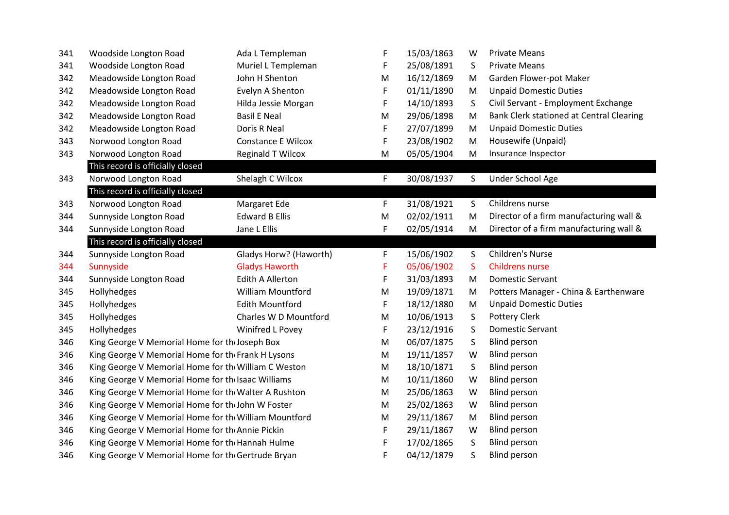| | | | | | | |
|---|---|---|---|---|---|---|
| 341 | Woodside Longton Road | Ada L Templeman | F | 15/03/1863 | W | Private Means |
| 341 | Woodside Longton Road | Muriel L Templeman | F | 25/08/1891 | S | Private Means |
| 342 | Meadowside Longton Road | John H Shenton | M | 16/12/1869 | M | Garden Flower-pot Maker |
| 342 | Meadowside Longton Road | Evelyn A Shenton | F | 01/11/1890 | M | Unpaid Domestic Duties |
| 342 | Meadowside Longton Road | Hilda Jessie Morgan | F | 14/10/1893 | S | Civil Servant - Employment Exchange |
| 342 | Meadowside Longton Road | Basil E Neal | M | 29/06/1898 | M | Bank Clerk stationed at Central Clearing |
| 342 | Meadowside Longton Road | Doris R Neal | F | 27/07/1899 | M | Unpaid Domestic Duties |
| 343 | Norwood Longton Road | Constance E Wilcox | F | 23/08/1902 | M | Housewife (Unpaid) |
| 343 | Norwood Longton Road | Reginald T Wilcox | M | 05/05/1904 | M | Insurance Inspector |
| | This record is officially closed | | | | | |
| 343 | Norwood Longton Road | Shelagh C Wilcox | F | 30/08/1937 | S | Under School Age |
| | This record is officially closed | | | | | |
| 343 | Norwood Longton Road | Margaret Ede | F | 31/08/1921 | S | Childrens nurse |
| 344 | Sunnyside Longton Road | Edward B Ellis | M | 02/02/1911 | M | Director of a firm manufacturing wall & |
| 344 | Sunnyside Longton Road | Jane L Ellis | F | 02/05/1914 | M | Director of a firm manufacturing wall & |
| | This record is officially closed | | | | | |
| 344 | Sunnyside Longton Road | Gladys Horw? (Haworth) | F | 15/06/1902 | S | Children's Nurse |
| 344 | Sunnyside | Gladys Haworth | F | 05/06/1902 | S | Childrens nurse |
| 344 | Sunnyside Longton Road | Edith A Allerton | F | 31/03/1893 | M | Domestic Servant |
| 345 | Hollyhedges | William Mountford | M | 19/09/1871 | M | Potters Manager - China & Earthenware |
| 345 | Hollyhedges | Edith Mountford | F | 18/12/1880 | M | Unpaid Domestic Duties |
| 345 | Hollyhedges | Charles W D Mountford | M | 10/06/1913 | S | Pottery Clerk |
| 345 | Hollyhedges | Winifred L Povey | F | 23/12/1916 | S | Domestic Servant |
| 346 | King George V Memorial Home for th | Joseph Box | M | 06/07/1875 | S | Blind person |
| 346 | King George V Memorial Home for th | Frank H Lysons | M | 19/11/1857 | W | Blind person |
| 346 | King George V Memorial Home for th | William C Weston | M | 18/10/1871 | S | Blind person |
| 346 | King George V Memorial Home for th | Isaac Williams | M | 10/11/1860 | W | Blind person |
| 346 | King George V Memorial Home for th | Walter A Rushton | M | 25/06/1863 | W | Blind person |
| 346 | King George V Memorial Home for th | John W Foster | M | 25/02/1863 | W | Blind person |
| 346 | King George V Memorial Home for th | William Mountford | M | 29/11/1867 | M | Blind person |
| 346 | King George V Memorial Home for th | Annie Pickin | F | 29/11/1867 | W | Blind person |
| 346 | King George V Memorial Home for th | Hannah Hulme | F | 17/02/1865 | S | Blind person |
| 346 | King George V Memorial Home for th | Gertrude Bryan | F | 04/12/1879 | S | Blind person |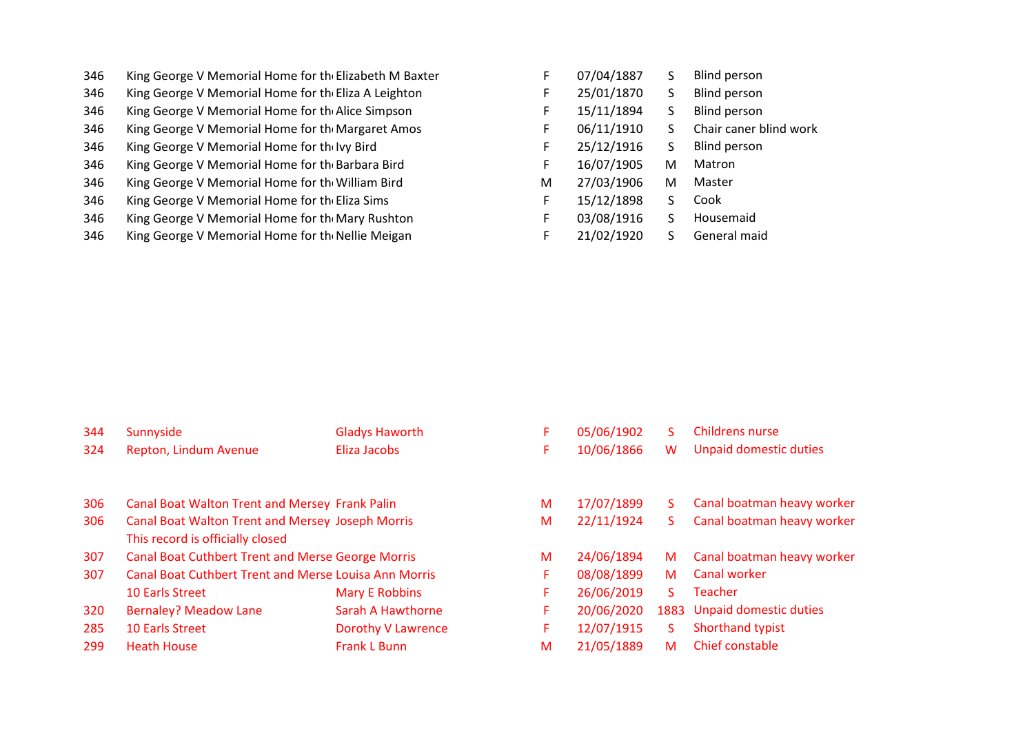| | | | | | | |
|---|---|---|---|---|---|---|
| 346 | King George V Memorial Home for th | Elizabeth M Baxter | F | 07/04/1887 | S | Blind person |
| 346 | King George V Memorial Home for th | Eliza A Leighton | F | 25/01/1870 | S | Blind person |
| 346 | King George V Memorial Home for th | Alice Simpson | F | 15/11/1894 | S | Blind person |
| 346 | King George V Memorial Home for th | Margaret Amos | F | 06/11/1910 | S | Chair caner blind work |
| 346 | King George V Memorial Home for th | Ivy Bird | F | 25/12/1916 | S | Blind person |
| 346 | King George V Memorial Home for th | Barbara Bird | F | 16/07/1905 | M | Matron |
| 346 | King George V Memorial Home for th | William Bird | M | 27/03/1906 | M | Master |
| 346 | King George V Memorial Home for th | Eliza Sims | F | 15/12/1898 | S | Cook |
| 346 | King George V Memorial Home for th | Mary Rushton | F | 03/08/1916 | S | Housemaid |
| 346 | King George V Memorial Home for th | Nellie Meigan | F | 21/02/1920 | S | General maid |

| | | | | | | |
|---|---|---|---|---|---|---|
| 344 | Sunnyside | Gladys Haworth | F | 05/06/1902 | S | Childrens nurse |
| 324 | Repton, Lindum Avenue | Eliza Jacobs | F | 10/06/1866 | W | Unpaid domestic duties |
| | | | | | | |
| 306 | Canal Boat Walton Trent and Mersey | Frank Palin | M | 17/07/1899 | S | Canal boatman heavy worker |
| 306 | Canal Boat Walton Trent and Mersey | Joseph Morris | M | 22/11/1924 | S | Canal boatman heavy worker |
| | This record is officially closed | | | | | |
| 307 | Canal Boat Cuthbert Trent and Merse | George Morris | M | 24/06/1894 | M | Canal boatman heavy worker |
| 307 | Canal Boat Cuthbert Trent and Merse | Louisa Ann Morris | F | 08/08/1899 | M | Canal worker |
| | 10 Earls Street | Mary E Robbins | F | 26/06/2019 | S | Teacher |
| 320 | Bernaley? Meadow Lane | Sarah A Hawthorne | F | 20/06/2020 | 1883 | Unpaid domestic duties |
| 285 | 10 Earls Street | Dorothy V Lawrence | F | 12/07/1915 | S | Shorthand typist |
| 299 | Heath House | Frank L Bunn | M | 21/05/1889 | M | Chief constable |